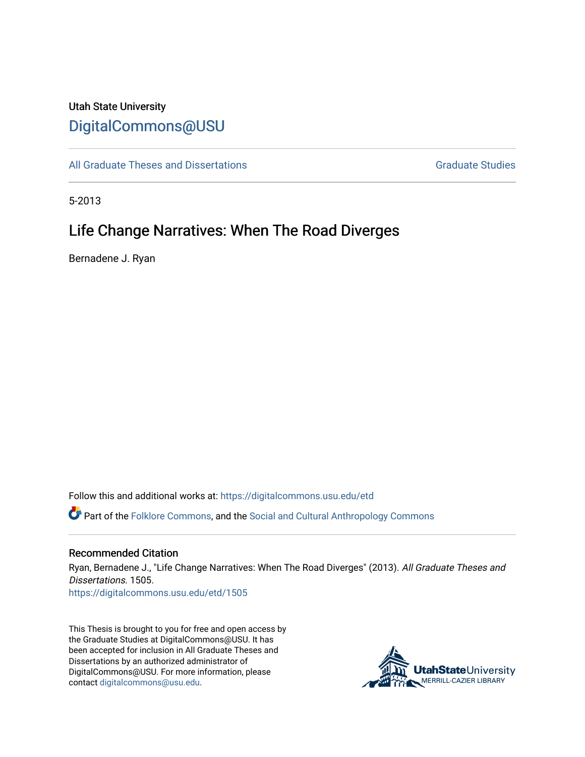Utah State University

# DigitalCommons@USU

All Graduate Theses and Dissertations

Graduate Studies

5-2013

## Life Change Narratives: When The Road Diverges

Bernadene J. Ryan

Follow this and additional works at: https://digitalcommons.usu.edu/etd

Part of the Folklore Commons, and the Social and Cultural Anthropology Commons

### Recommended Citation

Ryan, Bernadene J., "Life Change Narratives: When The Road Diverges" (2013). *All Graduate Theses and Dissertations*. 1505.
https://digitalcommons.usu.edu/etd/1505

This Thesis is brought to you for free and open access by the Graduate Studies at DigitalCommons@USU. It has been accepted for inclusion in All Graduate Theses and Dissertations by an authorized administrator of DigitalCommons@USU. For more information, please contact digitalcommons@usu.edu.

UtahStateUniversity
MERRILL-CAZIER LIBRARY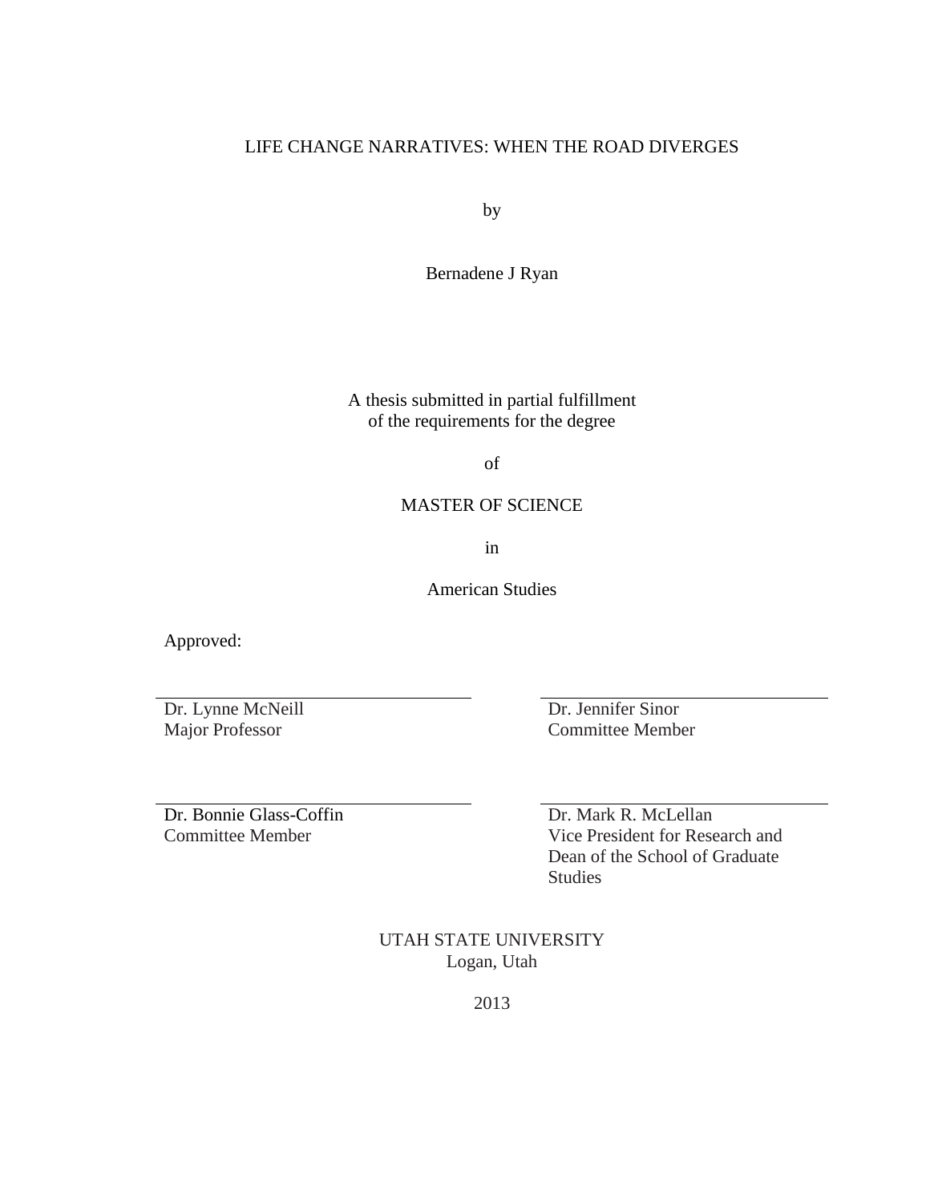LIFE CHANGE NARRATIVES: WHEN THE ROAD DIVERGES

by

Bernadene J Ryan

A thesis submitted in partial fulfillment
of the requirements for the degree

of

MASTER OF SCIENCE

in

American Studies

Approved:

Dr. Lynne McNeill
Major Professor

Dr. Jennifer Sinor
Committee Member

Dr. Bonnie Glass-Coffin
Committee Member

Dr. Mark R. McLellan
Vice President for Research and
Dean of the School of Graduate
Studies

UTAH STATE UNIVERSITY
Logan, Utah

2013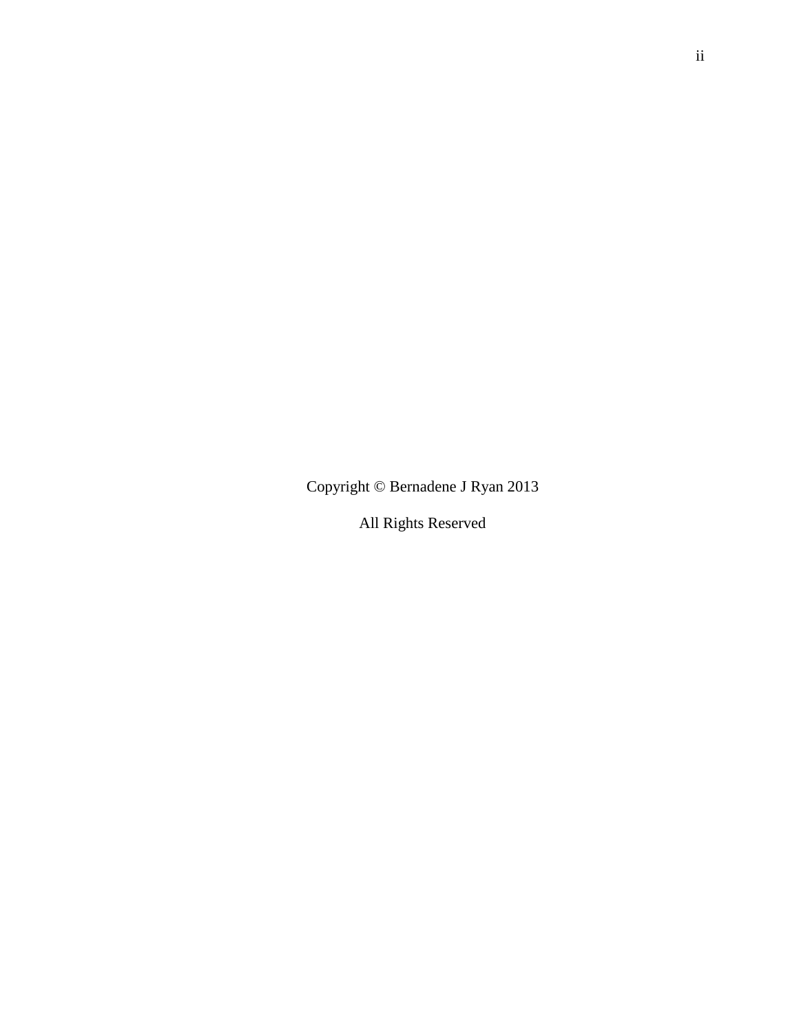Copyright © Bernadene J Ryan 2013

All Rights Reserved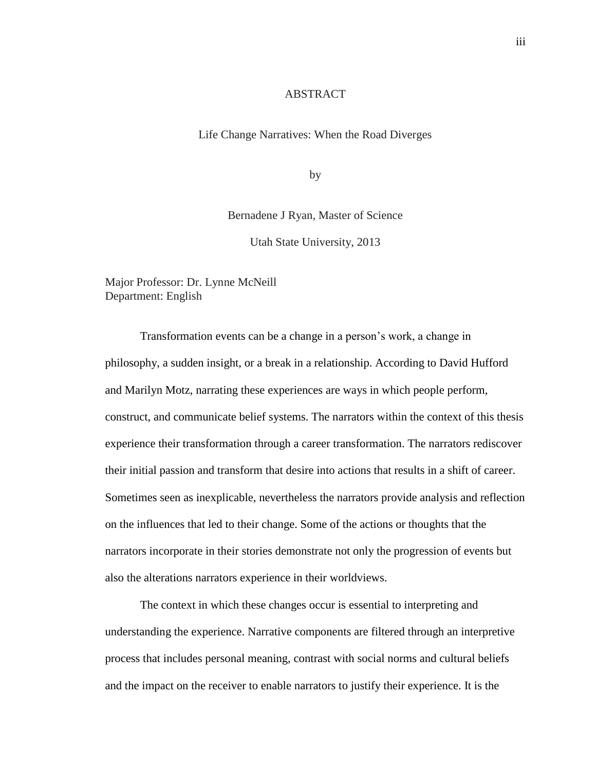# ABSTRACT

Life Change Narratives: When the Road Diverges

by

Bernadene J Ryan, Master of Science

Utah State University, 2013

Major Professor: Dr. Lynne McNeill
Department: English

Transformation events can be a change in a person's work, a change in philosophy, a sudden insight, or a break in a relationship. According to David Hufford and Marilyn Motz, narrating these experiences are ways in which people perform, construct, and communicate belief systems. The narrators within the context of this thesis experience their transformation through a career transformation. The narrators rediscover their initial passion and transform that desire into actions that results in a shift of career. Sometimes seen as inexplicable, nevertheless the narrators provide analysis and reflection on the influences that led to their change. Some of the actions or thoughts that the narrators incorporate in their stories demonstrate not only the progression of events but also the alterations narrators experience in their worldviews.

The context in which these changes occur is essential to interpreting and understanding the experience. Narrative components are filtered through an interpretive process that includes personal meaning, contrast with social norms and cultural beliefs and the impact on the receiver to enable narrators to justify their experience. It is the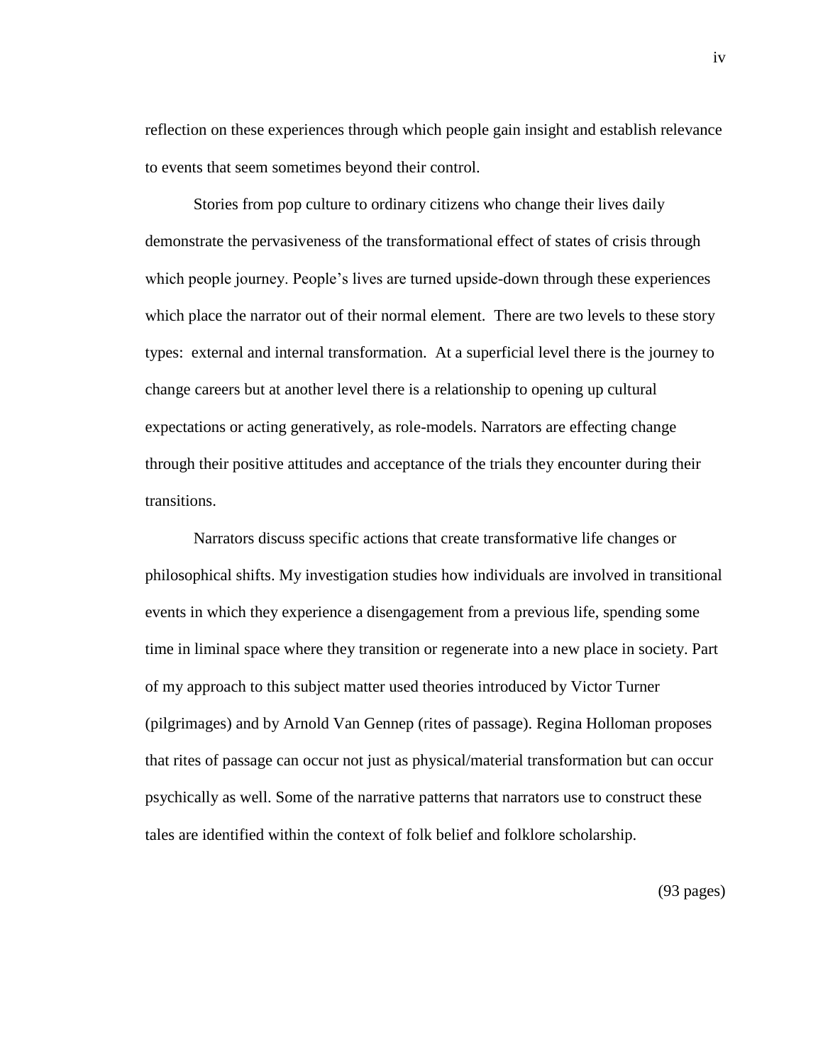reflection on these experiences through which people gain insight and establish relevance to events that seem sometimes beyond their control.

Stories from pop culture to ordinary citizens who change their lives daily demonstrate the pervasiveness of the transformational effect of states of crisis through which people journey. People's lives are turned upside-down through these experiences which place the narrator out of their normal element. There are two levels to these story types: external and internal transformation. At a superficial level there is the journey to change careers but at another level there is a relationship to opening up cultural expectations or acting generatively, as role-models. Narrators are effecting change through their positive attitudes and acceptance of the trials they encounter during their transitions.

Narrators discuss specific actions that create transformative life changes or philosophical shifts. My investigation studies how individuals are involved in transitional events in which they experience a disengagement from a previous life, spending some time in liminal space where they transition or regenerate into a new place in society. Part of my approach to this subject matter used theories introduced by Victor Turner (pilgrimages) and by Arnold Van Gennep (rites of passage). Regina Holloman proposes that rites of passage can occur not just as physical/material transformation but can occur psychically as well. Some of the narrative patterns that narrators use to construct these tales are identified within the context of folk belief and folklore scholarship.

(93 pages)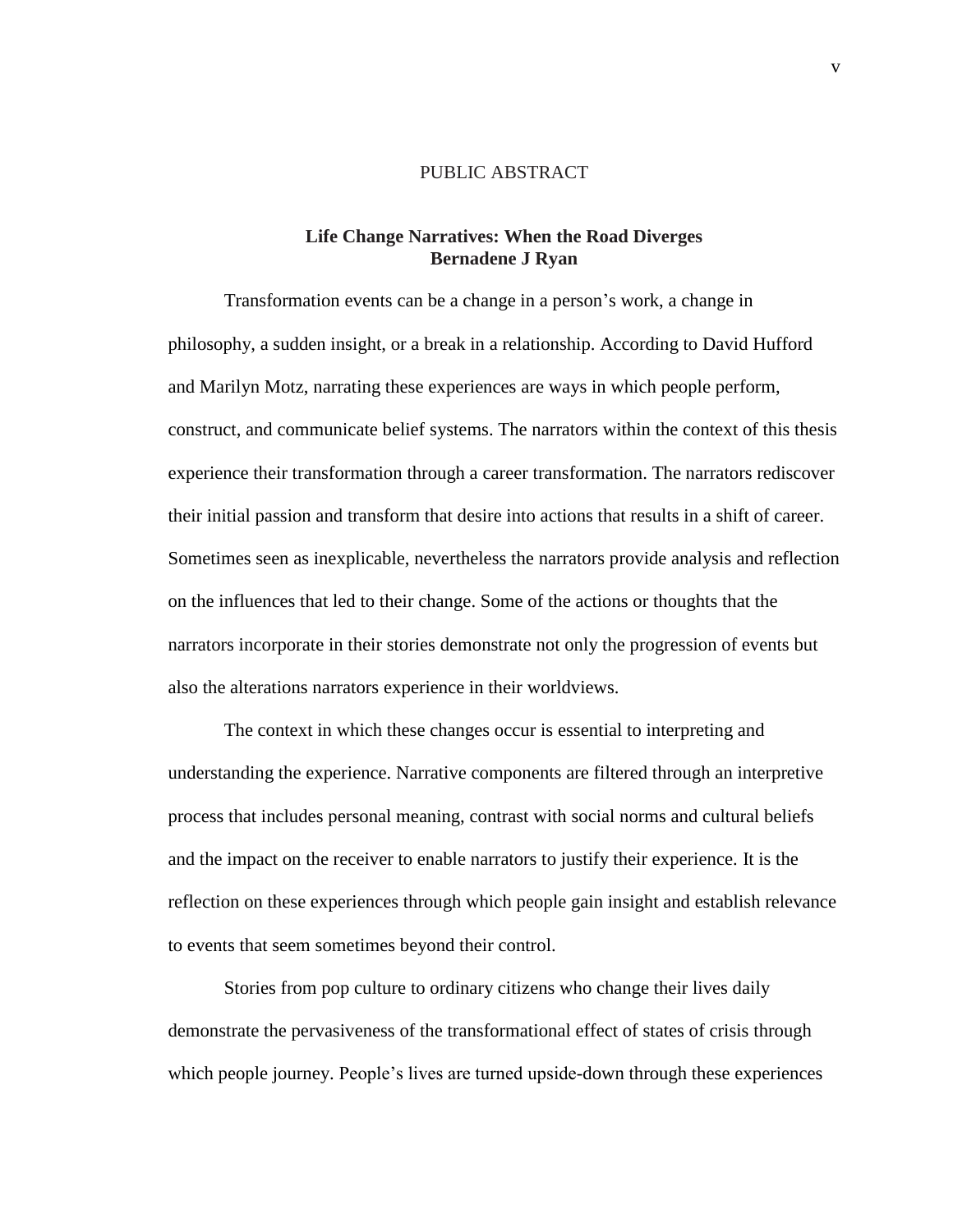# PUBLIC ABSTRACT

## Life Change Narratives: When the Road Diverges

**Bernadene J Ryan**

Transformation events can be a change in a person's work, a change in philosophy, a sudden insight, or a break in a relationship. According to David Hufford and Marilyn Motz, narrating these experiences are ways in which people perform, construct, and communicate belief systems. The narrators within the context of this thesis experience their transformation through a career transformation. The narrators rediscover their initial passion and transform that desire into actions that results in a shift of career. Sometimes seen as inexplicable, nevertheless the narrators provide analysis and reflection on the influences that led to their change. Some of the actions or thoughts that the narrators incorporate in their stories demonstrate not only the progression of events but also the alterations narrators experience in their worldviews.

The context in which these changes occur is essential to interpreting and understanding the experience. Narrative components are filtered through an interpretive process that includes personal meaning, contrast with social norms and cultural beliefs and the impact on the receiver to enable narrators to justify their experience. It is the reflection on these experiences through which people gain insight and establish relevance to events that seem sometimes beyond their control.

Stories from pop culture to ordinary citizens who change their lives daily demonstrate the pervasiveness of the transformational effect of states of crisis through which people journey. People's lives are turned upside-down through these experiences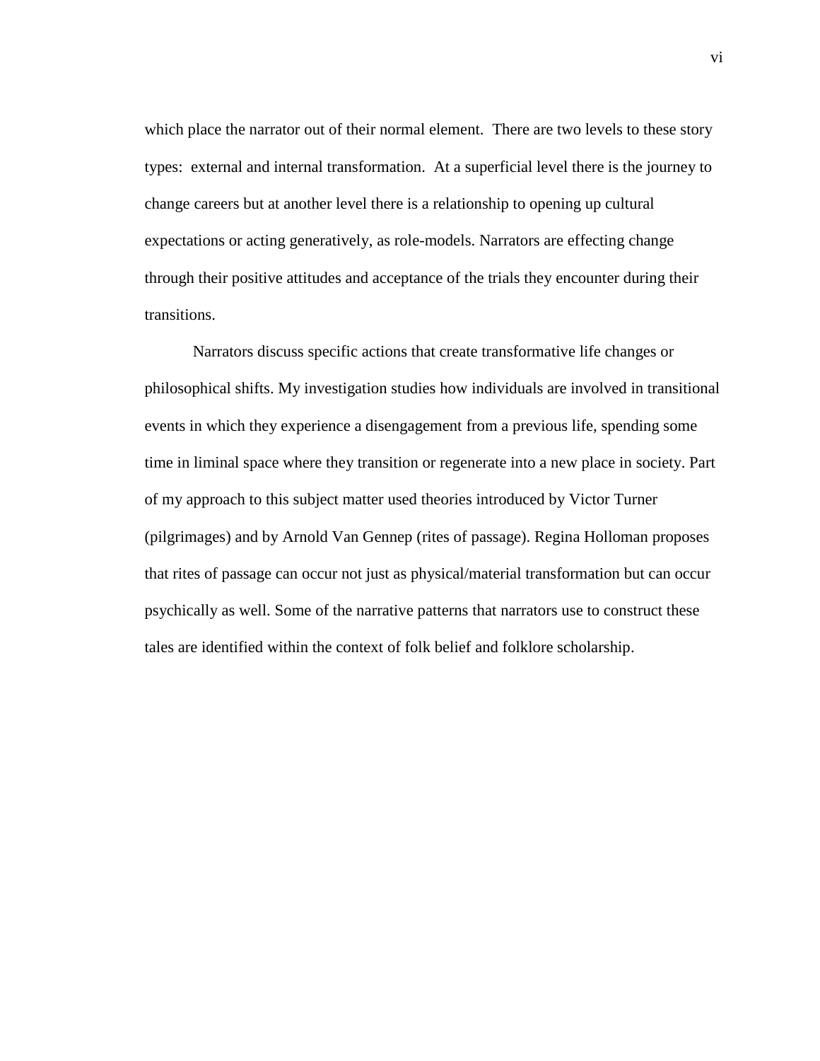which place the narrator out of their normal element. There are two levels to these story types: external and internal transformation. At a superficial level there is the journey to change careers but at another level there is a relationship to opening up cultural expectations or acting generatively, as role-models. Narrators are effecting change through their positive attitudes and acceptance of the trials they encounter during their transitions.

Narrators discuss specific actions that create transformative life changes or philosophical shifts. My investigation studies how individuals are involved in transitional events in which they experience a disengagement from a previous life, spending some time in liminal space where they transition or regenerate into a new place in society. Part of my approach to this subject matter used theories introduced by Victor Turner (pilgrimages) and by Arnold Van Gennep (rites of passage). Regina Holloman proposes that rites of passage can occur not just as physical/material transformation but can occur psychically as well. Some of the narrative patterns that narrators use to construct these tales are identified within the context of folk belief and folklore scholarship.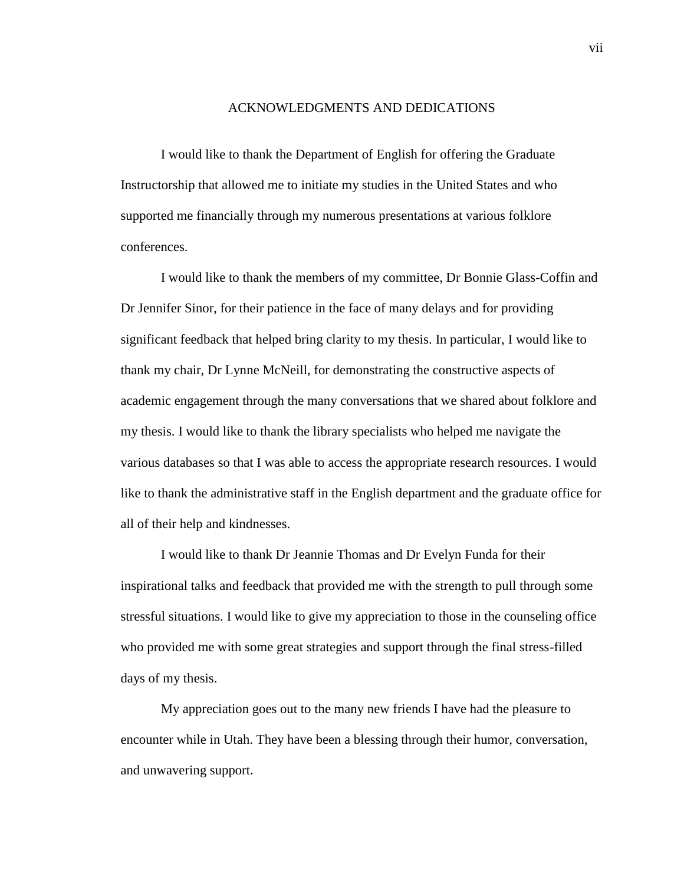# ACKNOWLEDGMENTS AND DEDICATIONS

I would like to thank the Department of English for offering the Graduate Instructorship that allowed me to initiate my studies in the United States and who supported me financially through my numerous presentations at various folklore conferences.

I would like to thank the members of my committee, Dr Bonnie Glass-Coffin and Dr Jennifer Sinor, for their patience in the face of many delays and for providing significant feedback that helped bring clarity to my thesis. In particular, I would like to thank my chair, Dr Lynne McNeill, for demonstrating the constructive aspects of academic engagement through the many conversations that we shared about folklore and my thesis. I would like to thank the library specialists who helped me navigate the various databases so that I was able to access the appropriate research resources. I would like to thank the administrative staff in the English department and the graduate office for all of their help and kindnesses.

I would like to thank Dr Jeannie Thomas and Dr Evelyn Funda for their inspirational talks and feedback that provided me with the strength to pull through some stressful situations. I would like to give my appreciation to those in the counseling office who provided me with some great strategies and support through the final stress-filled days of my thesis.

My appreciation goes out to the many new friends I have had the pleasure to encounter while in Utah. They have been a blessing through their humor, conversation, and unwavering support.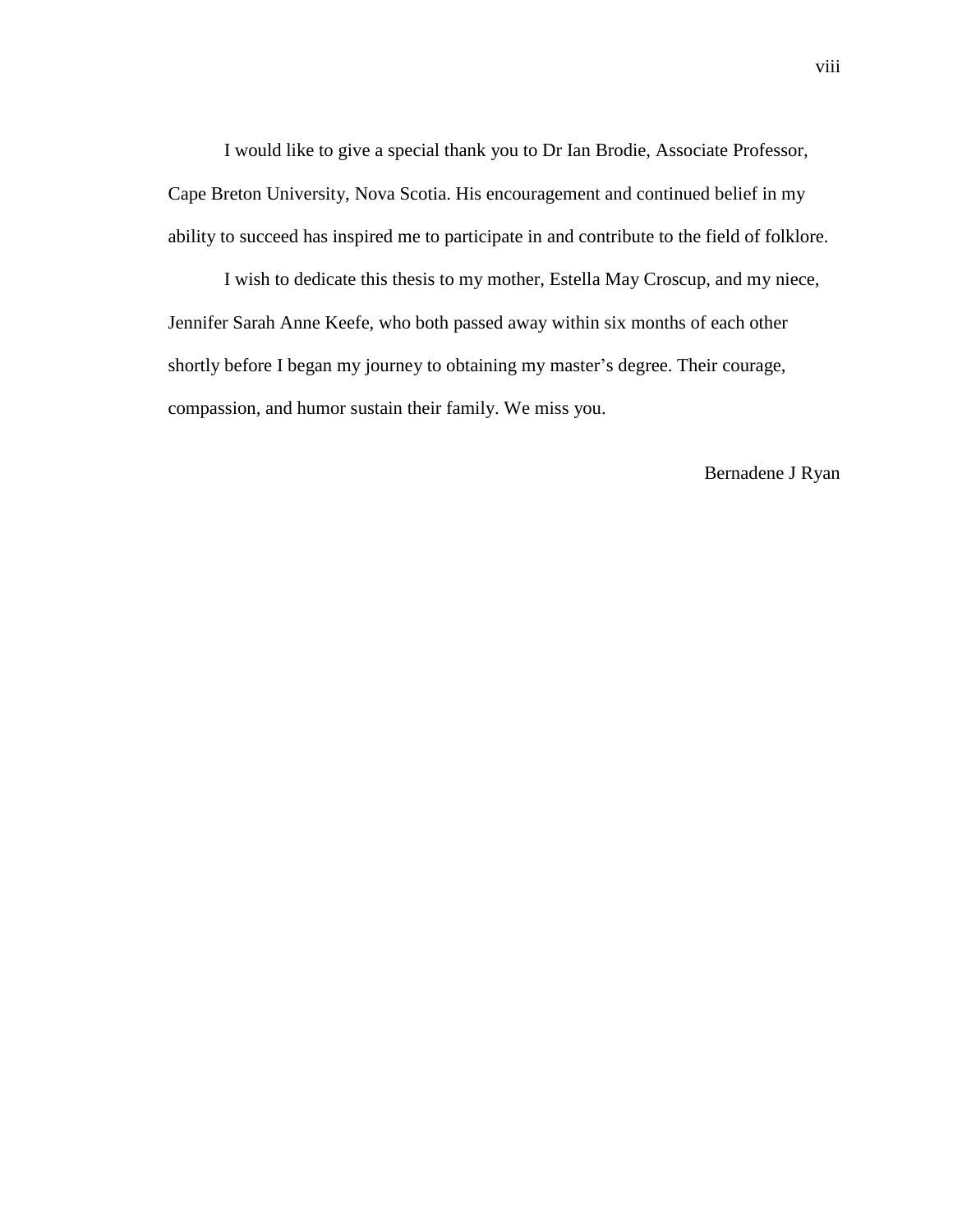I would like to give a special thank you to Dr Ian Brodie, Associate Professor, Cape Breton University, Nova Scotia. His encouragement and continued belief in my ability to succeed has inspired me to participate in and contribute to the field of folklore.

I wish to dedicate this thesis to my mother, Estella May Croscup, and my niece, Jennifer Sarah Anne Keefe, who both passed away within six months of each other shortly before I began my journey to obtaining my master's degree. Their courage, compassion, and humor sustain their family. We miss you.

Bernadene J Ryan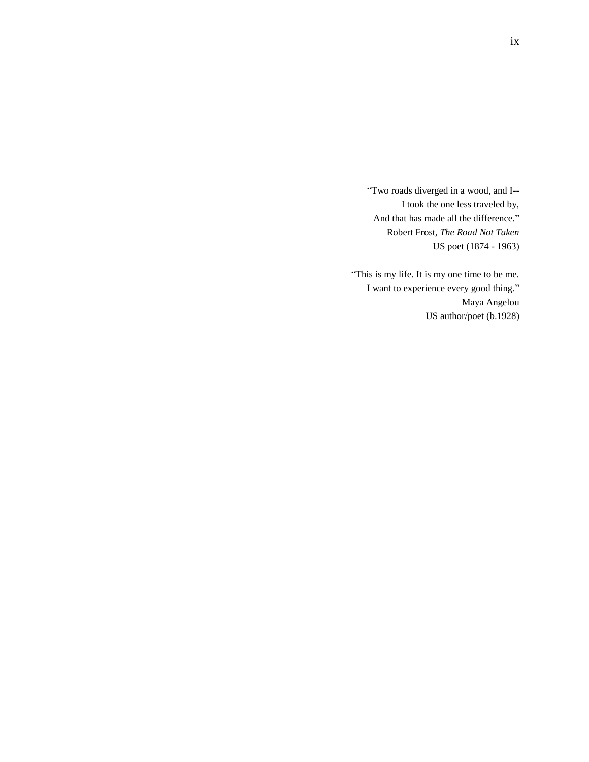“Two roads diverged in a wood, and I--  
I took the one less traveled by,  
And that has made all the difference.”  
Robert Frost, *The Road Not Taken*  
US poet (1874 - 1963)

“This is my life. It is my one time to be me.  
I want to experience every good thing.”  
Maya Angelou  
US author/poet (b.1928)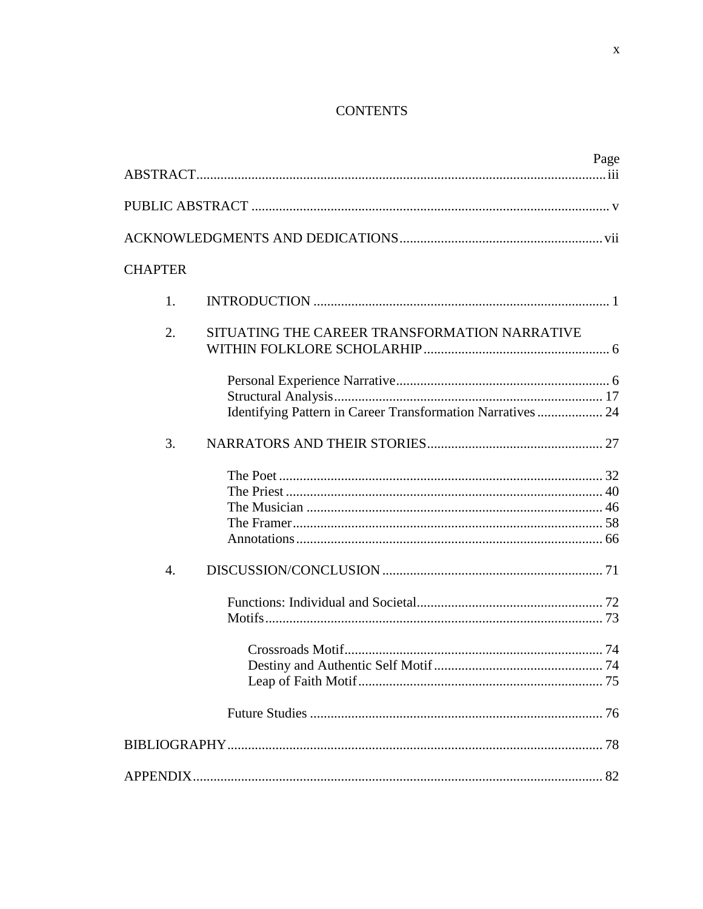# CONTENTS

| | Page |
|---|---|
| ABSTRACT | iii |
| PUBLIC ABSTRACT | v |
| ACKNOWLEDGMENTS AND DEDICATIONS | vii |
| CHAPTER | |
| 1. INTRODUCTION | 1 |
| 2. SITUATING THE CAREER TRANSFORMATION NARRATIVE WITHIN FOLKLORE SCHOLARHIP | 6 |
| Personal Experience Narrative | 6 |
| Structural Analysis | 17 |
| Identifying Pattern in Career Transformation Narratives | 24 |
| 3. NARRATORS AND THEIR STORIES | 27 |
| The Poet | 32 |
| The Priest | 40 |
| The Musician | 46 |
| The Framer | 58 |
| Annotations | 66 |
| 4. DISCUSSION/CONCLUSION | 71 |
| Functions: Individual and Societal | 72 |
| Motifs | 73 |
| Crossroads Motif | 74 |
| Destiny and Authentic Self Motif | 74 |
| Leap of Faith Motif | 75 |
| Future Studies | 76 |
| BIBLIOGRAPHY | 78 |
| APPENDIX | 82 |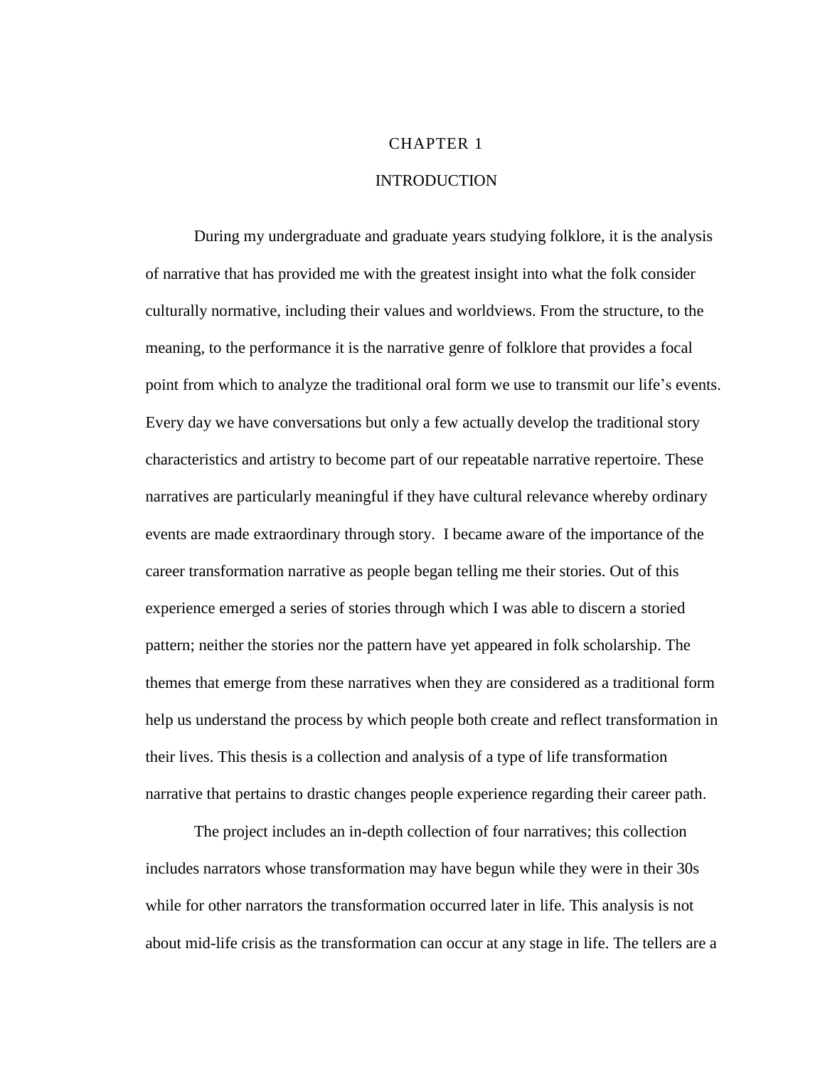# CHAPTER 1

# INTRODUCTION

During my undergraduate and graduate years studying folklore, it is the analysis of narrative that has provided me with the greatest insight into what the folk consider culturally normative, including their values and worldviews. From the structure, to the meaning, to the performance it is the narrative genre of folklore that provides a focal point from which to analyze the traditional oral form we use to transmit our life's events. Every day we have conversations but only a few actually develop the traditional story characteristics and artistry to become part of our repeatable narrative repertoire. These narratives are particularly meaningful if they have cultural relevance whereby ordinary events are made extraordinary through story. I became aware of the importance of the career transformation narrative as people began telling me their stories. Out of this experience emerged a series of stories through which I was able to discern a storied pattern; neither the stories nor the pattern have yet appeared in folk scholarship. The themes that emerge from these narratives when they are considered as a traditional form help us understand the process by which people both create and reflect transformation in their lives. This thesis is a collection and analysis of a type of life transformation narrative that pertains to drastic changes people experience regarding their career path.

The project includes an in-depth collection of four narratives; this collection includes narrators whose transformation may have begun while they were in their 30s while for other narrators the transformation occurred later in life. This analysis is not about mid-life crisis as the transformation can occur at any stage in life. The tellers are a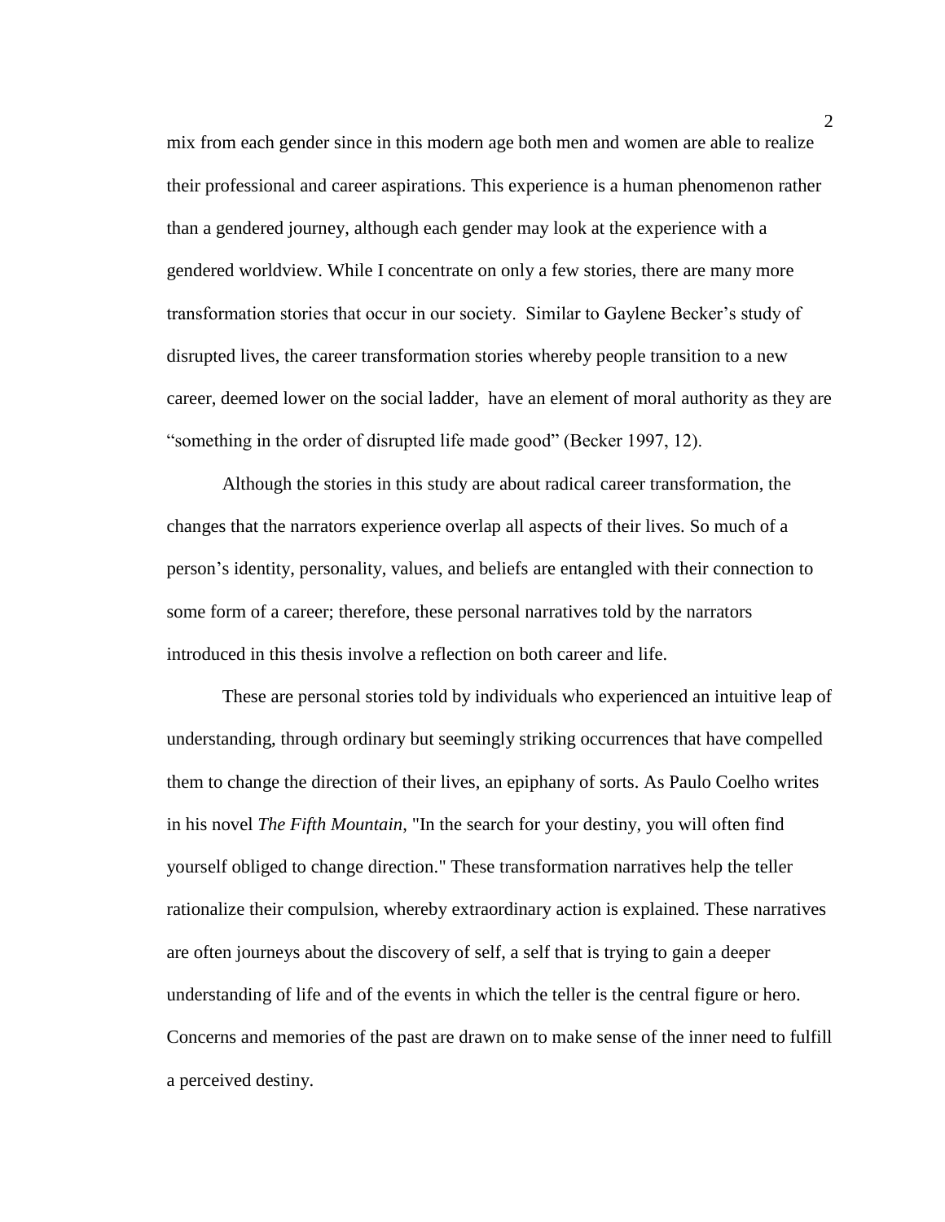mix from each gender since in this modern age both men and women are able to realize their professional and career aspirations. This experience is a human phenomenon rather than a gendered journey, although each gender may look at the experience with a gendered worldview. While I concentrate on only a few stories, there are many more transformation stories that occur in our society. Similar to Gaylene Becker's study of disrupted lives, the career transformation stories whereby people transition to a new career, deemed lower on the social ladder, have an element of moral authority as they are "something in the order of disrupted life made good" (Becker 1997, 12).

Although the stories in this study are about radical career transformation, the changes that the narrators experience overlap all aspects of their lives. So much of a person's identity, personality, values, and beliefs are entangled with their connection to some form of a career; therefore, these personal narratives told by the narrators introduced in this thesis involve a reflection on both career and life.

These are personal stories told by individuals who experienced an intuitive leap of understanding, through ordinary but seemingly striking occurrences that have compelled them to change the direction of their lives, an epiphany of sorts. As Paulo Coelho writes in his novel *The Fifth Mountain*, "In the search for your destiny, you will often find yourself obliged to change direction." These transformation narratives help the teller rationalize their compulsion, whereby extraordinary action is explained. These narratives are often journeys about the discovery of self, a self that is trying to gain a deeper understanding of life and of the events in which the teller is the central figure or hero. Concerns and memories of the past are drawn on to make sense of the inner need to fulfill a perceived destiny.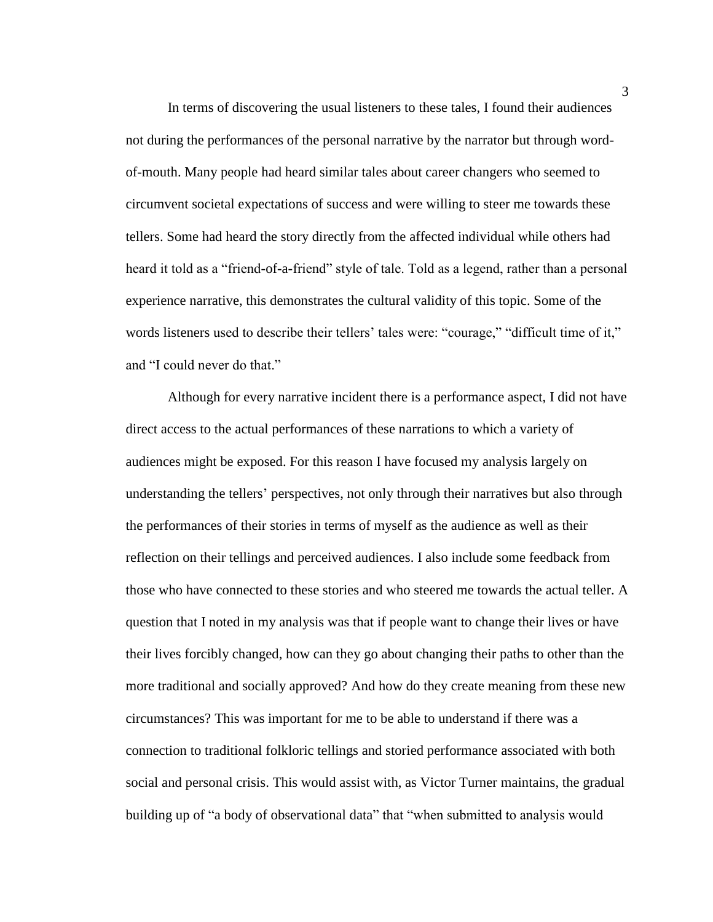In terms of discovering the usual listeners to these tales, I found their audiences not during the performances of the personal narrative by the narrator but through word-of-mouth. Many people had heard similar tales about career changers who seemed to circumvent societal expectations of success and were willing to steer me towards these tellers. Some had heard the story directly from the affected individual while others had heard it told as a "friend-of-a-friend" style of tale. Told as a legend, rather than a personal experience narrative, this demonstrates the cultural validity of this topic. Some of the words listeners used to describe their tellers' tales were: "courage," "difficult time of it," and "I could never do that."

Although for every narrative incident there is a performance aspect, I did not have direct access to the actual performances of these narrations to which a variety of audiences might be exposed. For this reason I have focused my analysis largely on understanding the tellers' perspectives, not only through their narratives but also through the performances of their stories in terms of myself as the audience as well as their reflection on their tellings and perceived audiences. I also include some feedback from those who have connected to these stories and who steered me towards the actual teller. A question that I noted in my analysis was that if people want to change their lives or have their lives forcibly changed, how can they go about changing their paths to other than the more traditional and socially approved? And how do they create meaning from these new circumstances? This was important for me to be able to understand if there was a connection to traditional folkloric tellings and storied performance associated with both social and personal crisis. This would assist with, as Victor Turner maintains, the gradual building up of "a body of observational data" that "when submitted to analysis would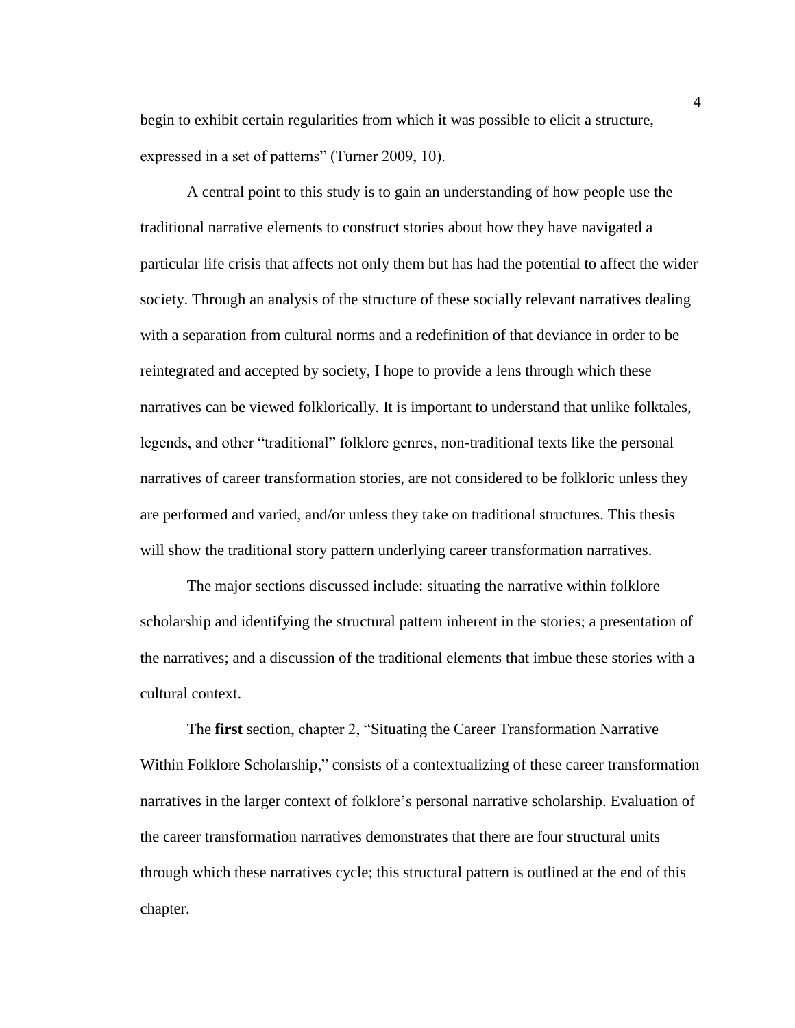begin to exhibit certain regularities from which it was possible to elicit a structure, expressed in a set of patterns" (Turner 2009, 10).

A central point to this study is to gain an understanding of how people use the traditional narrative elements to construct stories about how they have navigated a particular life crisis that affects not only them but has had the potential to affect the wider society. Through an analysis of the structure of these socially relevant narratives dealing with a separation from cultural norms and a redefinition of that deviance in order to be reintegrated and accepted by society, I hope to provide a lens through which these narratives can be viewed folklorically. It is important to understand that unlike folktales, legends, and other "traditional" folklore genres, non-traditional texts like the personal narratives of career transformation stories, are not considered to be folkloric unless they are performed and varied, and/or unless they take on traditional structures. This thesis will show the traditional story pattern underlying career transformation narratives.

The major sections discussed include: situating the narrative within folklore scholarship and identifying the structural pattern inherent in the stories; a presentation of the narratives; and a discussion of the traditional elements that imbue these stories with a cultural context.

The **first** section, chapter 2, "Situating the Career Transformation Narrative Within Folklore Scholarship," consists of a contextualizing of these career transformation narratives in the larger context of folklore's personal narrative scholarship. Evaluation of the career transformation narratives demonstrates that there are four structural units through which these narratives cycle; this structural pattern is outlined at the end of this chapter.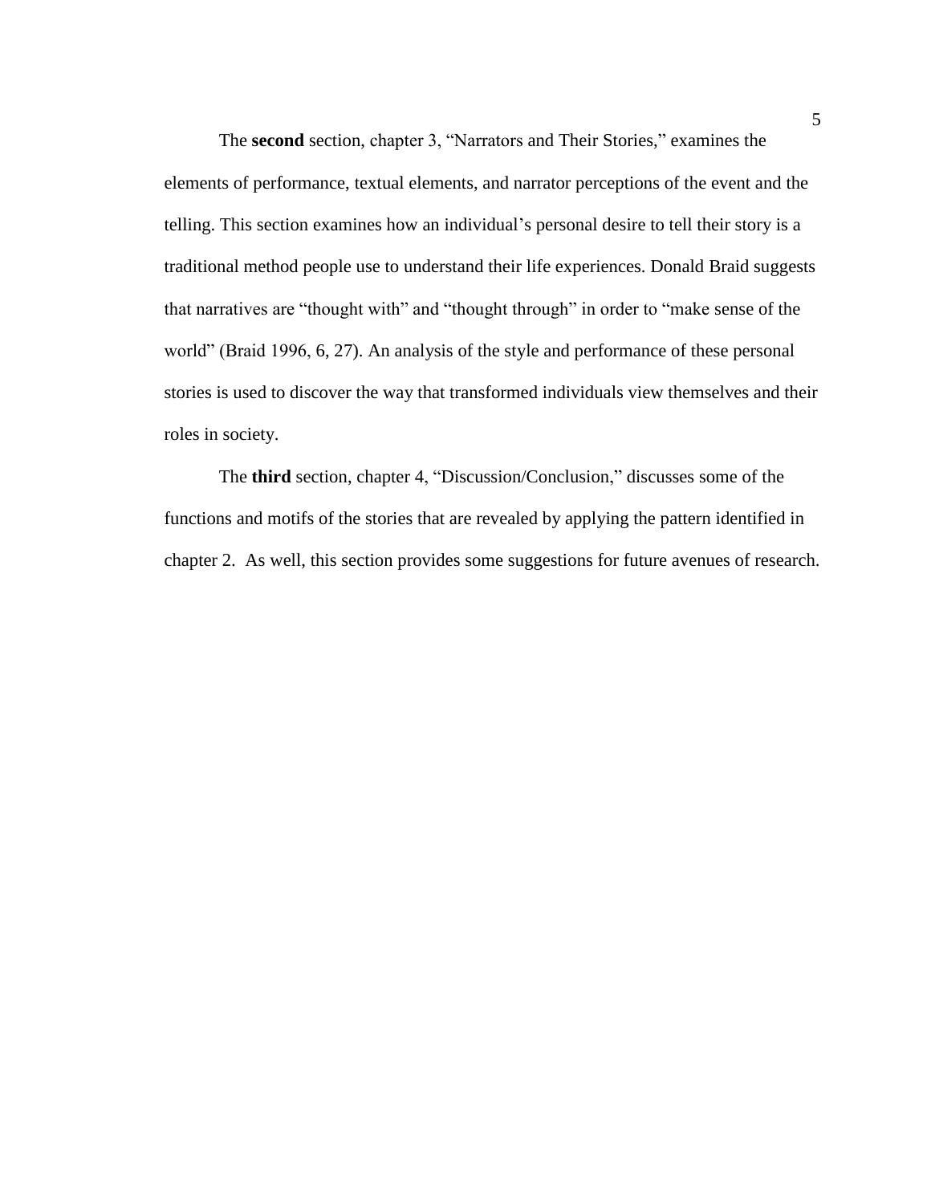The **second** section, chapter 3, "Narrators and Their Stories," examines the elements of performance, textual elements, and narrator perceptions of the event and the telling. This section examines how an individual's personal desire to tell their story is a traditional method people use to understand their life experiences. Donald Braid suggests that narratives are "thought with" and "thought through" in order to "make sense of the world" (Braid 1996, 6, 27). An analysis of the style and performance of these personal stories is used to discover the way that transformed individuals view themselves and their roles in society.

The **third** section, chapter 4, "Discussion/Conclusion," discusses some of the functions and motifs of the stories that are revealed by applying the pattern identified in chapter 2. As well, this section provides some suggestions for future avenues of research.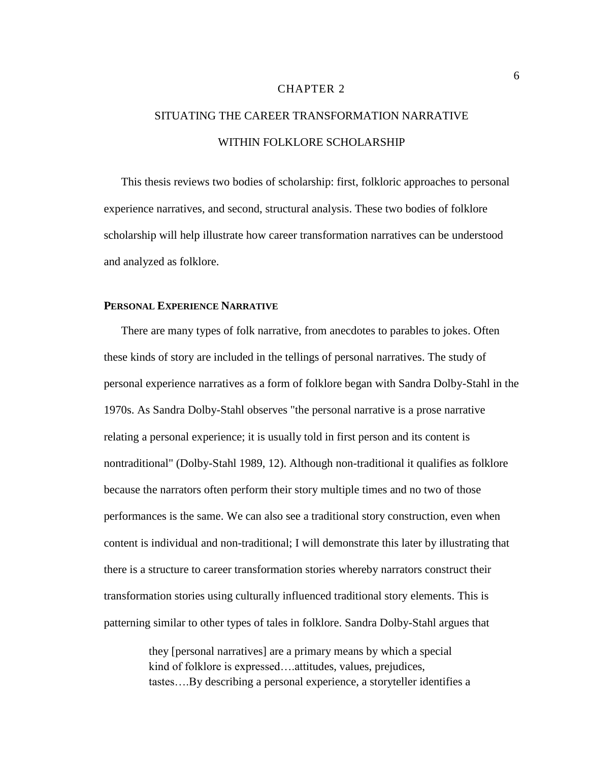# CHAPTER 2

# SITUATING THE CAREER TRANSFORMATION NARRATIVE WITHIN FOLKLORE SCHOLARSHIP

This thesis reviews two bodies of scholarship: first, folkloric approaches to personal experience narratives, and second, structural analysis. These two bodies of folklore scholarship will help illustrate how career transformation narratives can be understood and analyzed as folklore.

## PERSONAL EXPERIENCE NARRATIVE

There are many types of folk narrative, from anecdotes to parables to jokes. Often these kinds of story are included in the tellings of personal narratives. The study of personal experience narratives as a form of folklore began with Sandra Dolby-Stahl in the 1970s. As Sandra Dolby-Stahl observes "the personal narrative is a prose narrative relating a personal experience; it is usually told in first person and its content is nontraditional" (Dolby-Stahl 1989, 12). Although non-traditional it qualifies as folklore because the narrators often perform their story multiple times and no two of those performances is the same. We can also see a traditional story construction, even when content is individual and non-traditional; I will demonstrate this later by illustrating that there is a structure to career transformation stories whereby narrators construct their transformation stories using culturally influenced traditional story elements. This is patterning similar to other types of tales in folklore. Sandra Dolby-Stahl argues that

> they [personal narratives] are a primary means by which a special kind of folklore is expressed….attitudes, values, prejudices, tastes….By describing a personal experience, a storyteller identifies a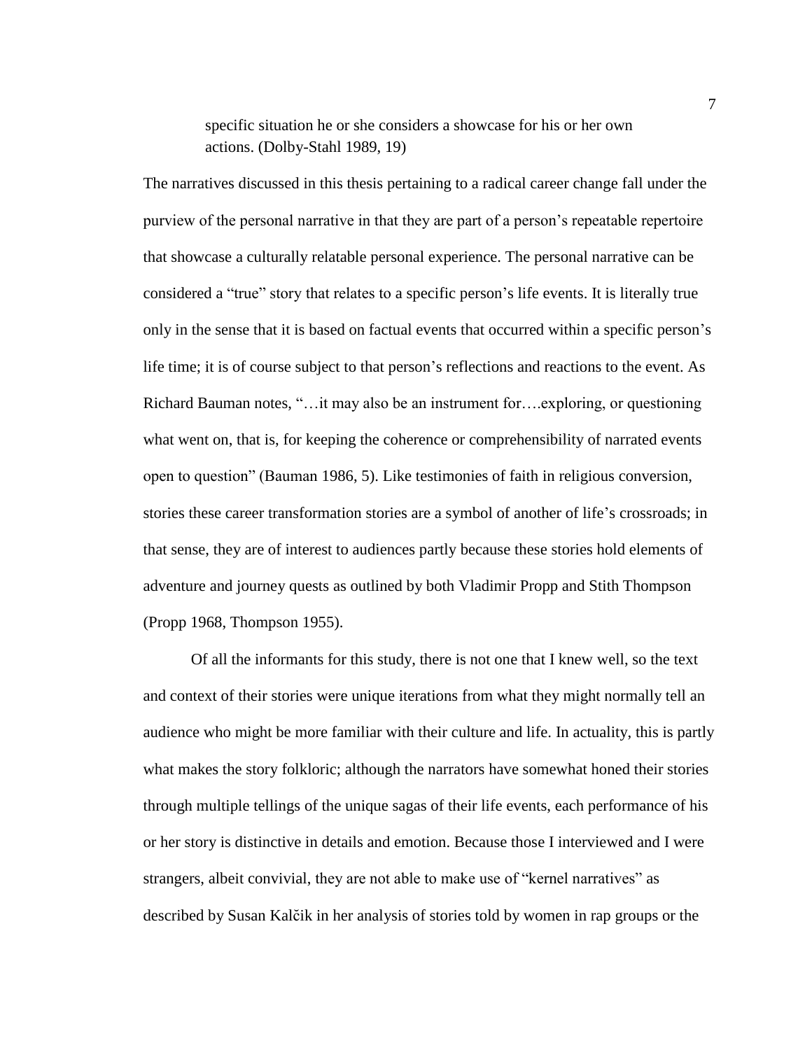> specific situation he or she considers a showcase for his or her own actions. (Dolby-Stahl 1989, 19)

The narratives discussed in this thesis pertaining to a radical career change fall under the purview of the personal narrative in that they are part of a person's repeatable repertoire that showcase a culturally relatable personal experience. The personal narrative can be considered a "true" story that relates to a specific person's life events. It is literally true only in the sense that it is based on factual events that occurred within a specific person's life time; it is of course subject to that person's reflections and reactions to the event. As Richard Bauman notes, "…it may also be an instrument for….exploring, or questioning what went on, that is, for keeping the coherence or comprehensibility of narrated events open to question" (Bauman 1986, 5). Like testimonies of faith in religious conversion, stories these career transformation stories are a symbol of another of life's crossroads; in that sense, they are of interest to audiences partly because these stories hold elements of adventure and journey quests as outlined by both Vladimir Propp and Stith Thompson (Propp 1968, Thompson 1955).

Of all the informants for this study, there is not one that I knew well, so the text and context of their stories were unique iterations from what they might normally tell an audience who might be more familiar with their culture and life. In actuality, this is partly what makes the story folkloric; although the narrators have somewhat honed their stories through multiple tellings of the unique sagas of their life events, each performance of his or her story is distinctive in details and emotion. Because those I interviewed and I were strangers, albeit convivial, they are not able to make use of "kernel narratives" as described by Susan Kalčik in her analysis of stories told by women in rap groups or the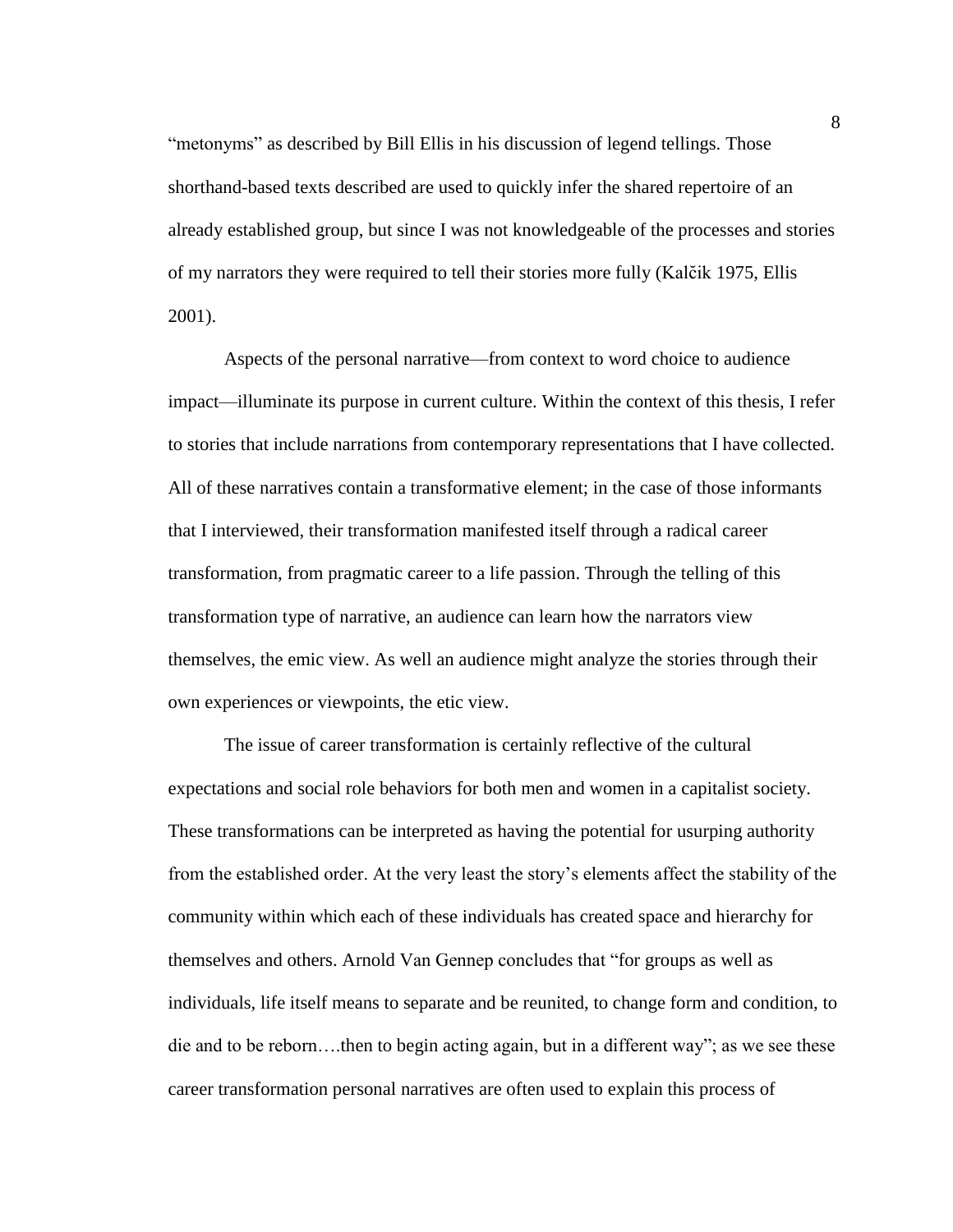"metonyms" as described by Bill Ellis in his discussion of legend tellings. Those shorthand-based texts described are used to quickly infer the shared repertoire of an already established group, but since I was not knowledgeable of the processes and stories of my narrators they were required to tell their stories more fully (Kalčik 1975, Ellis 2001).

Aspects of the personal narrative—from context to word choice to audience impact—illuminate its purpose in current culture. Within the context of this thesis, I refer to stories that include narrations from contemporary representations that I have collected. All of these narratives contain a transformative element; in the case of those informants that I interviewed, their transformation manifested itself through a radical career transformation, from pragmatic career to a life passion. Through the telling of this transformation type of narrative, an audience can learn how the narrators view themselves, the emic view. As well an audience might analyze the stories through their own experiences or viewpoints, the etic view.

The issue of career transformation is certainly reflective of the cultural expectations and social role behaviors for both men and women in a capitalist society. These transformations can be interpreted as having the potential for usurping authority from the established order. At the very least the story's elements affect the stability of the community within which each of these individuals has created space and hierarchy for themselves and others. Arnold Van Gennep concludes that "for groups as well as individuals, life itself means to separate and be reunited, to change form and condition, to die and to be reborn….then to begin acting again, but in a different way"; as we see these career transformation personal narratives are often used to explain this process of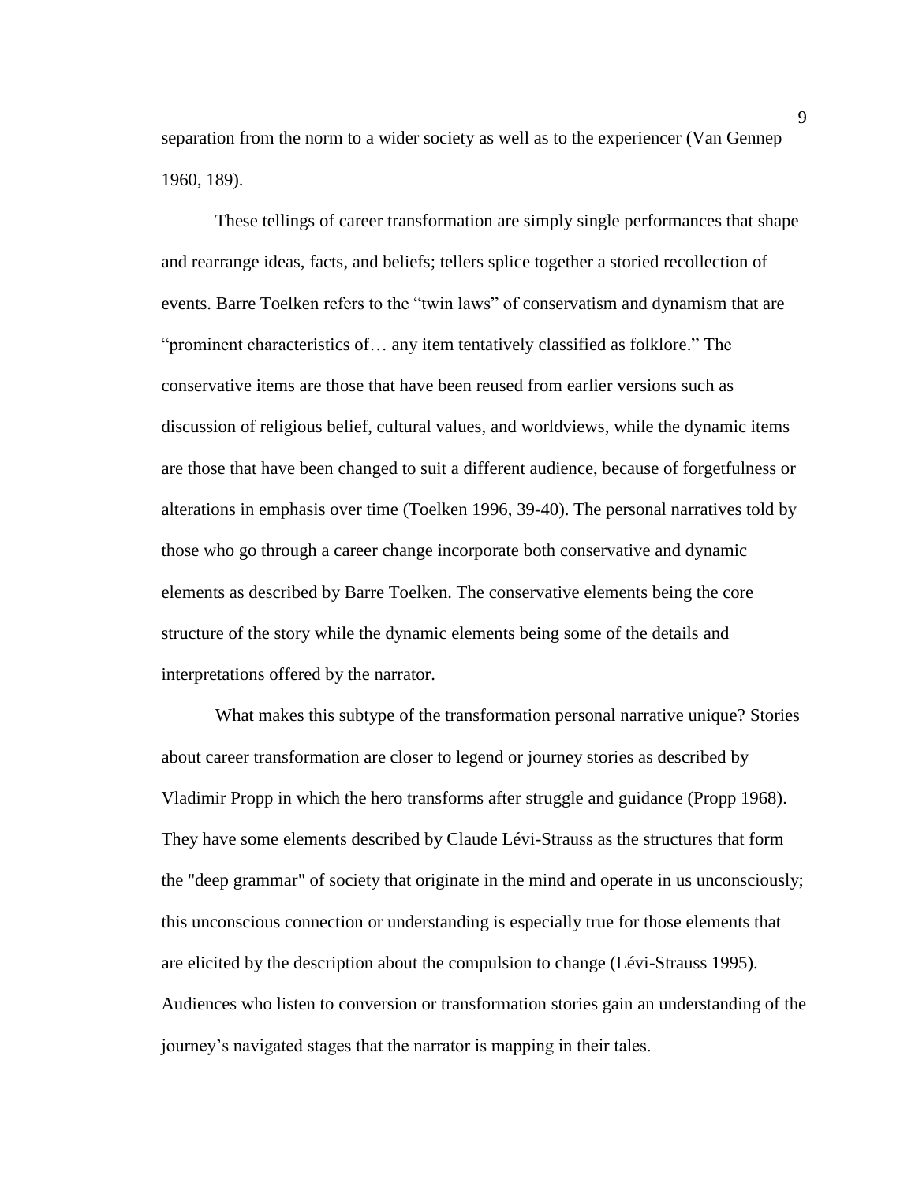separation from the norm to a wider society as well as to the experiencer (Van Gennep 1960, 189).

These tellings of career transformation are simply single performances that shape and rearrange ideas, facts, and beliefs; tellers splice together a storied recollection of events. Barre Toelken refers to the "twin laws" of conservatism and dynamism that are "prominent characteristics of… any item tentatively classified as folklore." The conservative items are those that have been reused from earlier versions such as discussion of religious belief, cultural values, and worldviews, while the dynamic items are those that have been changed to suit a different audience, because of forgetfulness or alterations in emphasis over time (Toelken 1996, 39-40). The personal narratives told by those who go through a career change incorporate both conservative and dynamic elements as described by Barre Toelken. The conservative elements being the core structure of the story while the dynamic elements being some of the details and interpretations offered by the narrator.

What makes this subtype of the transformation personal narrative unique? Stories about career transformation are closer to legend or journey stories as described by Vladimir Propp in which the hero transforms after struggle and guidance (Propp 1968). They have some elements described by Claude Lévi-Strauss as the structures that form the "deep grammar" of society that originate in the mind and operate in us unconsciously; this unconscious connection or understanding is especially true for those elements that are elicited by the description about the compulsion to change (Lévi-Strauss 1995). Audiences who listen to conversion or transformation stories gain an understanding of the journey's navigated stages that the narrator is mapping in their tales.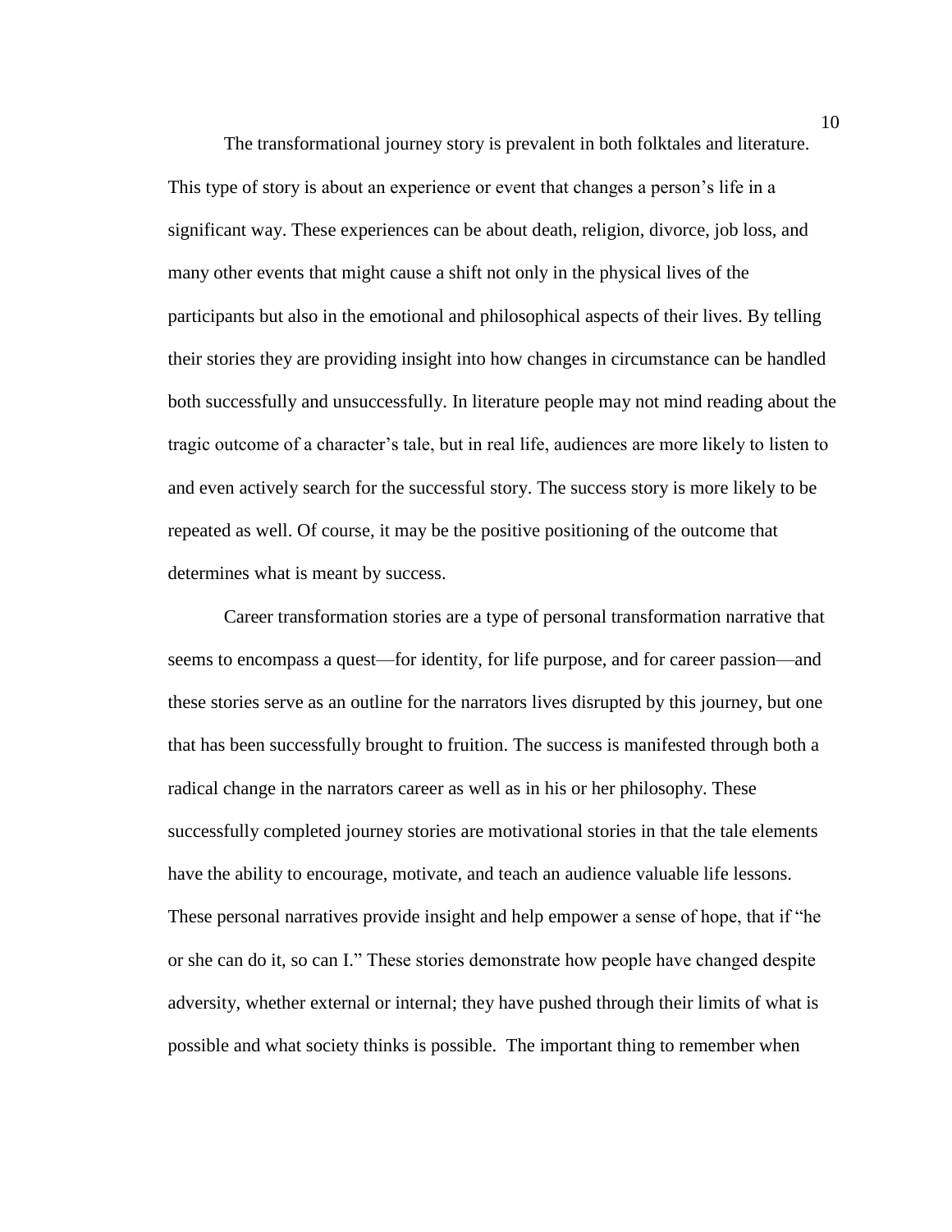The transformational journey story is prevalent in both folktales and literature. This type of story is about an experience or event that changes a person's life in a significant way. These experiences can be about death, religion, divorce, job loss, and many other events that might cause a shift not only in the physical lives of the participants but also in the emotional and philosophical aspects of their lives. By telling their stories they are providing insight into how changes in circumstance can be handled both successfully and unsuccessfully. In literature people may not mind reading about the tragic outcome of a character's tale, but in real life, audiences are more likely to listen to and even actively search for the successful story. The success story is more likely to be repeated as well. Of course, it may be the positive positioning of the outcome that determines what is meant by success.

Career transformation stories are a type of personal transformation narrative that seems to encompass a quest—for identity, for life purpose, and for career passion—and these stories serve as an outline for the narrators lives disrupted by this journey, but one that has been successfully brought to fruition. The success is manifested through both a radical change in the narrators career as well as in his or her philosophy. These successfully completed journey stories are motivational stories in that the tale elements have the ability to encourage, motivate, and teach an audience valuable life lessons. These personal narratives provide insight and help empower a sense of hope, that if "he or she can do it, so can I." These stories demonstrate how people have changed despite adversity, whether external or internal; they have pushed through their limits of what is possible and what society thinks is possible. The important thing to remember when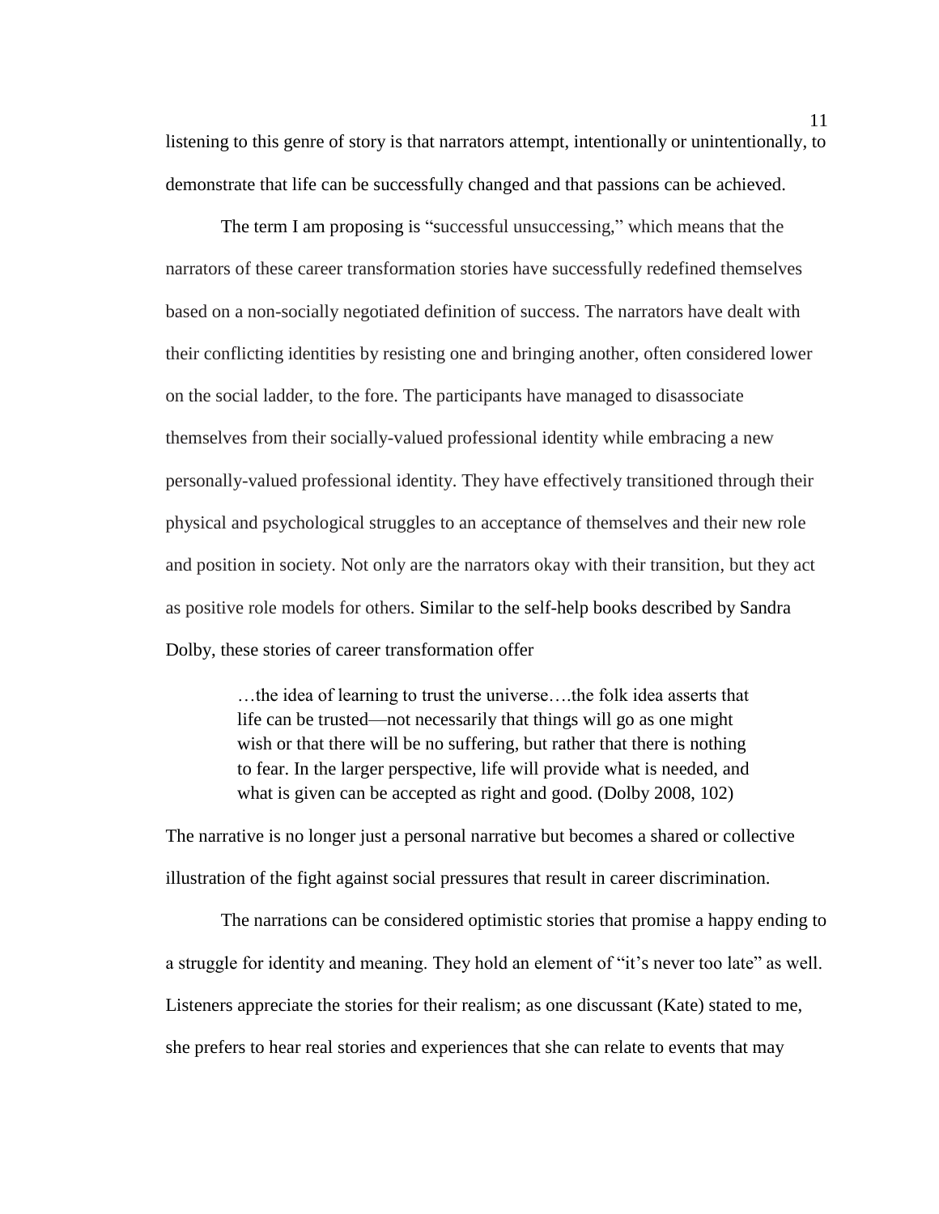listening to this genre of story is that narrators attempt, intentionally or unintentionally, to demonstrate that life can be successfully changed and that passions can be achieved.

The term I am proposing is "successful unsuccessing," which means that the narrators of these career transformation stories have successfully redefined themselves based on a non-socially negotiated definition of success. The narrators have dealt with their conflicting identities by resisting one and bringing another, often considered lower on the social ladder, to the fore. The participants have managed to disassociate themselves from their socially-valued professional identity while embracing a new personally-valued professional identity. They have effectively transitioned through their physical and psychological struggles to an acceptance of themselves and their new role and position in society. Not only are the narrators okay with their transition, but they act as positive role models for others. Similar to the self-help books described by Sandra Dolby, these stories of career transformation offer

> …the idea of learning to trust the universe….the folk idea asserts that life can be trusted—not necessarily that things will go as one might wish or that there will be no suffering, but rather that there is nothing to fear. In the larger perspective, life will provide what is needed, and what is given can be accepted as right and good. (Dolby 2008, 102)

The narrative is no longer just a personal narrative but becomes a shared or collective illustration of the fight against social pressures that result in career discrimination.

The narrations can be considered optimistic stories that promise a happy ending to a struggle for identity and meaning. They hold an element of "it's never too late" as well. Listeners appreciate the stories for their realism; as one discussant (Kate) stated to me, she prefers to hear real stories and experiences that she can relate to events that may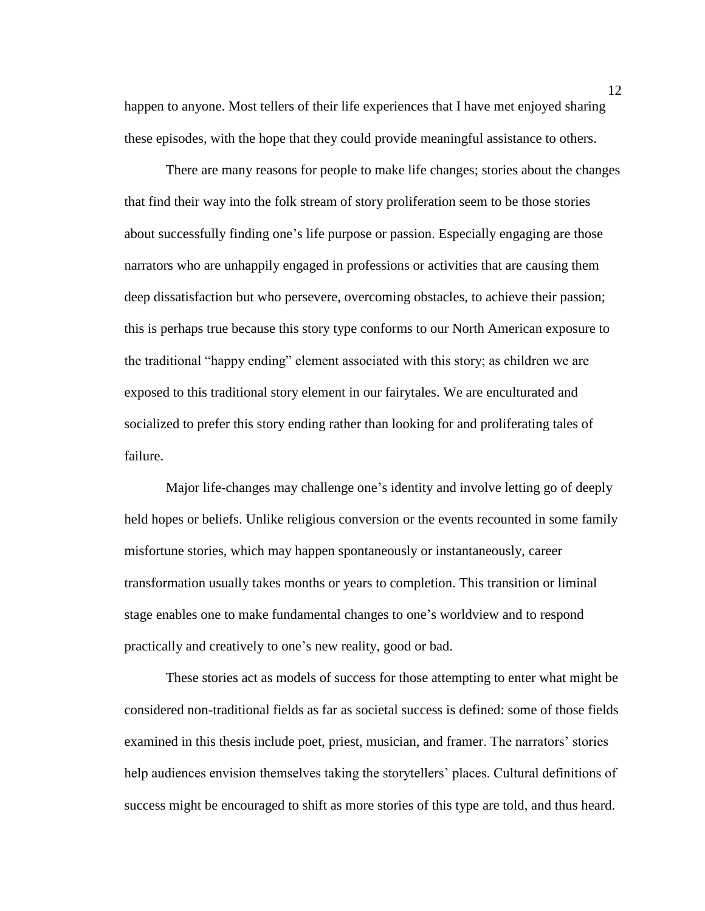happen to anyone. Most tellers of their life experiences that I have met enjoyed sharing these episodes, with the hope that they could provide meaningful assistance to others.

There are many reasons for people to make life changes; stories about the changes that find their way into the folk stream of story proliferation seem to be those stories about successfully finding one's life purpose or passion. Especially engaging are those narrators who are unhappily engaged in professions or activities that are causing them deep dissatisfaction but who persevere, overcoming obstacles, to achieve their passion; this is perhaps true because this story type conforms to our North American exposure to the traditional "happy ending" element associated with this story; as children we are exposed to this traditional story element in our fairytales. We are enculturated and socialized to prefer this story ending rather than looking for and proliferating tales of failure.

Major life-changes may challenge one's identity and involve letting go of deeply held hopes or beliefs. Unlike religious conversion or the events recounted in some family misfortune stories, which may happen spontaneously or instantaneously, career transformation usually takes months or years to completion. This transition or liminal stage enables one to make fundamental changes to one's worldview and to respond practically and creatively to one's new reality, good or bad.

These stories act as models of success for those attempting to enter what might be considered non-traditional fields as far as societal success is defined: some of those fields examined in this thesis include poet, priest, musician, and framer. The narrators' stories help audiences envision themselves taking the storytellers' places. Cultural definitions of success might be encouraged to shift as more stories of this type are told, and thus heard.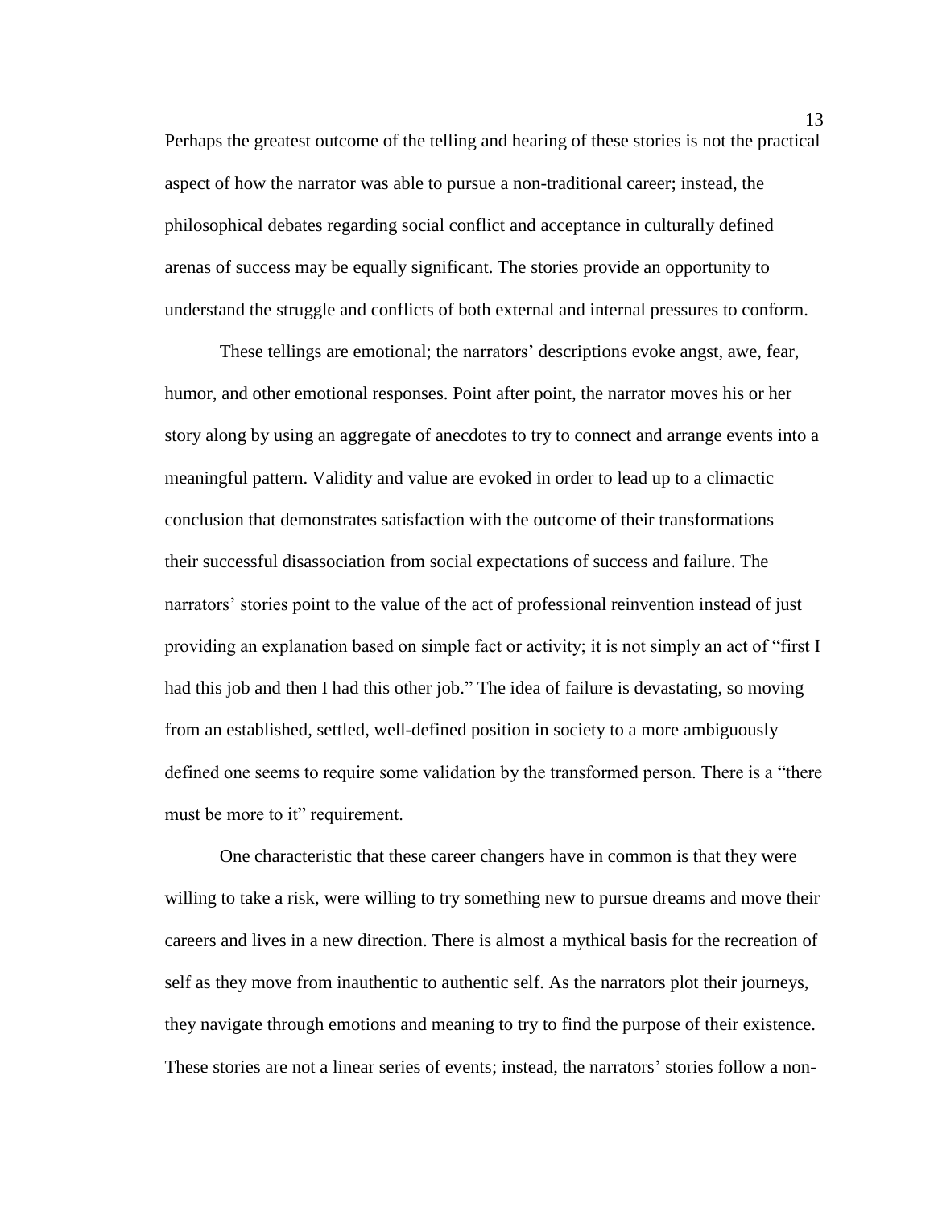Perhaps the greatest outcome of the telling and hearing of these stories is not the practical aspect of how the narrator was able to pursue a non-traditional career; instead, the philosophical debates regarding social conflict and acceptance in culturally defined arenas of success may be equally significant. The stories provide an opportunity to understand the struggle and conflicts of both external and internal pressures to conform.

These tellings are emotional; the narrators' descriptions evoke angst, awe, fear, humor, and other emotional responses. Point after point, the narrator moves his or her story along by using an aggregate of anecdotes to try to connect and arrange events into a meaningful pattern. Validity and value are evoked in order to lead up to a climactic conclusion that demonstrates satisfaction with the outcome of their transformations—their successful disassociation from social expectations of success and failure. The narrators' stories point to the value of the act of professional reinvention instead of just providing an explanation based on simple fact or activity; it is not simply an act of "first I had this job and then I had this other job." The idea of failure is devastating, so moving from an established, settled, well-defined position in society to a more ambiguously defined one seems to require some validation by the transformed person. There is a "there must be more to it" requirement.

One characteristic that these career changers have in common is that they were willing to take a risk, were willing to try something new to pursue dreams and move their careers and lives in a new direction. There is almost a mythical basis for the recreation of self as they move from inauthentic to authentic self. As the narrators plot their journeys, they navigate through emotions and meaning to try to find the purpose of their existence. These stories are not a linear series of events; instead, the narrators' stories follow a non-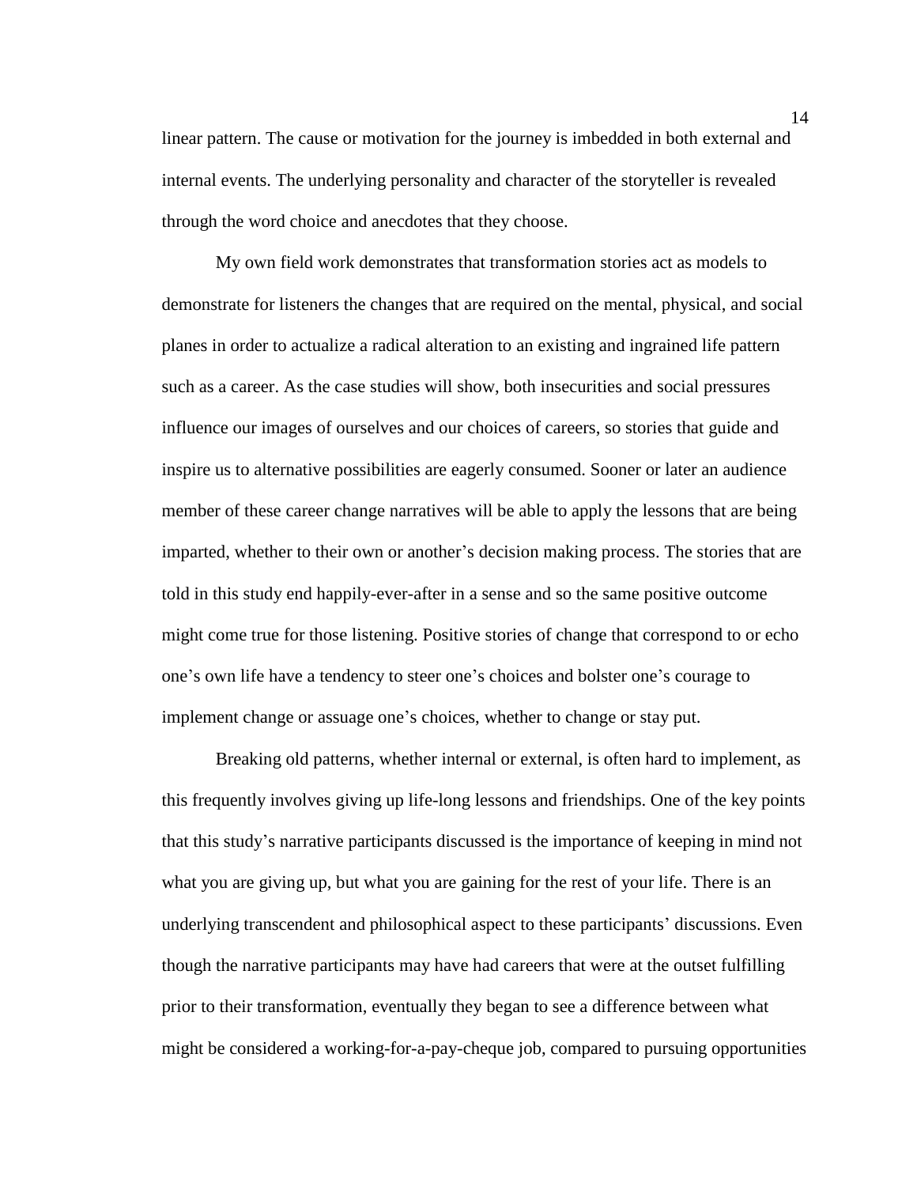linear pattern. The cause or motivation for the journey is imbedded in both external and internal events. The underlying personality and character of the storyteller is revealed through the word choice and anecdotes that they choose.

My own field work demonstrates that transformation stories act as models to demonstrate for listeners the changes that are required on the mental, physical, and social planes in order to actualize a radical alteration to an existing and ingrained life pattern such as a career. As the case studies will show, both insecurities and social pressures influence our images of ourselves and our choices of careers, so stories that guide and inspire us to alternative possibilities are eagerly consumed. Sooner or later an audience member of these career change narratives will be able to apply the lessons that are being imparted, whether to their own or another's decision making process. The stories that are told in this study end happily-ever-after in a sense and so the same positive outcome might come true for those listening. Positive stories of change that correspond to or echo one's own life have a tendency to steer one's choices and bolster one's courage to implement change or assuage one's choices, whether to change or stay put.

Breaking old patterns, whether internal or external, is often hard to implement, as this frequently involves giving up life-long lessons and friendships. One of the key points that this study's narrative participants discussed is the importance of keeping in mind not what you are giving up, but what you are gaining for the rest of your life. There is an underlying transcendent and philosophical aspect to these participants' discussions. Even though the narrative participants may have had careers that were at the outset fulfilling prior to their transformation, eventually they began to see a difference between what might be considered a working-for-a-pay-cheque job, compared to pursuing opportunities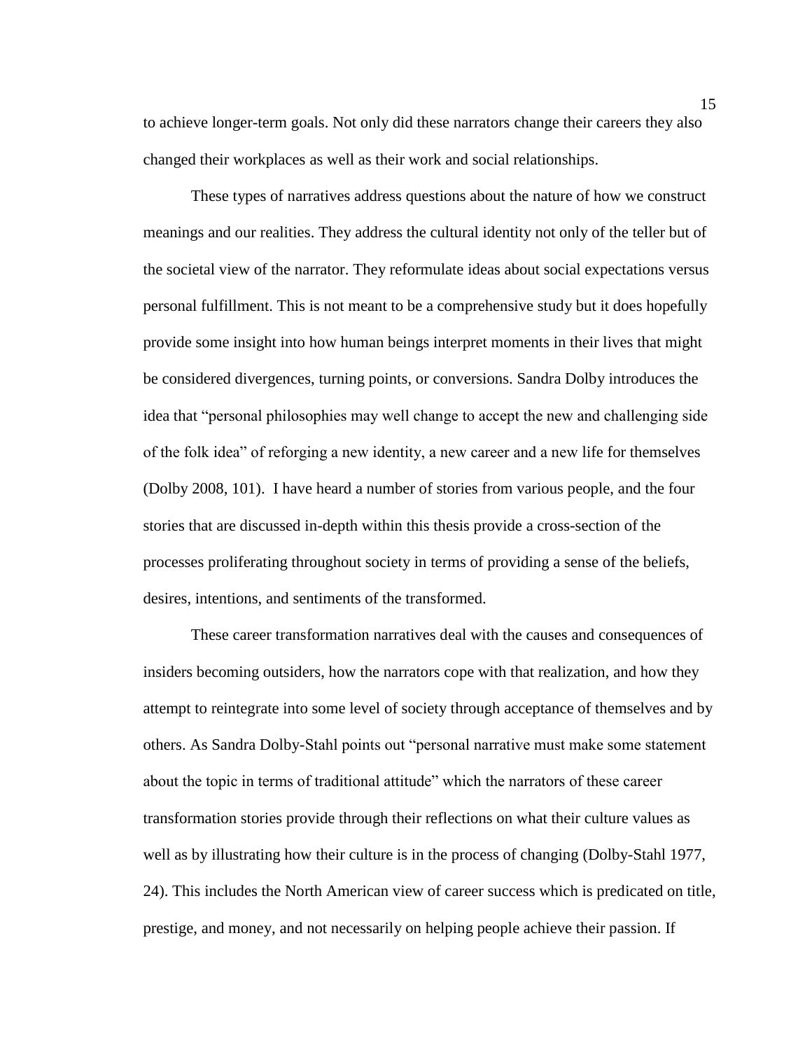to achieve longer-term goals. Not only did these narrators change their careers they also changed their workplaces as well as their work and social relationships.

These types of narratives address questions about the nature of how we construct meanings and our realities. They address the cultural identity not only of the teller but of the societal view of the narrator. They reformulate ideas about social expectations versus personal fulfillment. This is not meant to be a comprehensive study but it does hopefully provide some insight into how human beings interpret moments in their lives that might be considered divergences, turning points, or conversions. Sandra Dolby introduces the idea that "personal philosophies may well change to accept the new and challenging side of the folk idea" of reforging a new identity, a new career and a new life for themselves (Dolby 2008, 101). I have heard a number of stories from various people, and the four stories that are discussed in-depth within this thesis provide a cross-section of the processes proliferating throughout society in terms of providing a sense of the beliefs, desires, intentions, and sentiments of the transformed.

These career transformation narratives deal with the causes and consequences of insiders becoming outsiders, how the narrators cope with that realization, and how they attempt to reintegrate into some level of society through acceptance of themselves and by others. As Sandra Dolby-Stahl points out "personal narrative must make some statement about the topic in terms of traditional attitude" which the narrators of these career transformation stories provide through their reflections on what their culture values as well as by illustrating how their culture is in the process of changing (Dolby-Stahl 1977, 24). This includes the North American view of career success which is predicated on title, prestige, and money, and not necessarily on helping people achieve their passion. If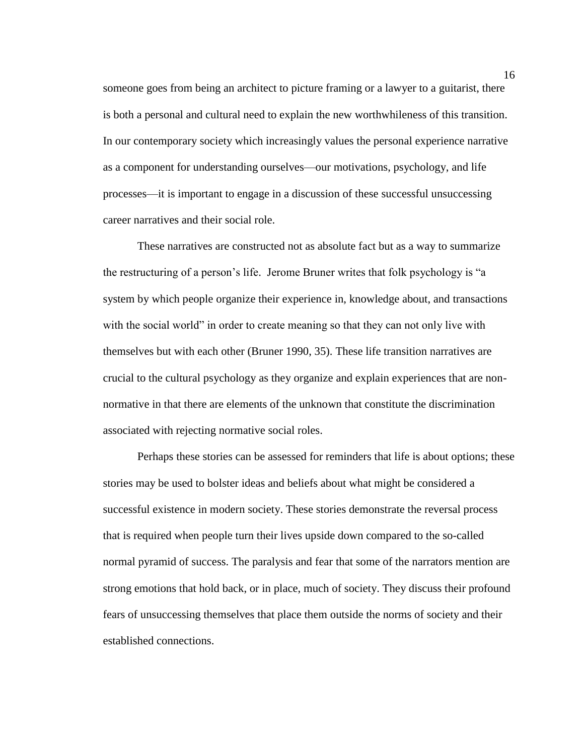someone goes from being an architect to picture framing or a lawyer to a guitarist, there is both a personal and cultural need to explain the new worthwhileness of this transition. In our contemporary society which increasingly values the personal experience narrative as a component for understanding ourselves—our motivations, psychology, and life processes—it is important to engage in a discussion of these successful unsuccessing career narratives and their social role.

These narratives are constructed not as absolute fact but as a way to summarize the restructuring of a person's life. Jerome Bruner writes that folk psychology is "a system by which people organize their experience in, knowledge about, and transactions with the social world" in order to create meaning so that they can not only live with themselves but with each other (Bruner 1990, 35). These life transition narratives are crucial to the cultural psychology as they organize and explain experiences that are non-normative in that there are elements of the unknown that constitute the discrimination associated with rejecting normative social roles.

Perhaps these stories can be assessed for reminders that life is about options; these stories may be used to bolster ideas and beliefs about what might be considered a successful existence in modern society. These stories demonstrate the reversal process that is required when people turn their lives upside down compared to the so-called normal pyramid of success. The paralysis and fear that some of the narrators mention are strong emotions that hold back, or in place, much of society. They discuss their profound fears of unsuccessing themselves that place them outside the norms of society and their established connections.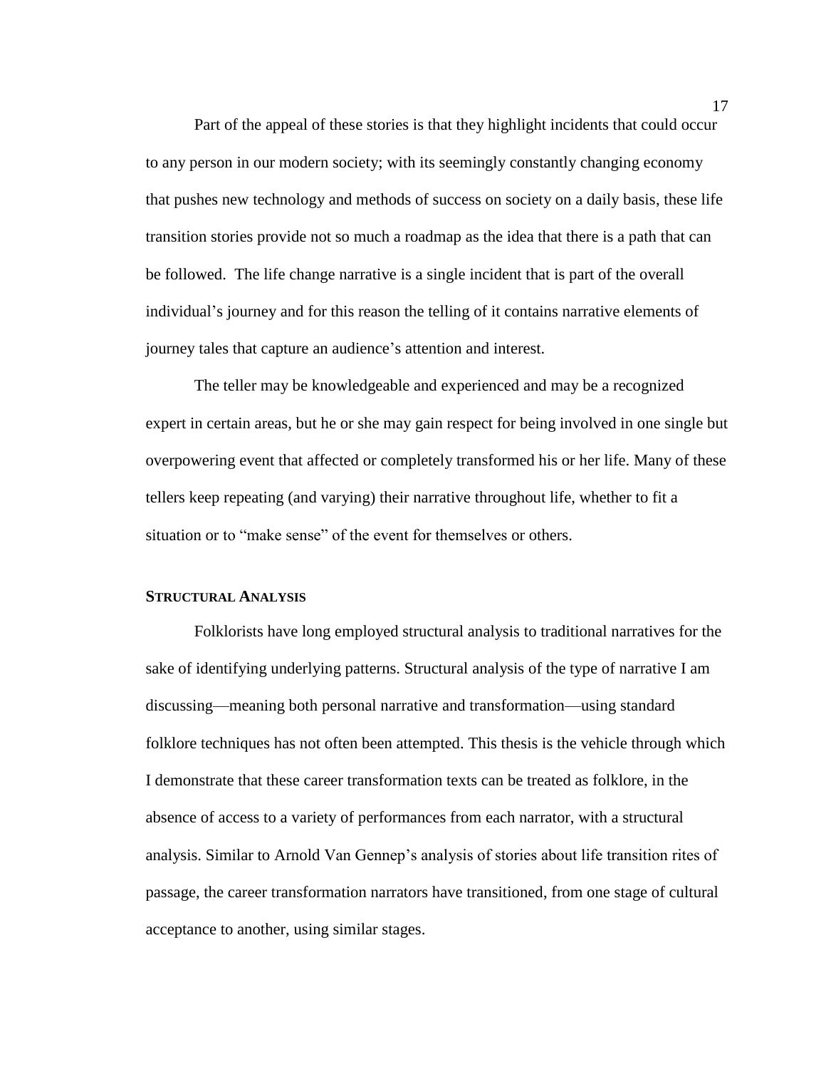Part of the appeal of these stories is that they highlight incidents that could occur to any person in our modern society; with its seemingly constantly changing economy that pushes new technology and methods of success on society on a daily basis, these life transition stories provide not so much a roadmap as the idea that there is a path that can be followed. The life change narrative is a single incident that is part of the overall individual's journey and for this reason the telling of it contains narrative elements of journey tales that capture an audience's attention and interest.

The teller may be knowledgeable and experienced and may be a recognized expert in certain areas, but he or she may gain respect for being involved in one single but overpowering event that affected or completely transformed his or her life. Many of these tellers keep repeating (and varying) their narrative throughout life, whether to fit a situation or to "make sense" of the event for themselves or others.

### STRUCTURAL ANALYSIS

Folklorists have long employed structural analysis to traditional narratives for the sake of identifying underlying patterns. Structural analysis of the type of narrative I am discussing—meaning both personal narrative and transformation—using standard folklore techniques has not often been attempted. This thesis is the vehicle through which I demonstrate that these career transformation texts can be treated as folklore, in the absence of access to a variety of performances from each narrator, with a structural analysis. Similar to Arnold Van Gennep's analysis of stories about life transition rites of passage, the career transformation narrators have transitioned, from one stage of cultural acceptance to another, using similar stages.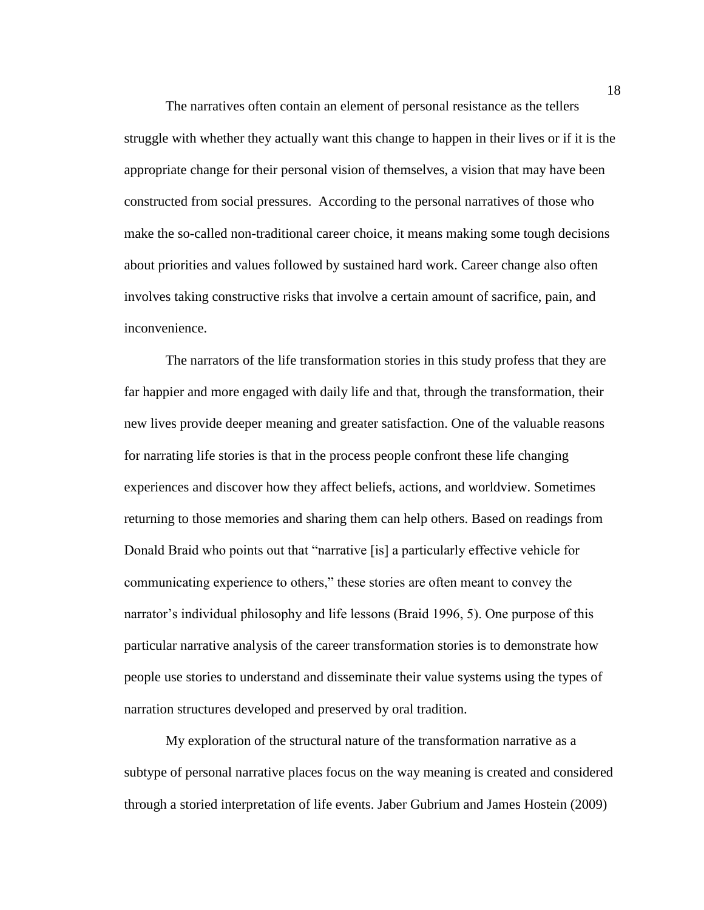The narratives often contain an element of personal resistance as the tellers struggle with whether they actually want this change to happen in their lives or if it is the appropriate change for their personal vision of themselves, a vision that may have been constructed from social pressures.  According to the personal narratives of those who make the so-called non-traditional career choice, it means making some tough decisions about priorities and values followed by sustained hard work. Career change also often involves taking constructive risks that involve a certain amount of sacrifice, pain, and inconvenience.

The narrators of the life transformation stories in this study profess that they are far happier and more engaged with daily life and that, through the transformation, their new lives provide deeper meaning and greater satisfaction. One of the valuable reasons for narrating life stories is that in the process people confront these life changing experiences and discover how they affect beliefs, actions, and worldview. Sometimes returning to those memories and sharing them can help others. Based on readings from Donald Braid who points out that "narrative [is] a particularly effective vehicle for communicating experience to others," these stories are often meant to convey the narrator's individual philosophy and life lessons (Braid 1996, 5). One purpose of this particular narrative analysis of the career transformation stories is to demonstrate how people use stories to understand and disseminate their value systems using the types of narration structures developed and preserved by oral tradition.

My exploration of the structural nature of the transformation narrative as a subtype of personal narrative places focus on the way meaning is created and considered through a storied interpretation of life events. Jaber Gubrium and James Hostein (2009)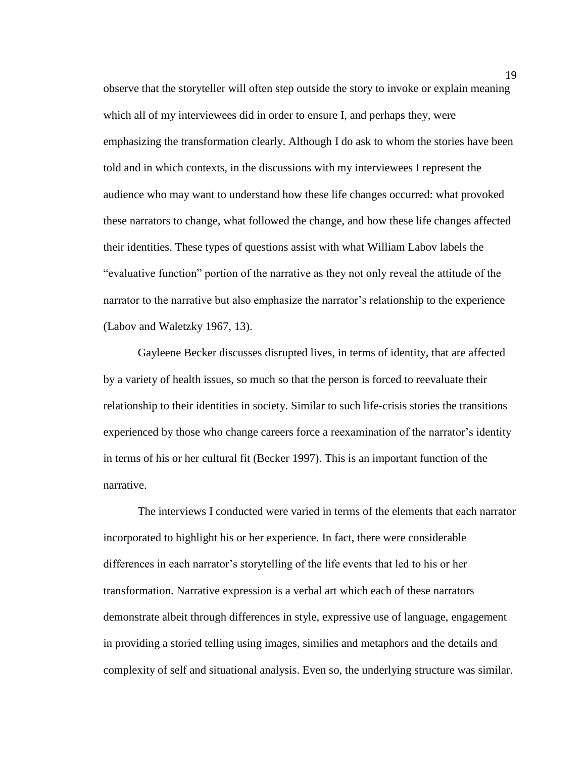observe that the storyteller will often step outside the story to invoke or explain meaning which all of my interviewees did in order to ensure I, and perhaps they, were emphasizing the transformation clearly. Although I do ask to whom the stories have been told and in which contexts, in the discussions with my interviewees I represent the audience who may want to understand how these life changes occurred: what provoked these narrators to change, what followed the change, and how these life changes affected their identities. These types of questions assist with what William Labov labels the "evaluative function" portion of the narrative as they not only reveal the attitude of the narrator to the narrative but also emphasize the narrator's relationship to the experience (Labov and Waletzky 1967, 13).

Gayleene Becker discusses disrupted lives, in terms of identity, that are affected by a variety of health issues, so much so that the person is forced to reevaluate their relationship to their identities in society. Similar to such life-crisis stories the transitions experienced by those who change careers force a reexamination of the narrator's identity in terms of his or her cultural fit (Becker 1997). This is an important function of the narrative.

The interviews I conducted were varied in terms of the elements that each narrator incorporated to highlight his or her experience. In fact, there were considerable differences in each narrator's storytelling of the life events that led to his or her transformation. Narrative expression is a verbal art which each of these narrators demonstrate albeit through differences in style, expressive use of language, engagement in providing a storied telling using images, similies and metaphors and the details and complexity of self and situational analysis. Even so, the underlying structure was similar.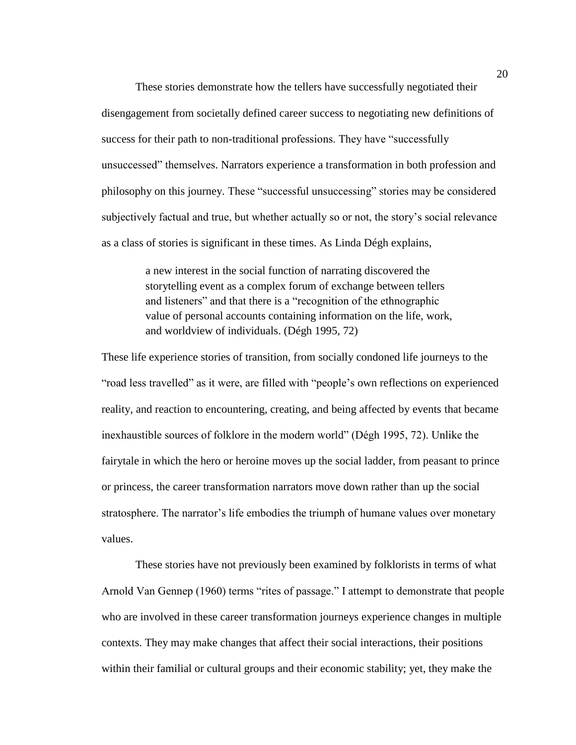These stories demonstrate how the tellers have successfully negotiated their disengagement from societally defined career success to negotiating new definitions of success for their path to non-traditional professions. They have "successfully unsuccessed" themselves. Narrators experience a transformation in both profession and philosophy on this journey. These "successful unsuccessing" stories may be considered subjectively factual and true, but whether actually so or not, the story's social relevance as a class of stories is significant in these times. As Linda Dégh explains,

> a new interest in the social function of narrating discovered the storytelling event as a complex forum of exchange between tellers and listeners" and that there is a "recognition of the ethnographic value of personal accounts containing information on the life, work, and worldview of individuals. (Dégh 1995, 72)

These life experience stories of transition, from socially condoned life journeys to the "road less travelled" as it were, are filled with "people's own reflections on experienced reality, and reaction to encountering, creating, and being affected by events that became inexhaustible sources of folklore in the modern world" (Dégh 1995, 72). Unlike the fairytale in which the hero or heroine moves up the social ladder, from peasant to prince or princess, the career transformation narrators move down rather than up the social stratosphere. The narrator's life embodies the triumph of humane values over monetary values.

These stories have not previously been examined by folklorists in terms of what Arnold Van Gennep (1960) terms "rites of passage." I attempt to demonstrate that people who are involved in these career transformation journeys experience changes in multiple contexts. They may make changes that affect their social interactions, their positions within their familial or cultural groups and their economic stability; yet, they make the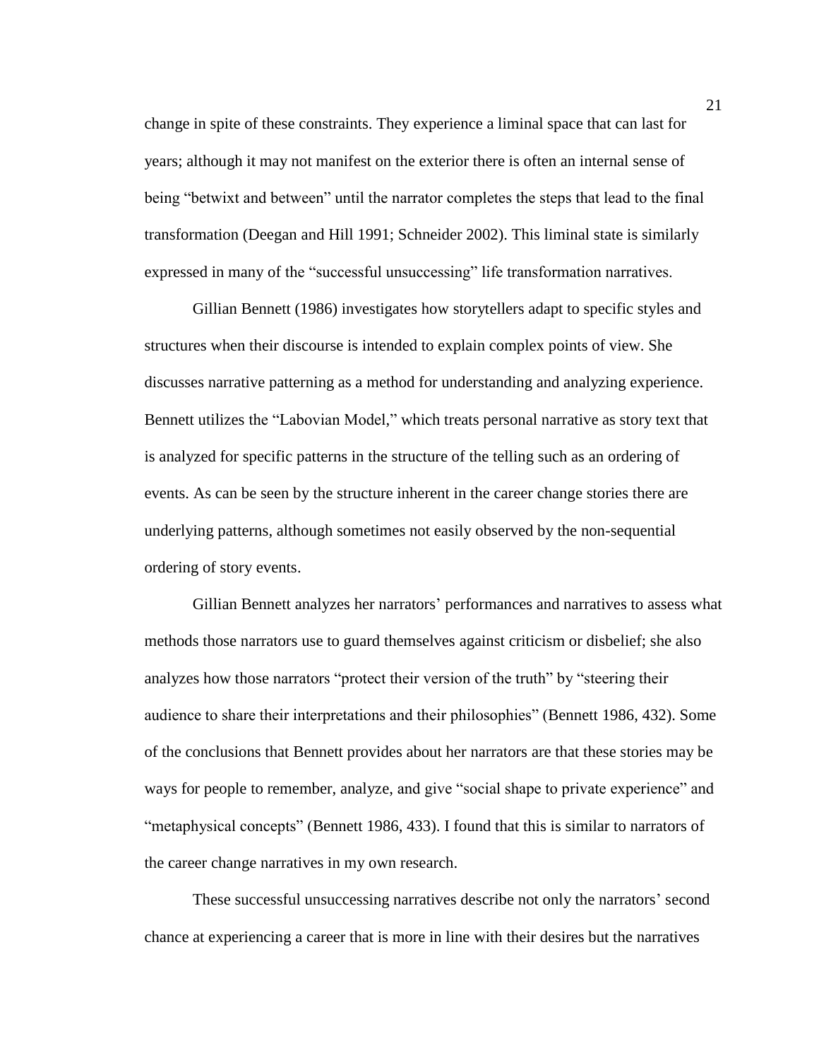change in spite of these constraints. They experience a liminal space that can last for years; although it may not manifest on the exterior there is often an internal sense of being "betwixt and between" until the narrator completes the steps that lead to the final transformation (Deegan and Hill 1991; Schneider 2002). This liminal state is similarly expressed in many of the "successful unsuccessing" life transformation narratives.

Gillian Bennett (1986) investigates how storytellers adapt to specific styles and structures when their discourse is intended to explain complex points of view. She discusses narrative patterning as a method for understanding and analyzing experience. Bennett utilizes the "Labovian Model," which treats personal narrative as story text that is analyzed for specific patterns in the structure of the telling such as an ordering of events. As can be seen by the structure inherent in the career change stories there are underlying patterns, although sometimes not easily observed by the non-sequential ordering of story events.

Gillian Bennett analyzes her narrators' performances and narratives to assess what methods those narrators use to guard themselves against criticism or disbelief; she also analyzes how those narrators "protect their version of the truth" by "steering their audience to share their interpretations and their philosophies" (Bennett 1986, 432). Some of the conclusions that Bennett provides about her narrators are that these stories may be ways for people to remember, analyze, and give "social shape to private experience" and "metaphysical concepts" (Bennett 1986, 433). I found that this is similar to narrators of the career change narratives in my own research.

These successful unsuccessing narratives describe not only the narrators' second chance at experiencing a career that is more in line with their desires but the narratives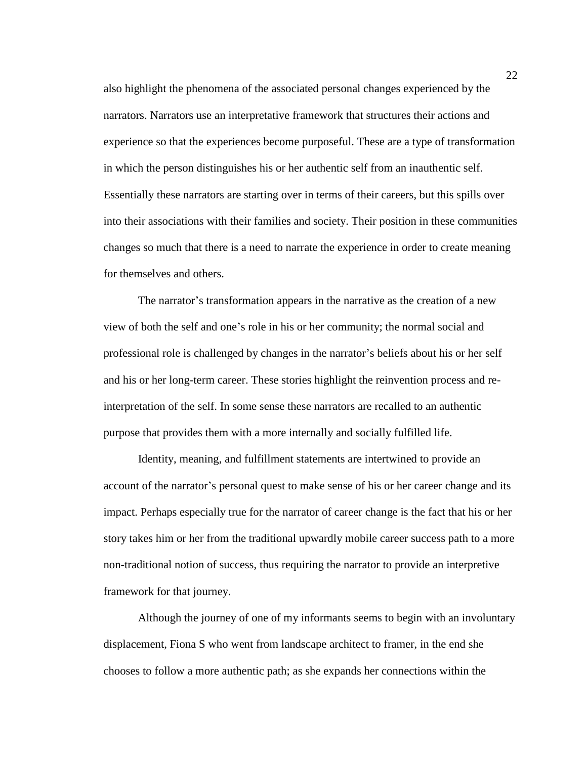also highlight the phenomena of the associated personal changes experienced by the narrators. Narrators use an interpretative framework that structures their actions and experience so that the experiences become purposeful. These are a type of transformation in which the person distinguishes his or her authentic self from an inauthentic self. Essentially these narrators are starting over in terms of their careers, but this spills over into their associations with their families and society. Their position in these communities changes so much that there is a need to narrate the experience in order to create meaning for themselves and others.

The narrator's transformation appears in the narrative as the creation of a new view of both the self and one's role in his or her community; the normal social and professional role is challenged by changes in the narrator's beliefs about his or her self and his or her long-term career. These stories highlight the reinvention process and re-interpretation of the self. In some sense these narrators are recalled to an authentic purpose that provides them with a more internally and socially fulfilled life.

Identity, meaning, and fulfillment statements are intertwined to provide an account of the narrator's personal quest to make sense of his or her career change and its impact. Perhaps especially true for the narrator of career change is the fact that his or her story takes him or her from the traditional upwardly mobile career success path to a more non-traditional notion of success, thus requiring the narrator to provide an interpretive framework for that journey.

Although the journey of one of my informants seems to begin with an involuntary displacement, Fiona S who went from landscape architect to framer, in the end she chooses to follow a more authentic path; as she expands her connections within the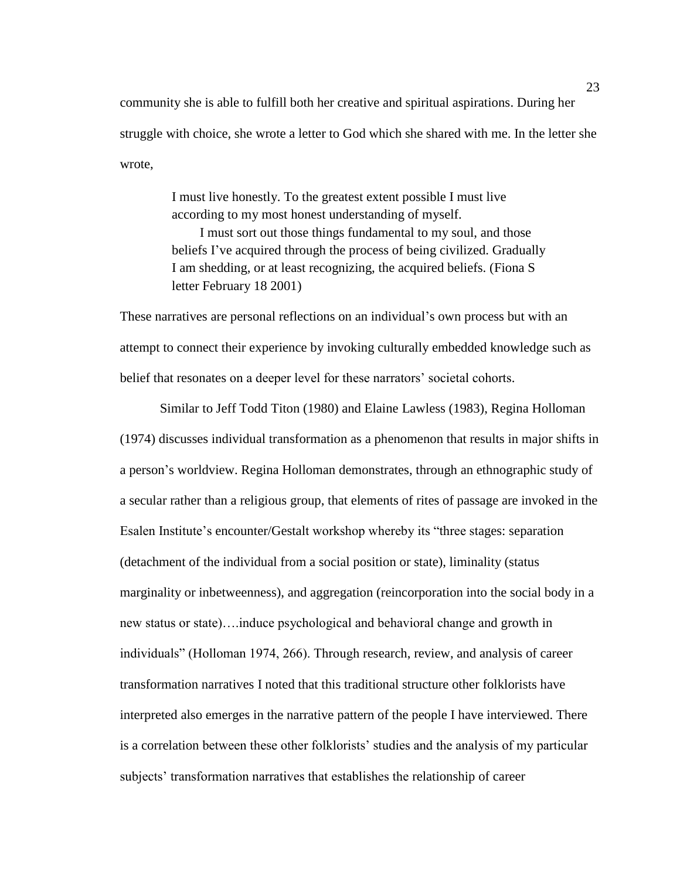community she is able to fulfill both her creative and spiritual aspirations. During her struggle with choice, she wrote a letter to God which she shared with me. In the letter she wrote,

> I must live honestly. To the greatest extent possible I must live according to my most honest understanding of myself.
>
> I must sort out those things fundamental to my soul, and those beliefs I've acquired through the process of being civilized. Gradually I am shedding, or at least recognizing, the acquired beliefs. (Fiona S letter February 18 2001)

These narratives are personal reflections on an individual's own process but with an attempt to connect their experience by invoking culturally embedded knowledge such as belief that resonates on a deeper level for these narrators' societal cohorts.

Similar to Jeff Todd Titon (1980) and Elaine Lawless (1983), Regina Holloman (1974) discusses individual transformation as a phenomenon that results in major shifts in a person's worldview. Regina Holloman demonstrates, through an ethnographic study of a secular rather than a religious group, that elements of rites of passage are invoked in the Esalen Institute's encounter/Gestalt workshop whereby its "three stages: separation (detachment of the individual from a social position or state), liminality (status marginality or inbetweenness), and aggregation (reincorporation into the social body in a new status or state)….induce psychological and behavioral change and growth in individuals" (Holloman 1974, 266). Through research, review, and analysis of career transformation narratives I noted that this traditional structure other folklorists have interpreted also emerges in the narrative pattern of the people I have interviewed. There is a correlation between these other folklorists' studies and the analysis of my particular subjects' transformation narratives that establishes the relationship of career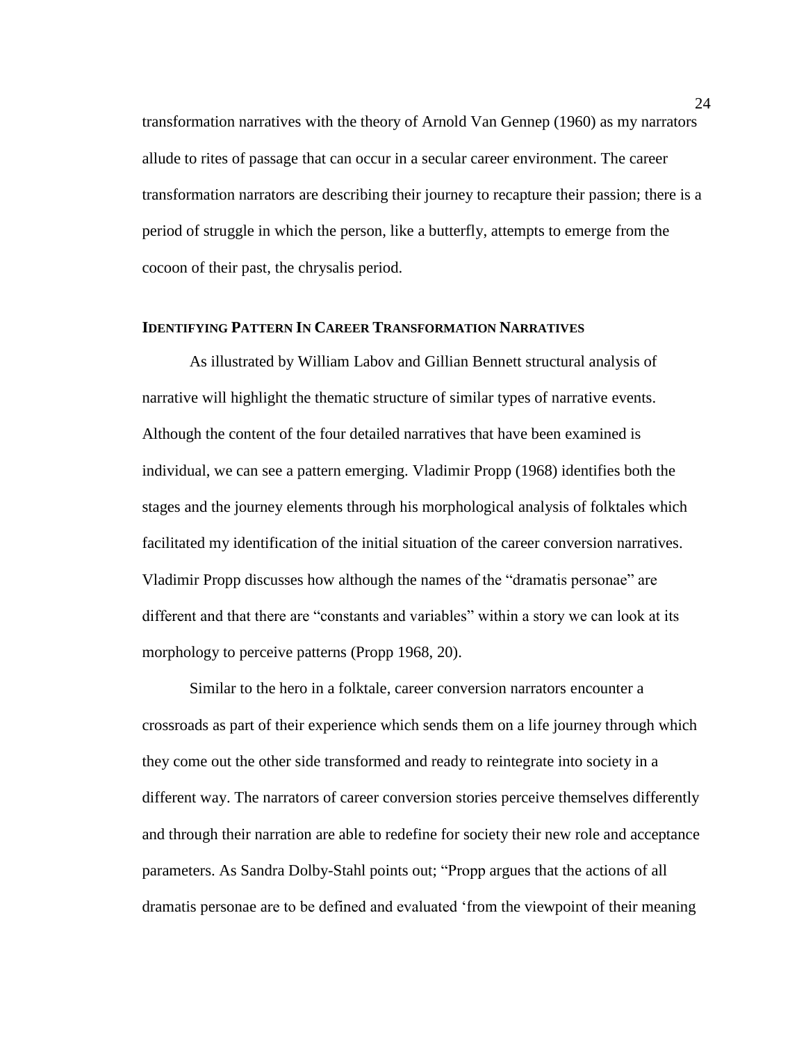transformation narratives with the theory of Arnold Van Gennep (1960) as my narrators allude to rites of passage that can occur in a secular career environment. The career transformation narrators are describing their journey to recapture their passion; there is a period of struggle in which the person, like a butterfly, attempts to emerge from the cocoon of their past, the chrysalis period.

## IDENTIFYING PATTERN IN CAREER TRANSFORMATION NARRATIVES

As illustrated by William Labov and Gillian Bennett structural analysis of narrative will highlight the thematic structure of similar types of narrative events. Although the content of the four detailed narratives that have been examined is individual, we can see a pattern emerging. Vladimir Propp (1968) identifies both the stages and the journey elements through his morphological analysis of folktales which facilitated my identification of the initial situation of the career conversion narratives. Vladimir Propp discusses how although the names of the "dramatis personae" are different and that there are "constants and variables" within a story we can look at its morphology to perceive patterns (Propp 1968, 20).

Similar to the hero in a folktale, career conversion narrators encounter a crossroads as part of their experience which sends them on a life journey through which they come out the other side transformed and ready to reintegrate into society in a different way. The narrators of career conversion stories perceive themselves differently and through their narration are able to redefine for society their new role and acceptance parameters. As Sandra Dolby-Stahl points out; "Propp argues that the actions of all dramatis personae are to be defined and evaluated 'from the viewpoint of their meaning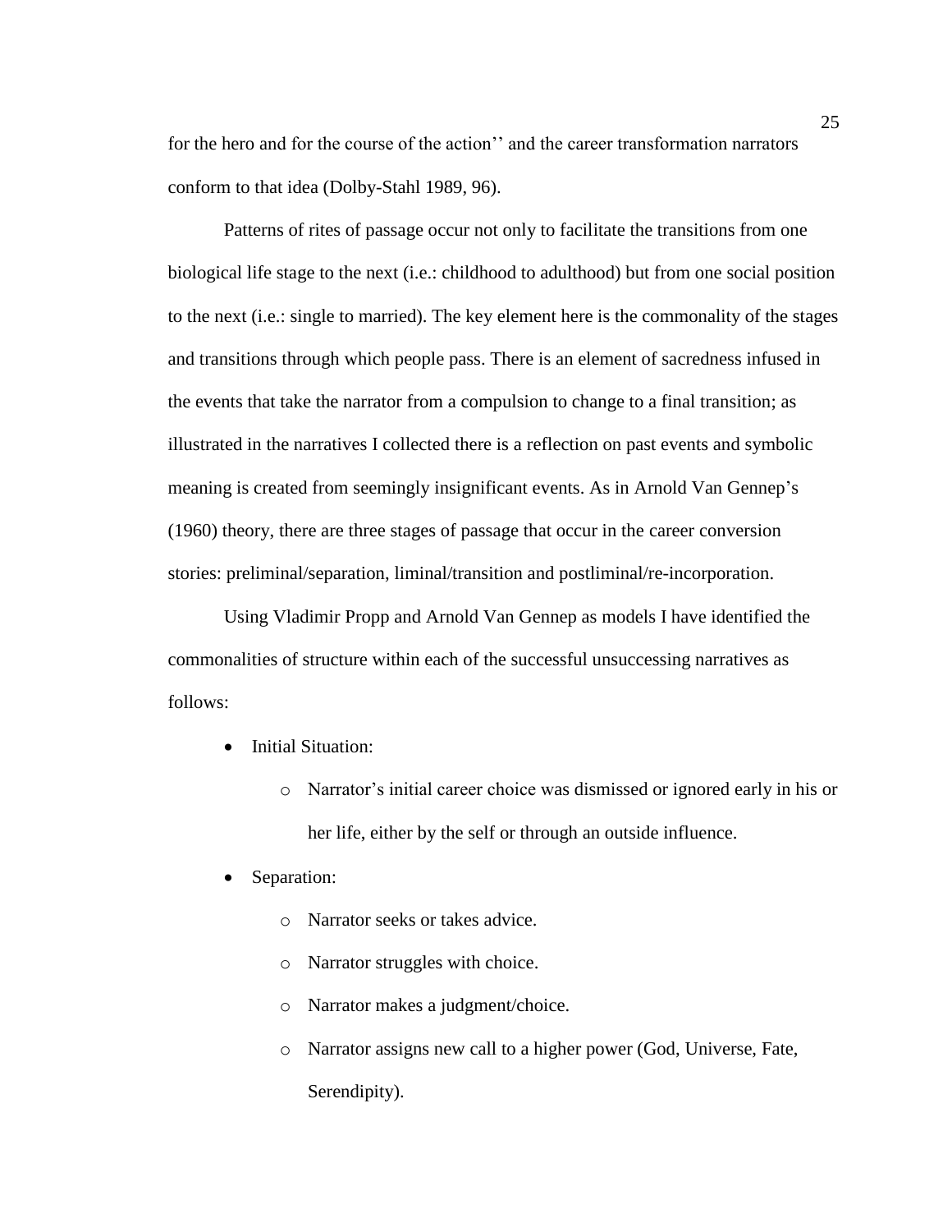for the hero and for the course of the action'' and the career transformation narrators conform to that idea (Dolby-Stahl 1989, 96).

Patterns of rites of passage occur not only to facilitate the transitions from one biological life stage to the next (i.e.: childhood to adulthood) but from one social position to the next (i.e.: single to married). The key element here is the commonality of the stages and transitions through which people pass. There is an element of sacredness infused in the events that take the narrator from a compulsion to change to a final transition; as illustrated in the narratives I collected there is a reflection on past events and symbolic meaning is created from seemingly insignificant events. As in Arnold Van Gennep's (1960) theory, there are three stages of passage that occur in the career conversion stories: preliminal/separation, liminal/transition and postliminal/re-incorporation.

Using Vladimir Propp and Arnold Van Gennep as models I have identified the commonalities of structure within each of the successful unsuccessing narratives as follows:

- Initial Situation:
    - Narrator's initial career choice was dismissed or ignored early in his or her life, either by the self or through an outside influence.
- Separation:
    - Narrator seeks or takes advice.
    - Narrator struggles with choice.
    - Narrator makes a judgment/choice.
    - Narrator assigns new call to a higher power (God, Universe, Fate, Serendipity).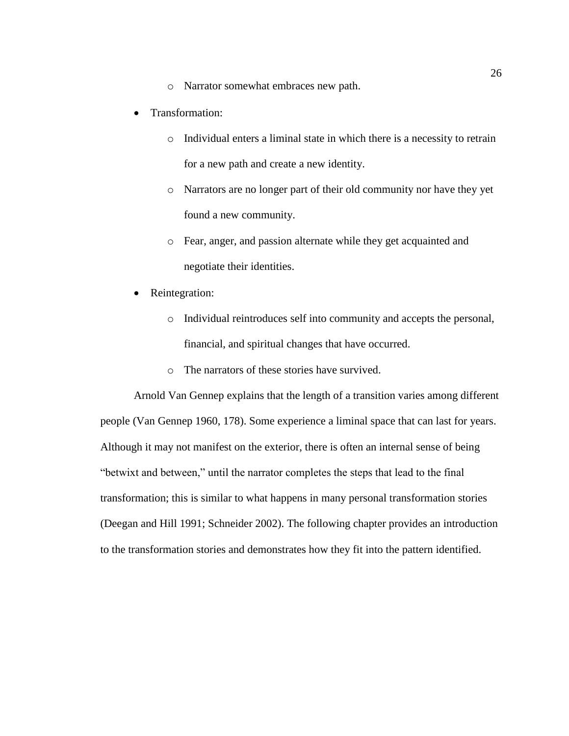- Narrator somewhat embraces new path.

- Transformation:
    - Individual enters a liminal state in which there is a necessity to retrain for a new path and create a new identity.
    - Narrators are no longer part of their old community nor have they yet found a new community.
    - Fear, anger, and passion alternate while they get acquainted and negotiate their identities.
- Reintegration:
    - Individual reintroduces self into community and accepts the personal, financial, and spiritual changes that have occurred.
    - The narrators of these stories have survived.

Arnold Van Gennep explains that the length of a transition varies among different people (Van Gennep 1960, 178). Some experience a liminal space that can last for years. Although it may not manifest on the exterior, there is often an internal sense of being "betwixt and between," until the narrator completes the steps that lead to the final transformation; this is similar to what happens in many personal transformation stories (Deegan and Hill 1991; Schneider 2002). The following chapter provides an introduction to the transformation stories and demonstrates how they fit into the pattern identified.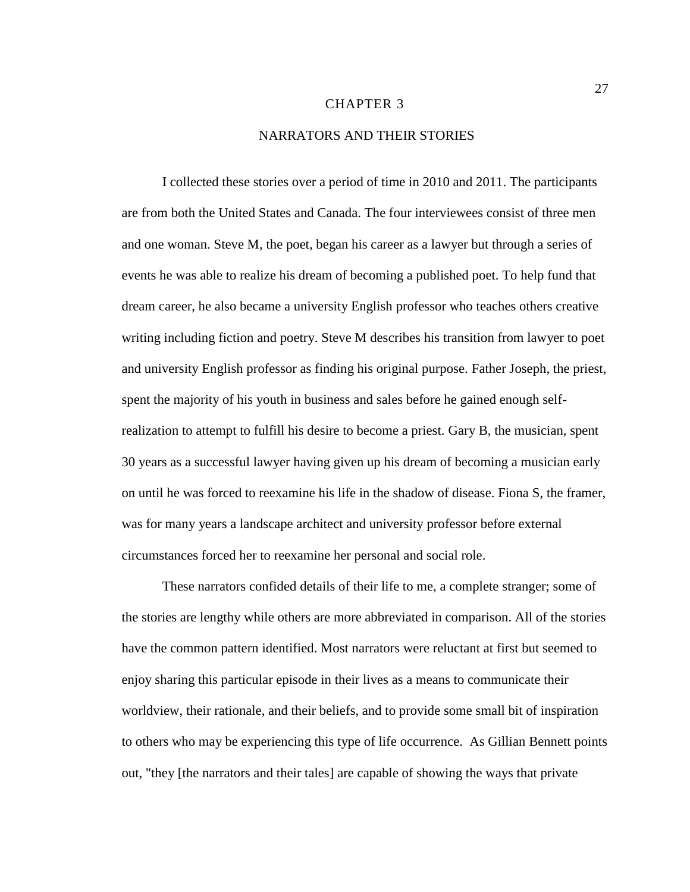# CHAPTER 3

## NARRATORS AND THEIR STORIES

I collected these stories over a period of time in 2010 and 2011. The participants are from both the United States and Canada. The four interviewees consist of three men and one woman. Steve M, the poet, began his career as a lawyer but through a series of events he was able to realize his dream of becoming a published poet. To help fund that dream career, he also became a university English professor who teaches others creative writing including fiction and poetry. Steve M describes his transition from lawyer to poet and university English professor as finding his original purpose. Father Joseph, the priest, spent the majority of his youth in business and sales before he gained enough self-realization to attempt to fulfill his desire to become a priest. Gary B, the musician, spent 30 years as a successful lawyer having given up his dream of becoming a musician early on until he was forced to reexamine his life in the shadow of disease. Fiona S, the framer, was for many years a landscape architect and university professor before external circumstances forced her to reexamine her personal and social role.

These narrators confided details of their life to me, a complete stranger; some of the stories are lengthy while others are more abbreviated in comparison. All of the stories have the common pattern identified. Most narrators were reluctant at first but seemed to enjoy sharing this particular episode in their lives as a means to communicate their worldview, their rationale, and their beliefs, and to provide some small bit of inspiration to others who may be experiencing this type of life occurrence. As Gillian Bennett points out, "they [the narrators and their tales] are capable of showing the ways that private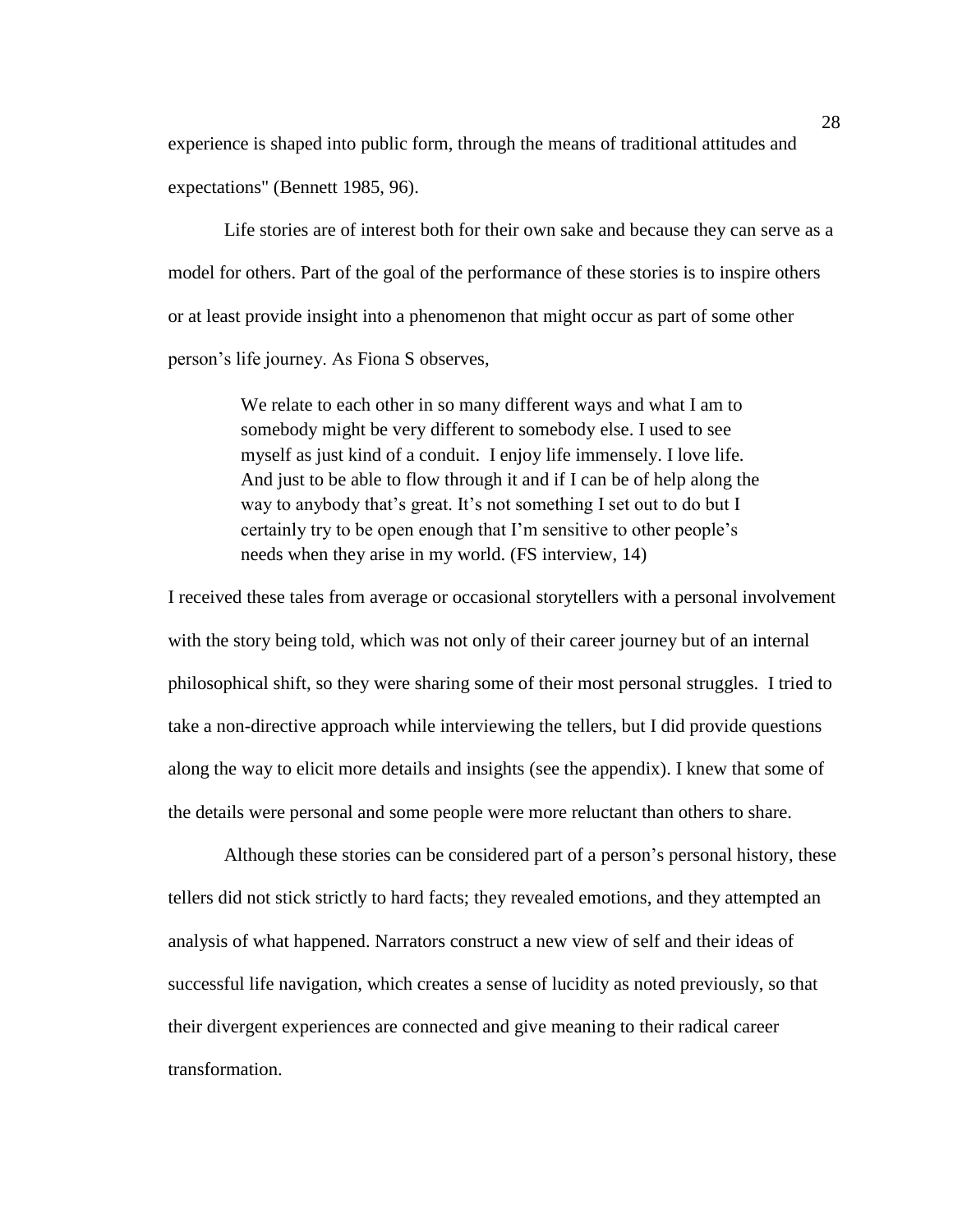experience is shaped into public form, through the means of traditional attitudes and expectations" (Bennett 1985, 96).

Life stories are of interest both for their own sake and because they can serve as a model for others. Part of the goal of the performance of these stories is to inspire others or at least provide insight into a phenomenon that might occur as part of some other person's life journey. As Fiona S observes,

> We relate to each other in so many different ways and what I am to somebody might be very different to somebody else. I used to see myself as just kind of a conduit. I enjoy life immensely. I love life. And just to be able to flow through it and if I can be of help along the way to anybody that's great. It's not something I set out to do but I certainly try to be open enough that I'm sensitive to other people's needs when they arise in my world. (FS interview, 14)

I received these tales from average or occasional storytellers with a personal involvement with the story being told, which was not only of their career journey but of an internal philosophical shift, so they were sharing some of their most personal struggles. I tried to take a non-directive approach while interviewing the tellers, but I did provide questions along the way to elicit more details and insights (see the appendix). I knew that some of the details were personal and some people were more reluctant than others to share.

Although these stories can be considered part of a person's personal history, these tellers did not stick strictly to hard facts; they revealed emotions, and they attempted an analysis of what happened. Narrators construct a new view of self and their ideas of successful life navigation, which creates a sense of lucidity as noted previously, so that their divergent experiences are connected and give meaning to their radical career transformation.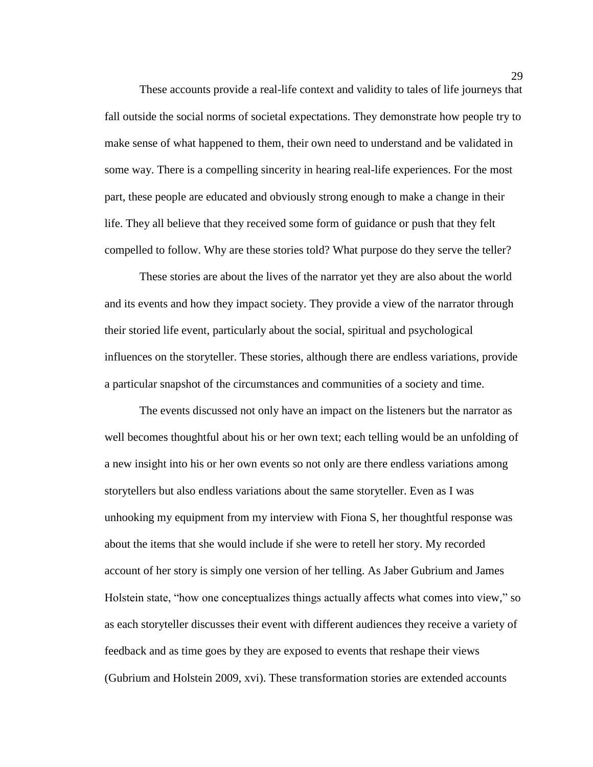These accounts provide a real-life context and validity to tales of life journeys that fall outside the social norms of societal expectations. They demonstrate how people try to make sense of what happened to them, their own need to understand and be validated in some way. There is a compelling sincerity in hearing real-life experiences. For the most part, these people are educated and obviously strong enough to make a change in their life. They all believe that they received some form of guidance or push that they felt compelled to follow. Why are these stories told? What purpose do they serve the teller?

These stories are about the lives of the narrator yet they are also about the world and its events and how they impact society. They provide a view of the narrator through their storied life event, particularly about the social, spiritual and psychological influences on the storyteller. These stories, although there are endless variations, provide a particular snapshot of the circumstances and communities of a society and time.

The events discussed not only have an impact on the listeners but the narrator as well becomes thoughtful about his or her own text; each telling would be an unfolding of a new insight into his or her own events so not only are there endless variations among storytellers but also endless variations about the same storyteller. Even as I was unhooking my equipment from my interview with Fiona S, her thoughtful response was about the items that she would include if she were to retell her story. My recorded account of her story is simply one version of her telling. As Jaber Gubrium and James Holstein state, "how one conceptualizes things actually affects what comes into view," so as each storyteller discusses their event with different audiences they receive a variety of feedback and as time goes by they are exposed to events that reshape their views (Gubrium and Holstein 2009, xvi). These transformation stories are extended accounts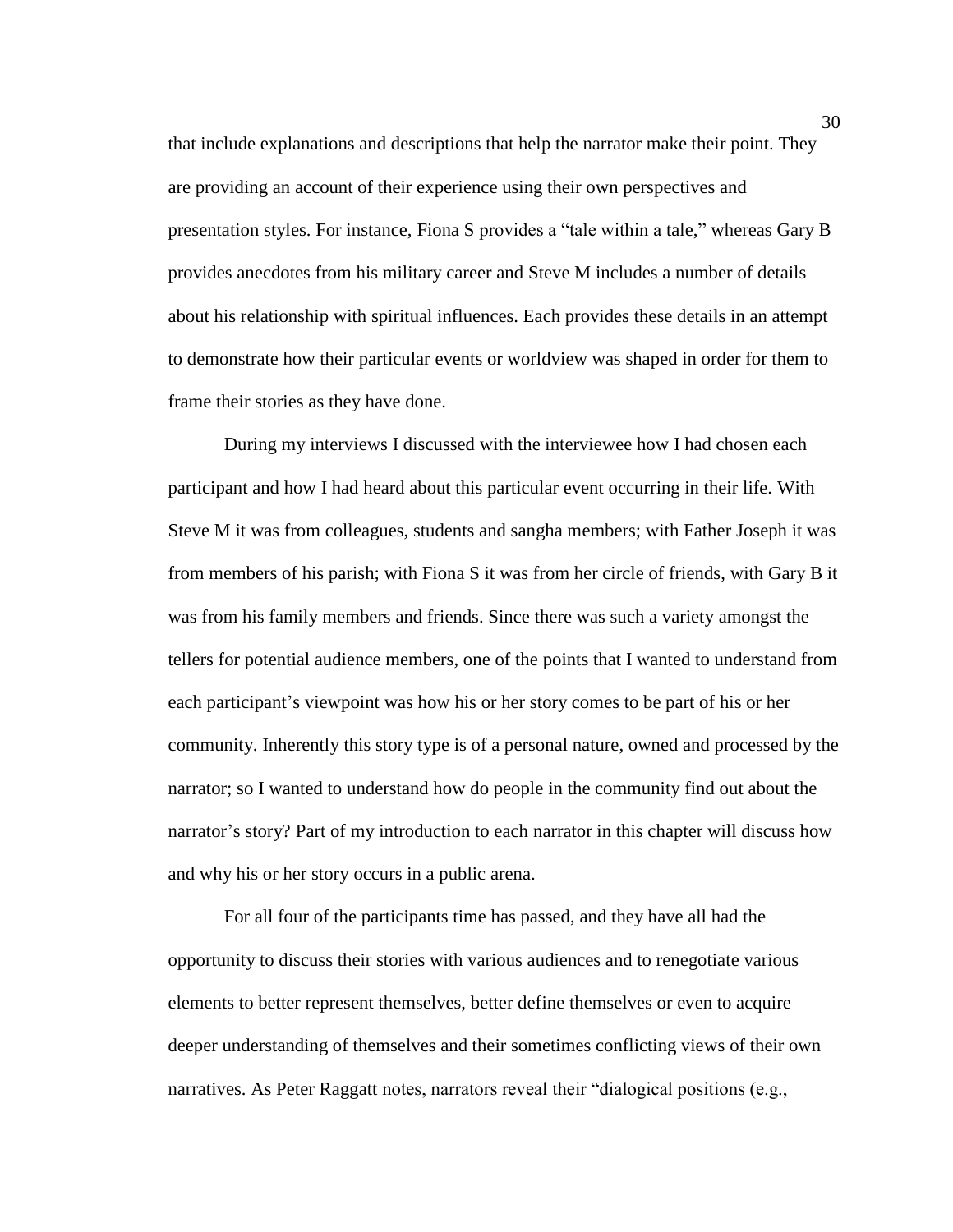that include explanations and descriptions that help the narrator make their point. They are providing an account of their experience using their own perspectives and presentation styles. For instance, Fiona S provides a "tale within a tale," whereas Gary B provides anecdotes from his military career and Steve M includes a number of details about his relationship with spiritual influences. Each provides these details in an attempt to demonstrate how their particular events or worldview was shaped in order for them to frame their stories as they have done.

During my interviews I discussed with the interviewee how I had chosen each participant and how I had heard about this particular event occurring in their life. With Steve M it was from colleagues, students and sangha members; with Father Joseph it was from members of his parish; with Fiona S it was from her circle of friends, with Gary B it was from his family members and friends. Since there was such a variety amongst the tellers for potential audience members, one of the points that I wanted to understand from each participant's viewpoint was how his or her story comes to be part of his or her community. Inherently this story type is of a personal nature, owned and processed by the narrator; so I wanted to understand how do people in the community find out about the narrator's story? Part of my introduction to each narrator in this chapter will discuss how and why his or her story occurs in a public arena.

For all four of the participants time has passed, and they have all had the opportunity to discuss their stories with various audiences and to renegotiate various elements to better represent themselves, better define themselves or even to acquire deeper understanding of themselves and their sometimes conflicting views of their own narratives. As Peter Raggatt notes, narrators reveal their "dialogical positions (e.g.,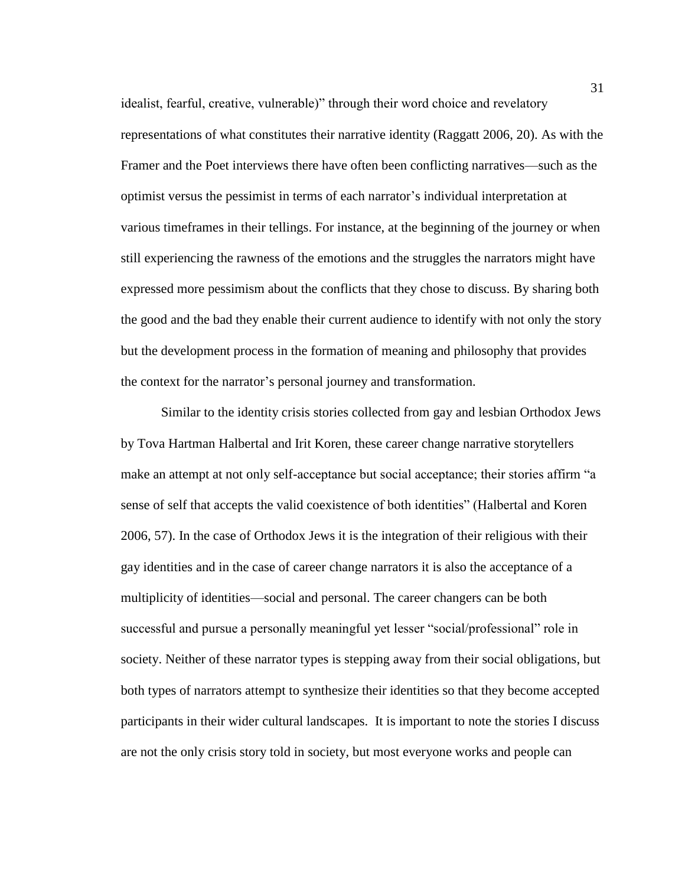idealist, fearful, creative, vulnerable)" through their word choice and revelatory representations of what constitutes their narrative identity (Raggatt 2006, 20). As with the Framer and the Poet interviews there have often been conflicting narratives—such as the optimist versus the pessimist in terms of each narrator's individual interpretation at various timeframes in their tellings. For instance, at the beginning of the journey or when still experiencing the rawness of the emotions and the struggles the narrators might have expressed more pessimism about the conflicts that they chose to discuss. By sharing both the good and the bad they enable their current audience to identify with not only the story but the development process in the formation of meaning and philosophy that provides the context for the narrator's personal journey and transformation.

Similar to the identity crisis stories collected from gay and lesbian Orthodox Jews by Tova Hartman Halbertal and Irit Koren, these career change narrative storytellers make an attempt at not only self-acceptance but social acceptance; their stories affirm "a sense of self that accepts the valid coexistence of both identities" (Halbertal and Koren 2006, 57). In the case of Orthodox Jews it is the integration of their religious with their gay identities and in the case of career change narrators it is also the acceptance of a multiplicity of identities—social and personal. The career changers can be both successful and pursue a personally meaningful yet lesser "social/professional" role in society. Neither of these narrator types is stepping away from their social obligations, but both types of narrators attempt to synthesize their identities so that they become accepted participants in their wider cultural landscapes. It is important to note the stories I discuss are not the only crisis story told in society, but most everyone works and people can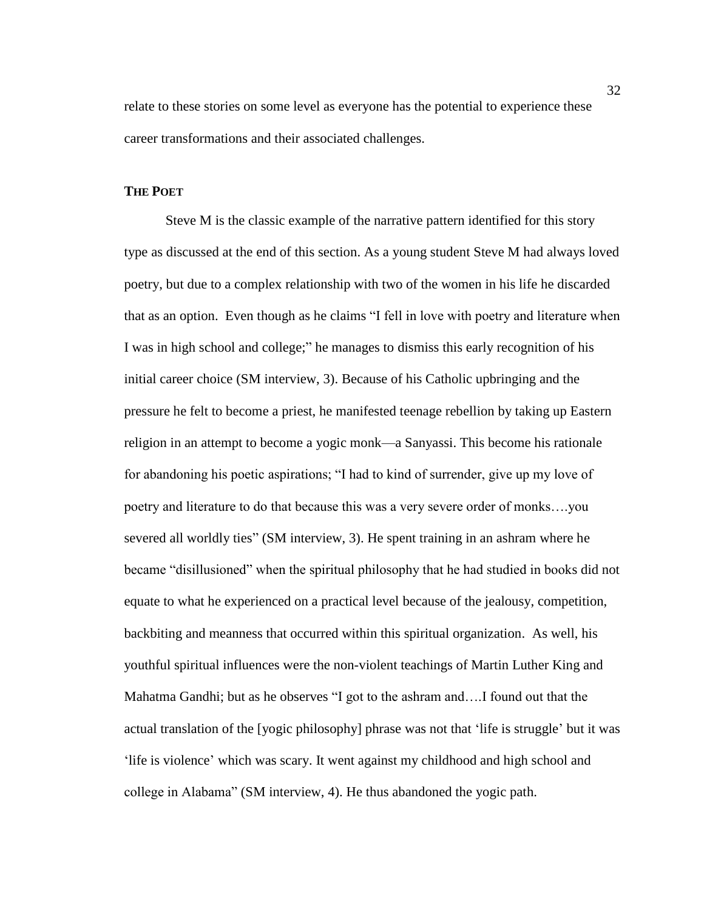relate to these stories on some level as everyone has the potential to experience these career transformations and their associated challenges.

## THE POET

Steve M is the classic example of the narrative pattern identified for this story type as discussed at the end of this section. As a young student Steve M had always loved poetry, but due to a complex relationship with two of the women in his life he discarded that as an option. Even though as he claims "I fell in love with poetry and literature when I was in high school and college;" he manages to dismiss this early recognition of his initial career choice (SM interview, 3). Because of his Catholic upbringing and the pressure he felt to become a priest, he manifested teenage rebellion by taking up Eastern religion in an attempt to become a yogic monk—a Sanyassi. This become his rationale for abandoning his poetic aspirations; "I had to kind of surrender, give up my love of poetry and literature to do that because this was a very severe order of monks….you severed all worldly ties" (SM interview, 3). He spent training in an ashram where he became "disillusioned" when the spiritual philosophy that he had studied in books did not equate to what he experienced on a practical level because of the jealousy, competition, backbiting and meanness that occurred within this spiritual organization. As well, his youthful spiritual influences were the non-violent teachings of Martin Luther King and Mahatma Gandhi; but as he observes "I got to the ashram and….I found out that the actual translation of the [yogic philosophy] phrase was not that 'life is struggle' but it was 'life is violence' which was scary. It went against my childhood and high school and college in Alabama" (SM interview, 4). He thus abandoned the yogic path.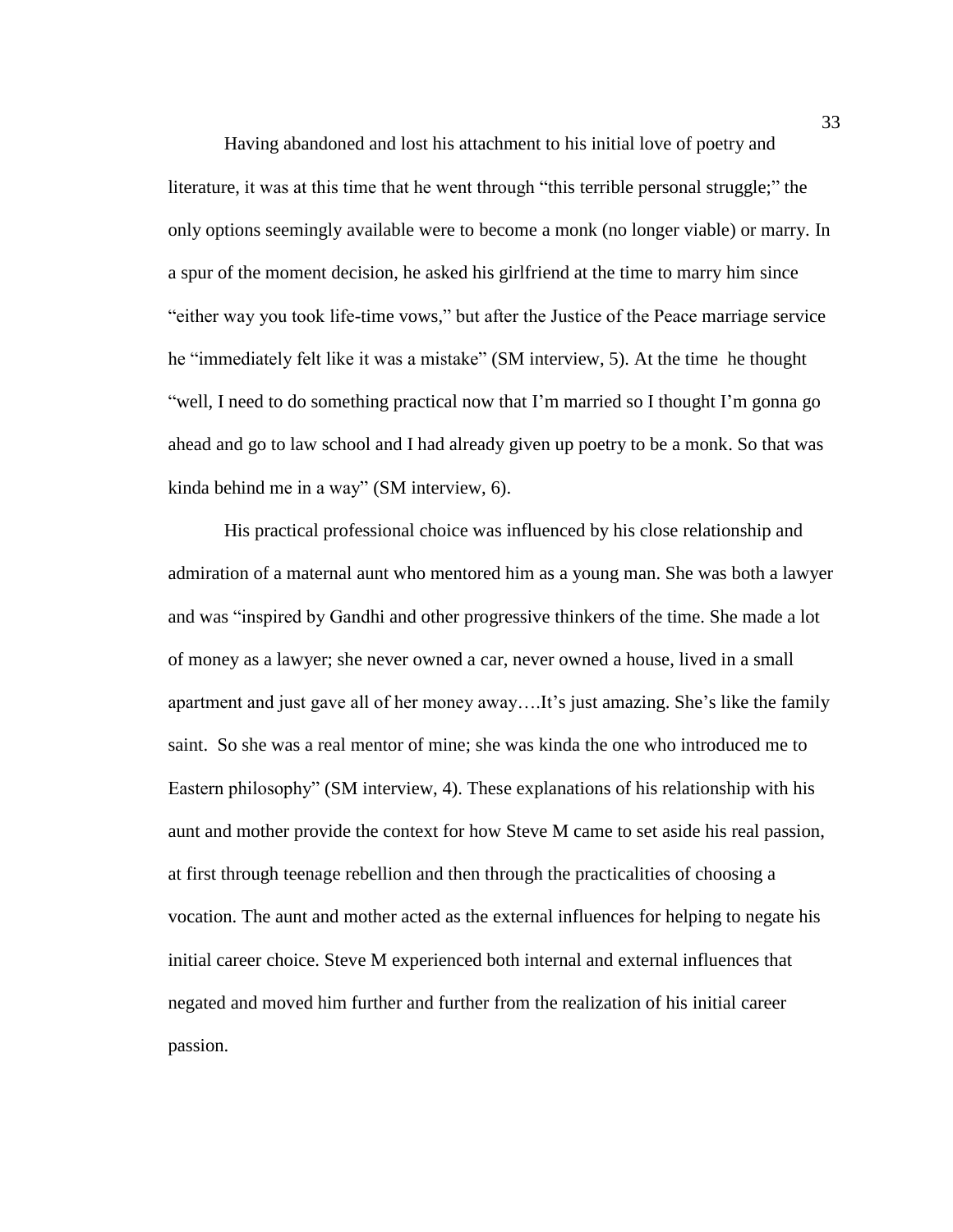Having abandoned and lost his attachment to his initial love of poetry and literature, it was at this time that he went through "this terrible personal struggle;" the only options seemingly available were to become a monk (no longer viable) or marry. In a spur of the moment decision, he asked his girlfriend at the time to marry him since "either way you took life-time vows," but after the Justice of the Peace marriage service he "immediately felt like it was a mistake" (SM interview, 5). At the time he thought "well, I need to do something practical now that I'm married so I thought I'm gonna go ahead and go to law school and I had already given up poetry to be a monk. So that was kinda behind me in a way" (SM interview, 6).

His practical professional choice was influenced by his close relationship and admiration of a maternal aunt who mentored him as a young man. She was both a lawyer and was "inspired by Gandhi and other progressive thinkers of the time. She made a lot of money as a lawyer; she never owned a car, never owned a house, lived in a small apartment and just gave all of her money away….It's just amazing. She's like the family saint. So she was a real mentor of mine; she was kinda the one who introduced me to Eastern philosophy" (SM interview, 4). These explanations of his relationship with his aunt and mother provide the context for how Steve M came to set aside his real passion, at first through teenage rebellion and then through the practicalities of choosing a vocation. The aunt and mother acted as the external influences for helping to negate his initial career choice. Steve M experienced both internal and external influences that negated and moved him further and further from the realization of his initial career passion.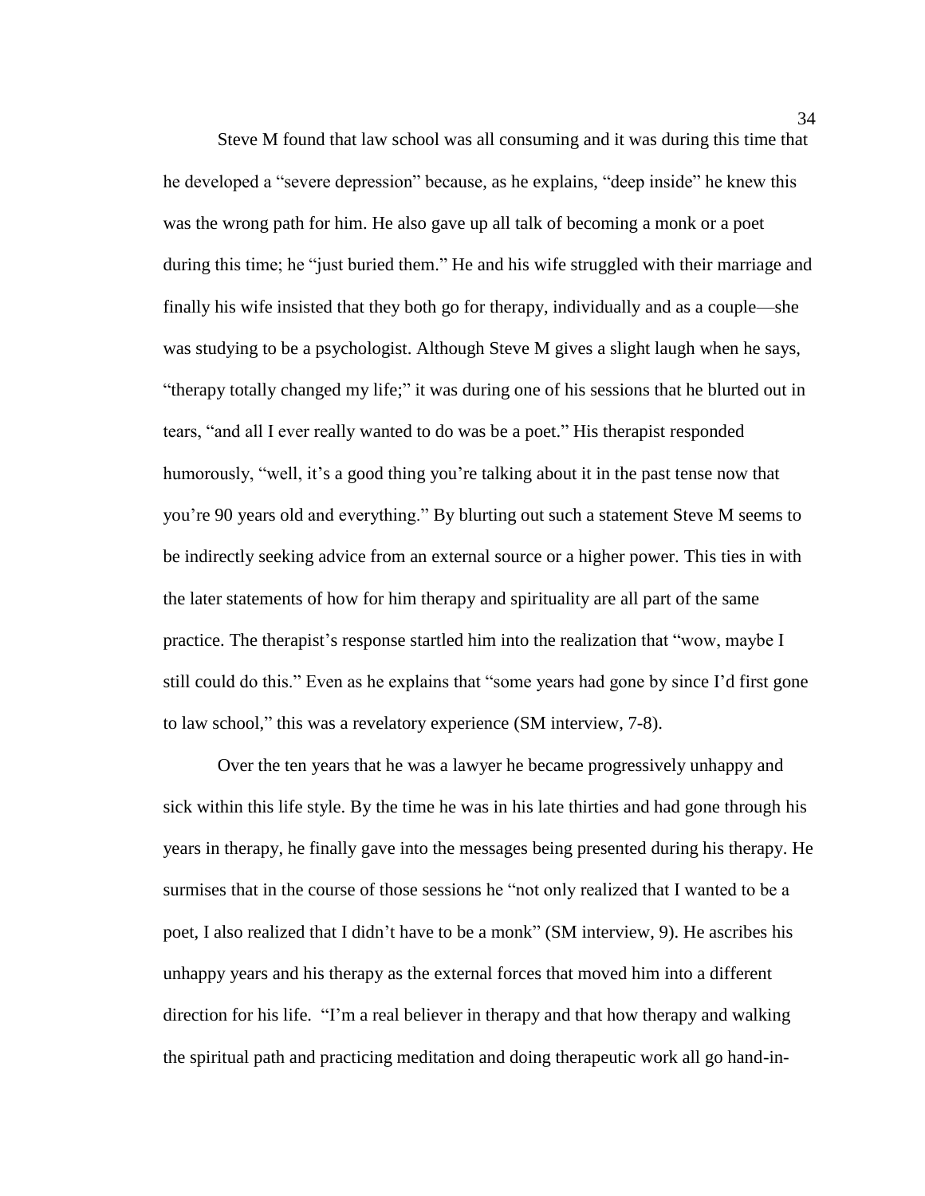Steve M found that law school was all consuming and it was during this time that he developed a "severe depression" because, as he explains, "deep inside" he knew this was the wrong path for him. He also gave up all talk of becoming a monk or a poet during this time; he "just buried them." He and his wife struggled with their marriage and finally his wife insisted that they both go for therapy, individually and as a couple—she was studying to be a psychologist. Although Steve M gives a slight laugh when he says, "therapy totally changed my life;" it was during one of his sessions that he blurted out in tears, "and all I ever really wanted to do was be a poet." His therapist responded humorously, "well, it's a good thing you're talking about it in the past tense now that you're 90 years old and everything." By blurting out such a statement Steve M seems to be indirectly seeking advice from an external source or a higher power. This ties in with the later statements of how for him therapy and spirituality are all part of the same practice. The therapist's response startled him into the realization that "wow, maybe I still could do this." Even as he explains that "some years had gone by since I'd first gone to law school," this was a revelatory experience (SM interview, 7-8).

Over the ten years that he was a lawyer he became progressively unhappy and sick within this life style. By the time he was in his late thirties and had gone through his years in therapy, he finally gave into the messages being presented during his therapy. He surmises that in the course of those sessions he "not only realized that I wanted to be a poet, I also realized that I didn't have to be a monk" (SM interview, 9). He ascribes his unhappy years and his therapy as the external forces that moved him into a different direction for his life. "I'm a real believer in therapy and that how therapy and walking the spiritual path and practicing meditation and doing therapeutic work all go hand-in-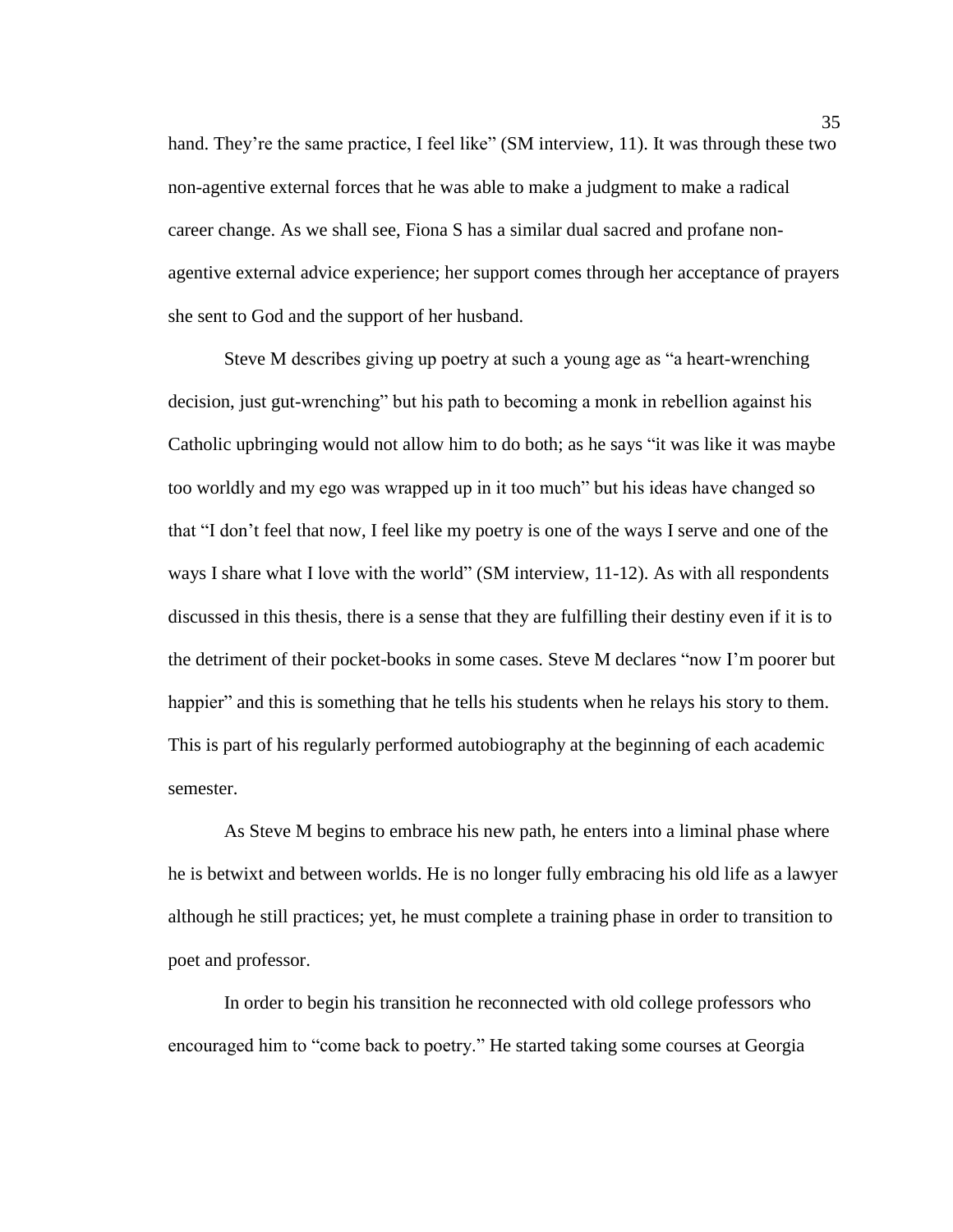hand. They're the same practice, I feel like" (SM interview, 11). It was through these two non-agentive external forces that he was able to make a judgment to make a radical career change. As we shall see, Fiona S has a similar dual sacred and profane non-agentive external advice experience; her support comes through her acceptance of prayers she sent to God and the support of her husband.

Steve M describes giving up poetry at such a young age as "a heart-wrenching decision, just gut-wrenching" but his path to becoming a monk in rebellion against his Catholic upbringing would not allow him to do both; as he says "it was like it was maybe too worldly and my ego was wrapped up in it too much" but his ideas have changed so that "I don't feel that now, I feel like my poetry is one of the ways I serve and one of the ways I share what I love with the world" (SM interview, 11-12). As with all respondents discussed in this thesis, there is a sense that they are fulfilling their destiny even if it is to the detriment of their pocket-books in some cases. Steve M declares "now I'm poorer but happier" and this is something that he tells his students when he relays his story to them. This is part of his regularly performed autobiography at the beginning of each academic semester.

As Steve M begins to embrace his new path, he enters into a liminal phase where he is betwixt and between worlds. He is no longer fully embracing his old life as a lawyer although he still practices; yet, he must complete a training phase in order to transition to poet and professor.

In order to begin his transition he reconnected with old college professors who encouraged him to "come back to poetry." He started taking some courses at Georgia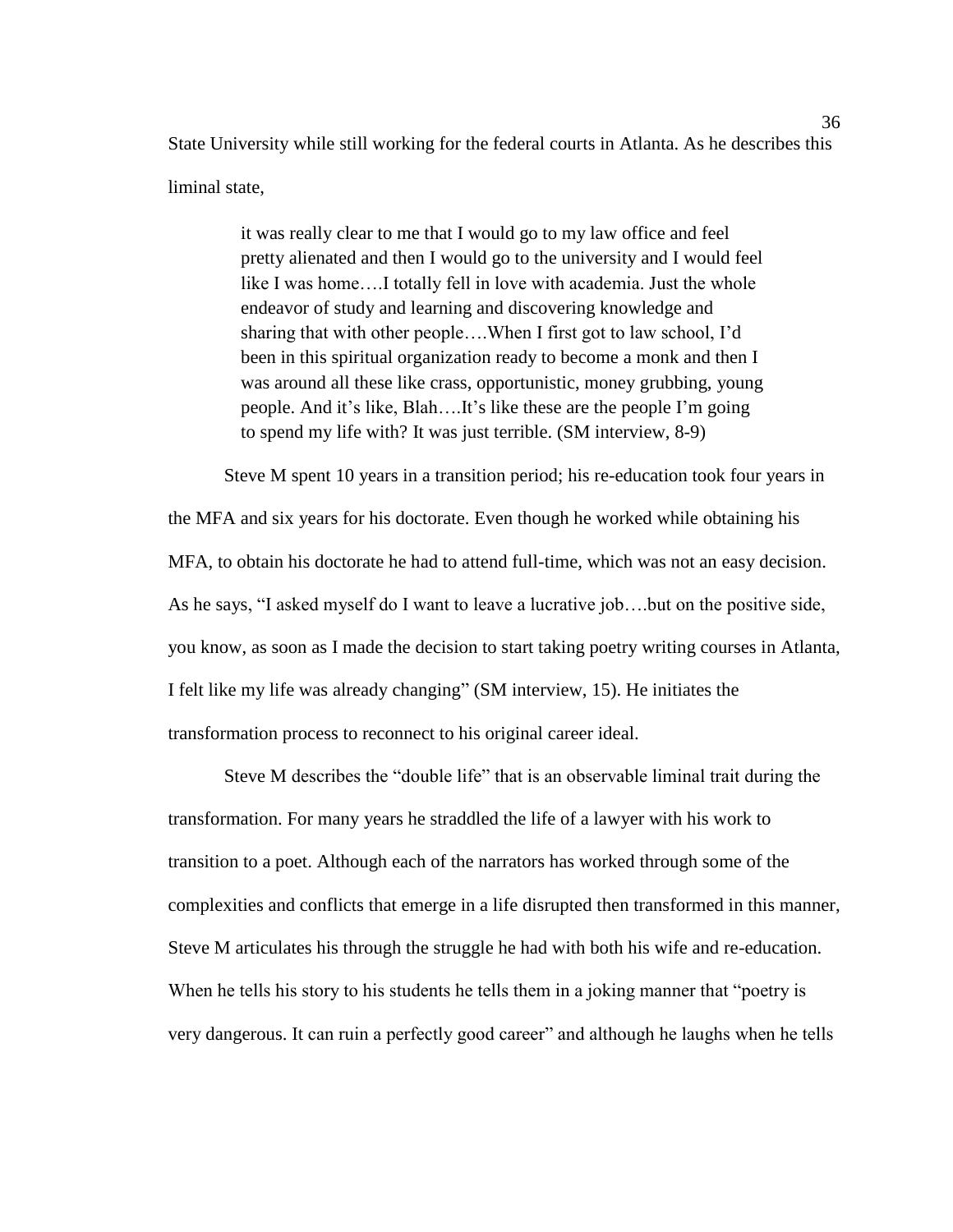State University while still working for the federal courts in Atlanta. As he describes this liminal state,

> it was really clear to me that I would go to my law office and feel pretty alienated and then I would go to the university and I would feel like I was home….I totally fell in love with academia. Just the whole endeavor of study and learning and discovering knowledge and sharing that with other people….When I first got to law school, I'd been in this spiritual organization ready to become a monk and then I was around all these like crass, opportunistic, money grubbing, young people. And it's like, Blah….It's like these are the people I'm going to spend my life with? It was just terrible. (SM interview, 8-9)

Steve M spent 10 years in a transition period; his re-education took four years in the MFA and six years for his doctorate. Even though he worked while obtaining his MFA, to obtain his doctorate he had to attend full-time, which was not an easy decision. As he says, "I asked myself do I want to leave a lucrative job….but on the positive side, you know, as soon as I made the decision to start taking poetry writing courses in Atlanta, I felt like my life was already changing" (SM interview, 15). He initiates the transformation process to reconnect to his original career ideal.

Steve M describes the "double life" that is an observable liminal trait during the transformation. For many years he straddled the life of a lawyer with his work to transition to a poet. Although each of the narrators has worked through some of the complexities and conflicts that emerge in a life disrupted then transformed in this manner, Steve M articulates his through the struggle he had with both his wife and re-education. When he tells his story to his students he tells them in a joking manner that "poetry is very dangerous. It can ruin a perfectly good career" and although he laughs when he tells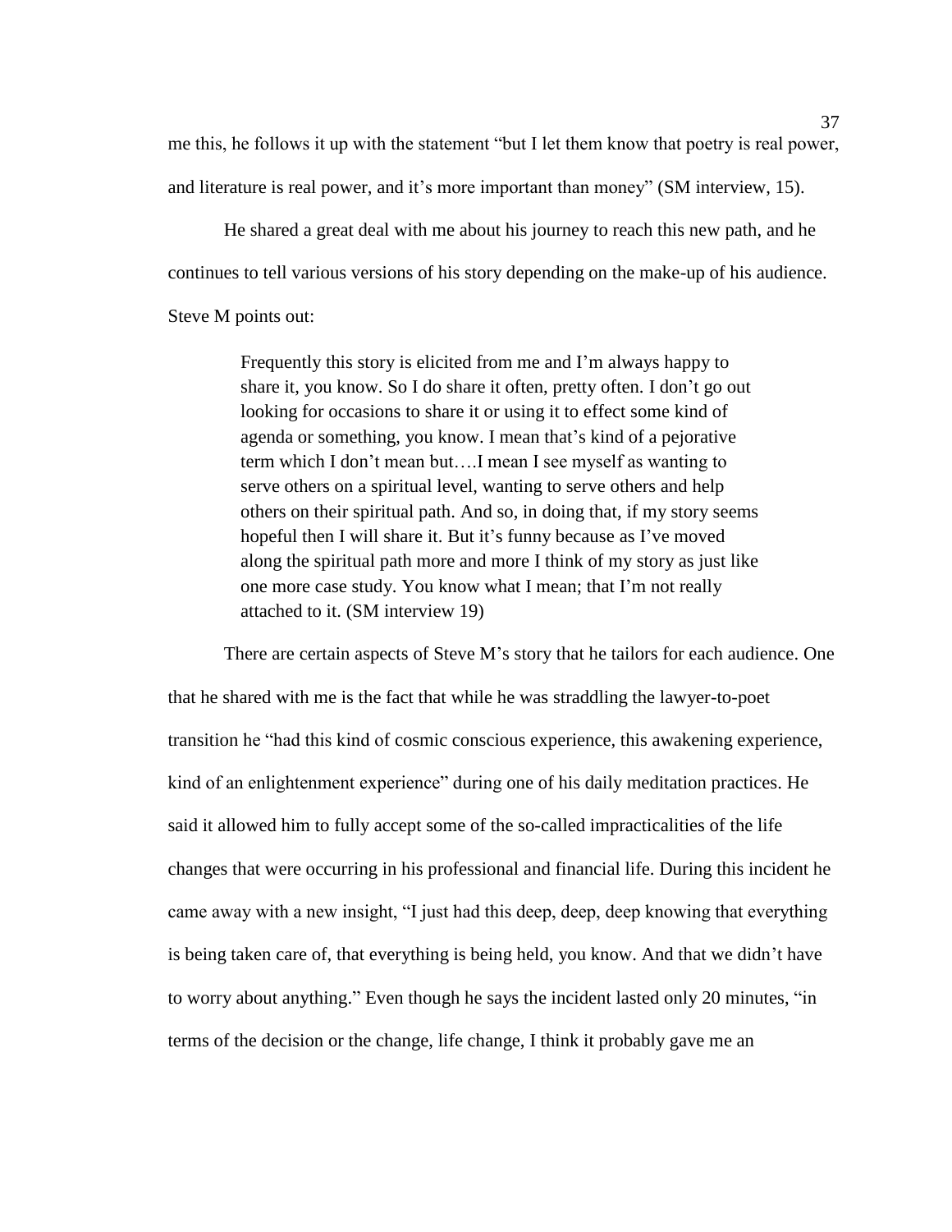me this, he follows it up with the statement "but I let them know that poetry is real power, and literature is real power, and it's more important than money" (SM interview, 15).

He shared a great deal with me about his journey to reach this new path, and he continues to tell various versions of his story depending on the make-up of his audience. Steve M points out:

> Frequently this story is elicited from me and I'm always happy to share it, you know. So I do share it often, pretty often. I don't go out looking for occasions to share it or using it to effect some kind of agenda or something, you know. I mean that's kind of a pejorative term which I don't mean but….I mean I see myself as wanting to serve others on a spiritual level, wanting to serve others and help others on their spiritual path. And so, in doing that, if my story seems hopeful then I will share it. But it's funny because as I've moved along the spiritual path more and more I think of my story as just like one more case study. You know what I mean; that I'm not really attached to it. (SM interview 19)

There are certain aspects of Steve M's story that he tailors for each audience. One that he shared with me is the fact that while he was straddling the lawyer-to-poet transition he "had this kind of cosmic conscious experience, this awakening experience, kind of an enlightenment experience" during one of his daily meditation practices. He said it allowed him to fully accept some of the so-called impracticalities of the life changes that were occurring in his professional and financial life. During this incident he came away with a new insight, "I just had this deep, deep, deep knowing that everything is being taken care of, that everything is being held, you know. And that we didn't have to worry about anything." Even though he says the incident lasted only 20 minutes, "in terms of the decision or the change, life change, I think it probably gave me an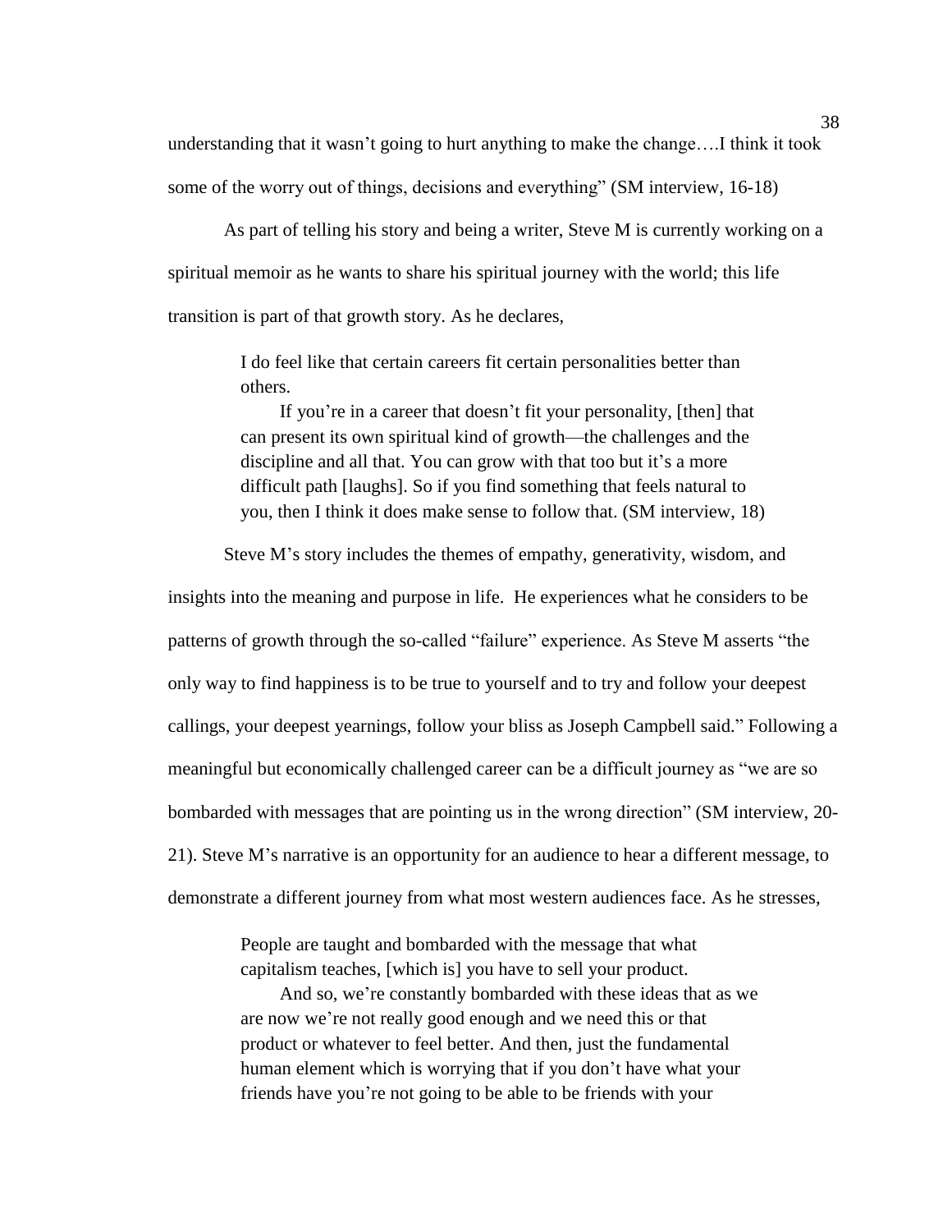understanding that it wasn't going to hurt anything to make the change….I think it took some of the worry out of things, decisions and everything" (SM interview, 16-18)

As part of telling his story and being a writer, Steve M is currently working on a spiritual memoir as he wants to share his spiritual journey with the world; this life transition is part of that growth story. As he declares,

> I do feel like that certain careers fit certain personalities better than others.
>
> If you're in a career that doesn't fit your personality, [then] that can present its own spiritual kind of growth—the challenges and the discipline and all that. You can grow with that too but it's a more difficult path [laughs]. So if you find something that feels natural to you, then I think it does make sense to follow that. (SM interview, 18)

Steve M's story includes the themes of empathy, generativity, wisdom, and insights into the meaning and purpose in life. He experiences what he considers to be patterns of growth through the so-called "failure" experience. As Steve M asserts "the only way to find happiness is to be true to yourself and to try and follow your deepest callings, your deepest yearnings, follow your bliss as Joseph Campbell said." Following a meaningful but economically challenged career can be a difficult journey as "we are so bombarded with messages that are pointing us in the wrong direction" (SM interview, 20-21). Steve M's narrative is an opportunity for an audience to hear a different message, to demonstrate a different journey from what most western audiences face. As he stresses,

> People are taught and bombarded with the message that what capitalism teaches, [which is] you have to sell your product.
>
> And so, we're constantly bombarded with these ideas that as we are now we're not really good enough and we need this or that product or whatever to feel better. And then, just the fundamental human element which is worrying that if you don't have what your friends have you're not going to be able to be friends with your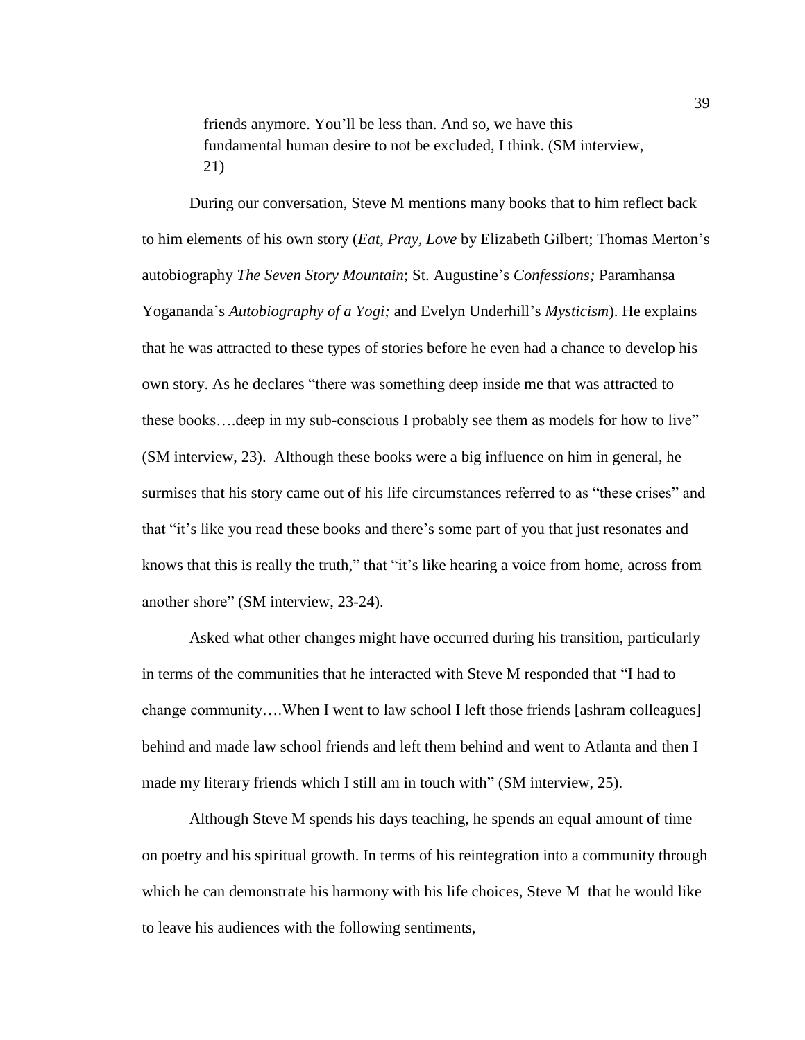> friends anymore. You'll be less than. And so, we have this fundamental human desire to not be excluded, I think. (SM interview, 21)

During our conversation, Steve M mentions many books that to him reflect back to him elements of his own story (*Eat, Pray, Love* by Elizabeth Gilbert; Thomas Merton's autobiography *The Seven Story Mountain*; St. Augustine's *Confessions;* Paramhansa Yogananda's *Autobiography of a Yogi;* and Evelyn Underhill's *Mysticism*). He explains that he was attracted to these types of stories before he even had a chance to develop his own story. As he declares "there was something deep inside me that was attracted to these books….deep in my sub-conscious I probably see them as models for how to live" (SM interview, 23). Although these books were a big influence on him in general, he surmises that his story came out of his life circumstances referred to as "these crises" and that "it's like you read these books and there's some part of you that just resonates and knows that this is really the truth," that "it's like hearing a voice from home, across from another shore" (SM interview, 23-24).

Asked what other changes might have occurred during his transition, particularly in terms of the communities that he interacted with Steve M responded that "I had to change community….When I went to law school I left those friends [ashram colleagues] behind and made law school friends and left them behind and went to Atlanta and then I made my literary friends which I still am in touch with" (SM interview, 25).

Although Steve M spends his days teaching, he spends an equal amount of time on poetry and his spiritual growth. In terms of his reintegration into a community through which he can demonstrate his harmony with his life choices, Steve M that he would like to leave his audiences with the following sentiments,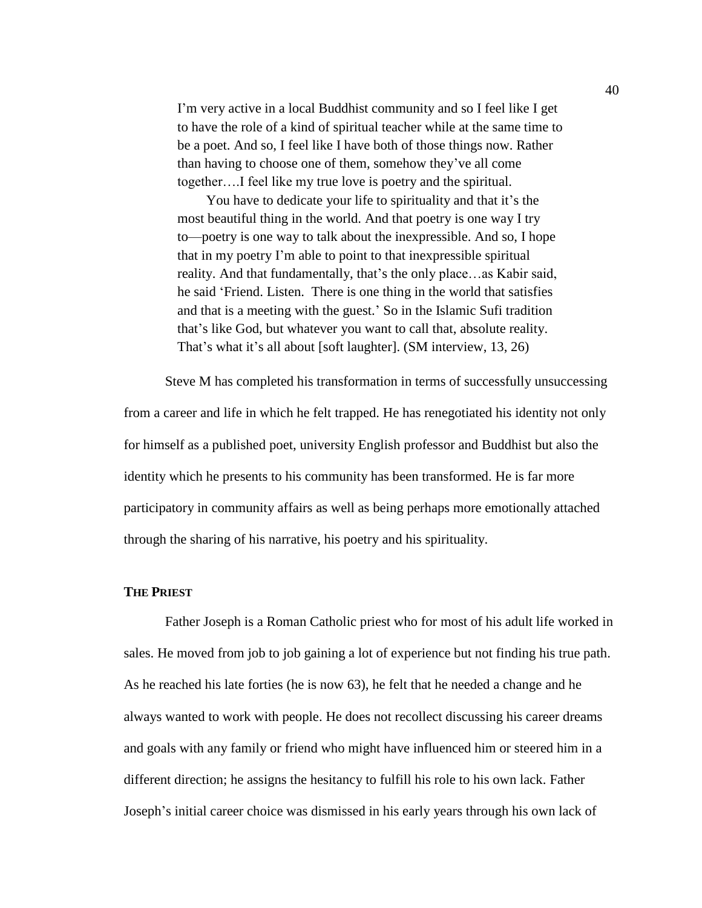> I'm very active in a local Buddhist community and so I feel like I get to have the role of a kind of spiritual teacher while at the same time to be a poet. And so, I feel like I have both of those things now. Rather than having to choose one of them, somehow they've all come together….I feel like my true love is poetry and the spiritual.
>
> You have to dedicate your life to spirituality and that it's the most beautiful thing in the world. And that poetry is one way I try to—poetry is one way to talk about the inexpressible. And so, I hope that in my poetry I'm able to point to that inexpressible spiritual reality. And that fundamentally, that's the only place…as Kabir said, he said 'Friend. Listen. There is one thing in the world that satisfies and that is a meeting with the guest.' So in the Islamic Sufi tradition that's like God, but whatever you want to call that, absolute reality. That's what it's all about [soft laughter]. (SM interview, 13, 26)

Steve M has completed his transformation in terms of successfully unsuccessing from a career and life in which he felt trapped. He has renegotiated his identity not only for himself as a published poet, university English professor and Buddhist but also the identity which he presents to his community has been transformed. He is far more participatory in community affairs as well as being perhaps more emotionally attached through the sharing of his narrative, his poetry and his spirituality.

### THE PRIEST

Father Joseph is a Roman Catholic priest who for most of his adult life worked in sales. He moved from job to job gaining a lot of experience but not finding his true path. As he reached his late forties (he is now 63), he felt that he needed a change and he always wanted to work with people. He does not recollect discussing his career dreams and goals with any family or friend who might have influenced him or steered him in a different direction; he assigns the hesitancy to fulfill his role to his own lack. Father Joseph's initial career choice was dismissed in his early years through his own lack of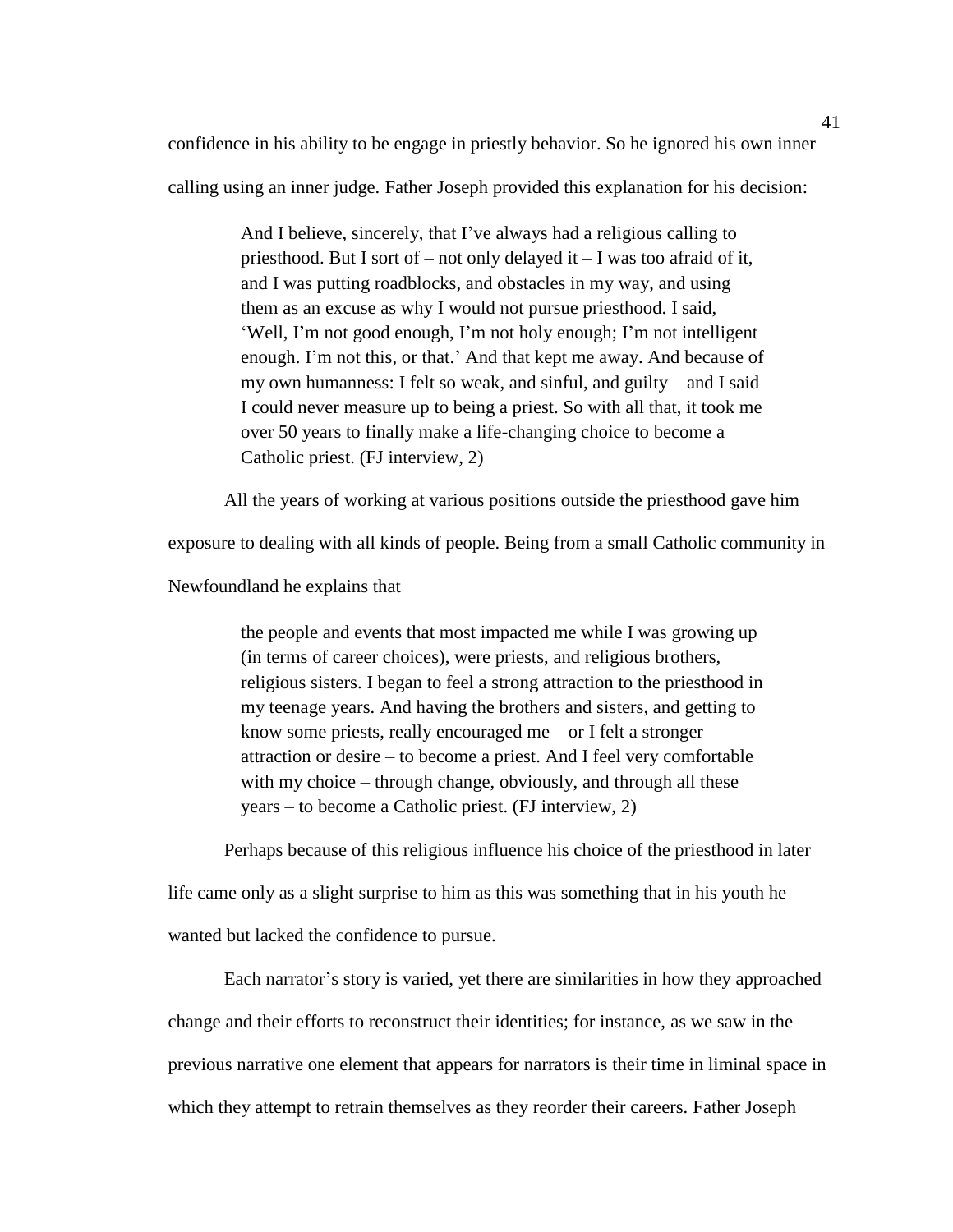confidence in his ability to be engage in priestly behavior. So he ignored his own inner calling using an inner judge. Father Joseph provided this explanation for his decision:

> And I believe, sincerely, that I've always had a religious calling to priesthood. But I sort of – not only delayed it – I was too afraid of it, and I was putting roadblocks, and obstacles in my way, and using them as an excuse as why I would not pursue priesthood. I said, 'Well, I'm not good enough, I'm not holy enough; I'm not intelligent enough. I'm not this, or that.' And that kept me away. And because of my own humanness: I felt so weak, and sinful, and guilty – and I said I could never measure up to being a priest. So with all that, it took me over 50 years to finally make a life-changing choice to become a Catholic priest. (FJ interview, 2)

All the years of working at various positions outside the priesthood gave him exposure to dealing with all kinds of people. Being from a small Catholic community in Newfoundland he explains that

> the people and events that most impacted me while I was growing up (in terms of career choices), were priests, and religious brothers, religious sisters. I began to feel a strong attraction to the priesthood in my teenage years. And having the brothers and sisters, and getting to know some priests, really encouraged me – or I felt a stronger attraction or desire – to become a priest. And I feel very comfortable with my choice – through change, obviously, and through all these years – to become a Catholic priest. (FJ interview, 2)

Perhaps because of this religious influence his choice of the priesthood in later life came only as a slight surprise to him as this was something that in his youth he wanted but lacked the confidence to pursue.

Each narrator's story is varied, yet there are similarities in how they approached change and their efforts to reconstruct their identities; for instance, as we saw in the previous narrative one element that appears for narrators is their time in liminal space in which they attempt to retrain themselves as they reorder their careers. Father Joseph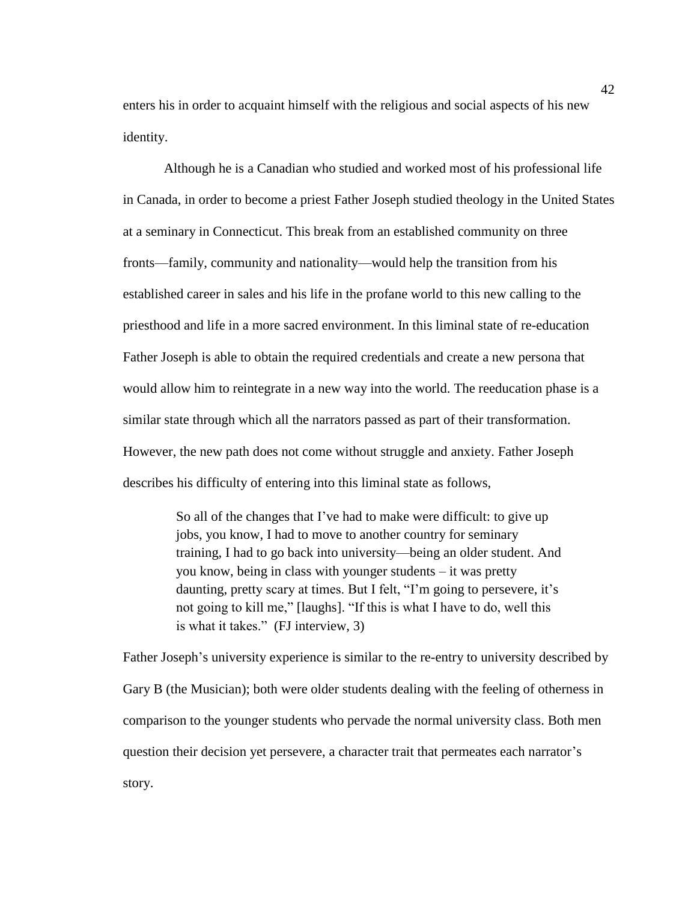enters his in order to acquaint himself with the religious and social aspects of his new identity.

Although he is a Canadian who studied and worked most of his professional life in Canada, in order to become a priest Father Joseph studied theology in the United States at a seminary in Connecticut. This break from an established community on three fronts—family, community and nationality—would help the transition from his established career in sales and his life in the profane world to this new calling to the priesthood and life in a more sacred environment. In this liminal state of re-education Father Joseph is able to obtain the required credentials and create a new persona that would allow him to reintegrate in a new way into the world. The reeducation phase is a similar state through which all the narrators passed as part of their transformation. However, the new path does not come without struggle and anxiety. Father Joseph describes his difficulty of entering into this liminal state as follows,

> So all of the changes that I've had to make were difficult: to give up jobs, you know, I had to move to another country for seminary training, I had to go back into university—being an older student. And you know, being in class with younger students – it was pretty daunting, pretty scary at times. But I felt, "I'm going to persevere, it's not going to kill me," [laughs]. "If this is what I have to do, well this is what it takes." (FJ interview, 3)

Father Joseph's university experience is similar to the re-entry to university described by Gary B (the Musician); both were older students dealing with the feeling of otherness in comparison to the younger students who pervade the normal university class. Both men question their decision yet persevere, a character trait that permeates each narrator's story.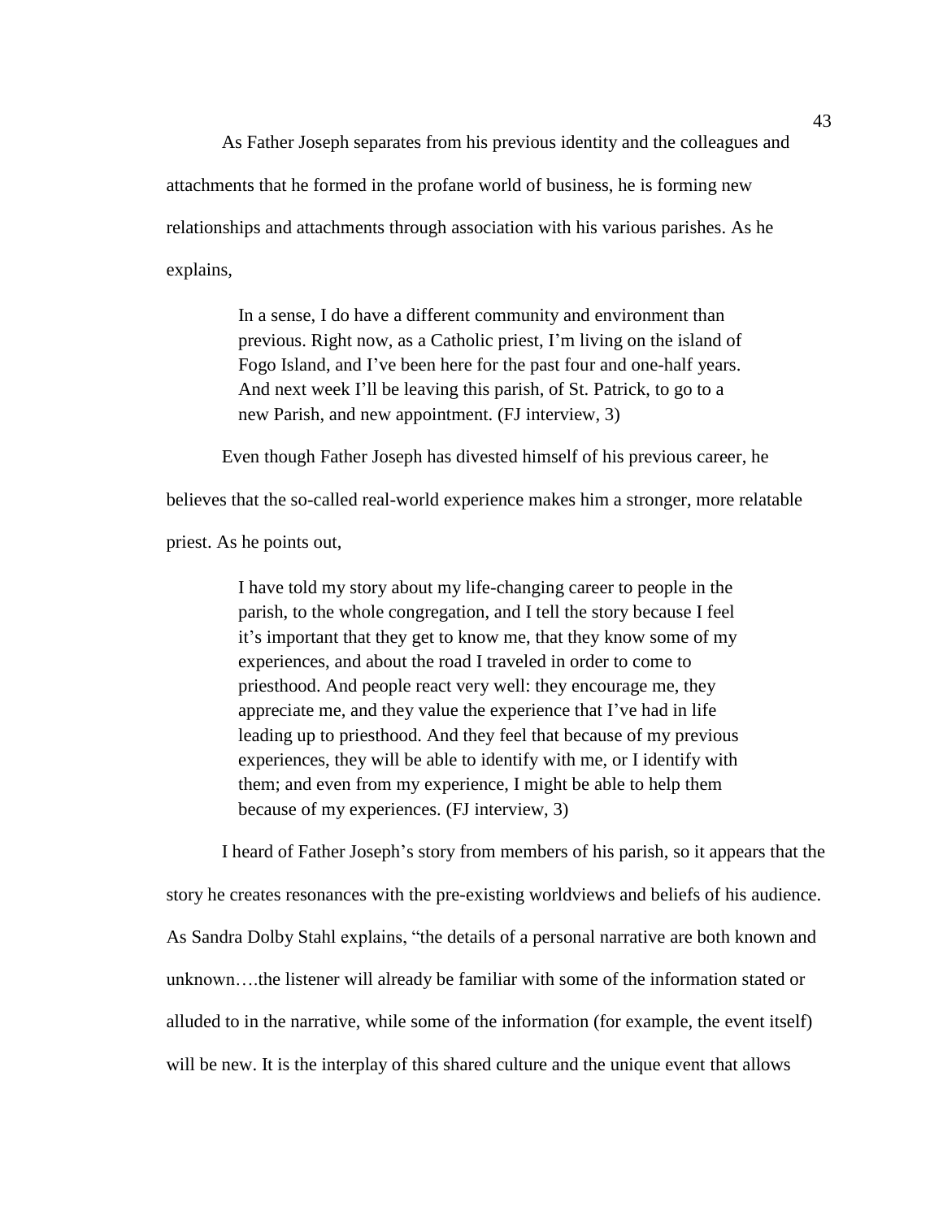As Father Joseph separates from his previous identity and the colleagues and attachments that he formed in the profane world of business, he is forming new relationships and attachments through association with his various parishes. As he explains,

> In a sense, I do have a different community and environment than previous. Right now, as a Catholic priest, I'm living on the island of Fogo Island, and I've been here for the past four and one-half years. And next week I'll be leaving this parish, of St. Patrick, to go to a new Parish, and new appointment. (FJ interview, 3)

Even though Father Joseph has divested himself of his previous career, he believes that the so-called real-world experience makes him a stronger, more relatable priest. As he points out,

> I have told my story about my life-changing career to people in the parish, to the whole congregation, and I tell the story because I feel it's important that they get to know me, that they know some of my experiences, and about the road I traveled in order to come to priesthood. And people react very well: they encourage me, they appreciate me, and they value the experience that I've had in life leading up to priesthood. And they feel that because of my previous experiences, they will be able to identify with me, or I identify with them; and even from my experience, I might be able to help them because of my experiences. (FJ interview, 3)

I heard of Father Joseph's story from members of his parish, so it appears that the story he creates resonances with the pre-existing worldviews and beliefs of his audience. As Sandra Dolby Stahl explains, "the details of a personal narrative are both known and unknown….the listener will already be familiar with some of the information stated or alluded to in the narrative, while some of the information (for example, the event itself) will be new. It is the interplay of this shared culture and the unique event that allows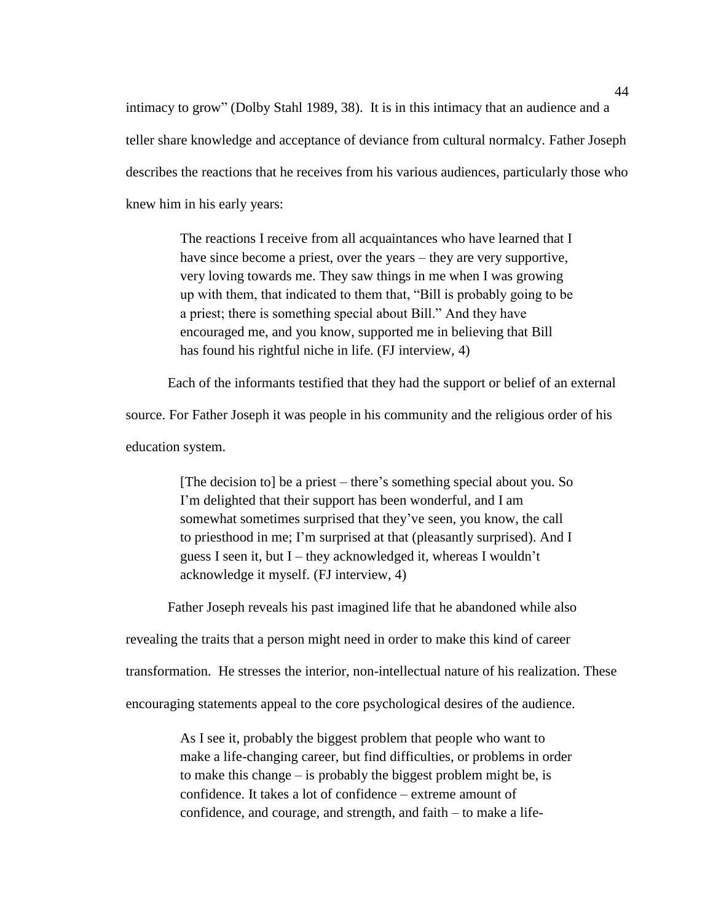intimacy to grow" (Dolby Stahl 1989, 38). It is in this intimacy that an audience and a teller share knowledge and acceptance of deviance from cultural normalcy. Father Joseph describes the reactions that he receives from his various audiences, particularly those who knew him in his early years:

> The reactions I receive from all acquaintances who have learned that I have since become a priest, over the years – they are very supportive, very loving towards me. They saw things in me when I was growing up with them, that indicated to them that, "Bill is probably going to be a priest; there is something special about Bill." And they have encouraged me, and you know, supported me in believing that Bill has found his rightful niche in life. (FJ interview, 4)

Each of the informants testified that they had the support or belief of an external source. For Father Joseph it was people in his community and the religious order of his education system.

> [The decision to] be a priest – there's something special about you. So I'm delighted that their support has been wonderful, and I am somewhat sometimes surprised that they've seen, you know, the call to priesthood in me; I'm surprised at that (pleasantly surprised). And I guess I seen it, but I – they acknowledged it, whereas I wouldn't acknowledge it myself. (FJ interview, 4)

Father Joseph reveals his past imagined life that he abandoned while also revealing the traits that a person might need in order to make this kind of career transformation. He stresses the interior, non-intellectual nature of his realization. These encouraging statements appeal to the core psychological desires of the audience.

> As I see it, probably the biggest problem that people who want to make a life-changing career, but find difficulties, or problems in order to make this change – is probably the biggest problem might be, is confidence. It takes a lot of confidence – extreme amount of confidence, and courage, and strength, and faith – to make a life-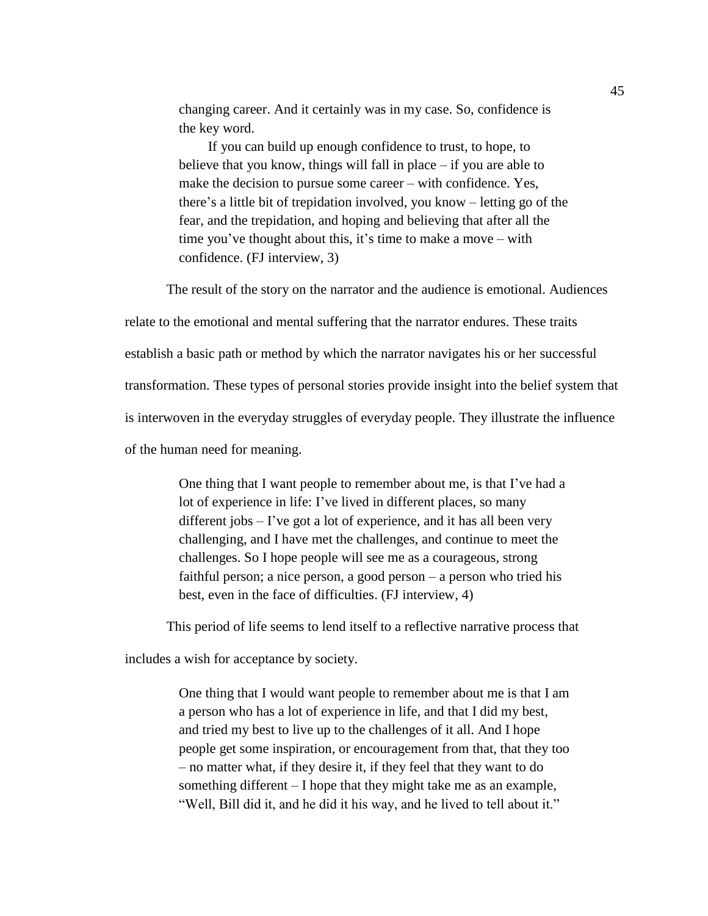> changing career. And it certainly was in my case. So, confidence is the key word.
>
> If you can build up enough confidence to trust, to hope, to believe that you know, things will fall in place – if you are able to make the decision to pursue some career – with confidence. Yes, there's a little bit of trepidation involved, you know – letting go of the fear, and the trepidation, and hoping and believing that after all the time you've thought about this, it's time to make a move – with confidence. (FJ interview, 3)

The result of the story on the narrator and the audience is emotional. Audiences relate to the emotional and mental suffering that the narrator endures. These traits establish a basic path or method by which the narrator navigates his or her successful transformation. These types of personal stories provide insight into the belief system that is interwoven in the everyday struggles of everyday people. They illustrate the influence of the human need for meaning.

> One thing that I want people to remember about me, is that I've had a lot of experience in life: I've lived in different places, so many different jobs – I've got a lot of experience, and it has all been very challenging, and I have met the challenges, and continue to meet the challenges. So I hope people will see me as a courageous, strong faithful person; a nice person, a good person – a person who tried his best, even in the face of difficulties. (FJ interview, 4)

This period of life seems to lend itself to a reflective narrative process that includes a wish for acceptance by society.

> One thing that I would want people to remember about me is that I am a person who has a lot of experience in life, and that I did my best, and tried my best to live up to the challenges of it all. And I hope people get some inspiration, or encouragement from that, that they too – no matter what, if they desire it, if they feel that they want to do something different – I hope that they might take me as an example, "Well, Bill did it, and he did it his way, and he lived to tell about it."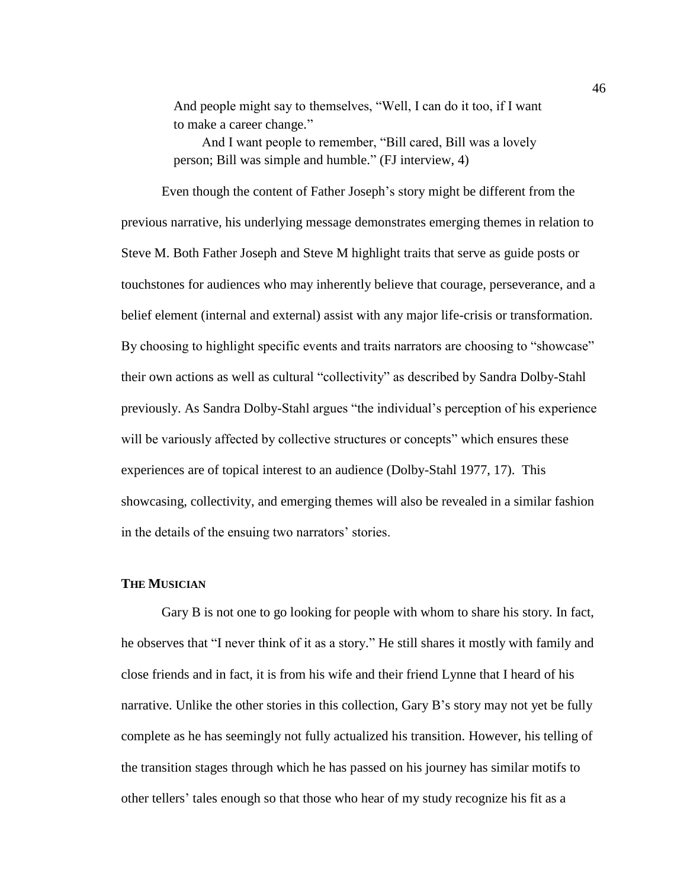> And people might say to themselves, "Well, I can do it too, if I want to make a career change."
>
> And I want people to remember, "Bill cared, Bill was a lovely person; Bill was simple and humble." (FJ interview, 4)

Even though the content of Father Joseph's story might be different from the previous narrative, his underlying message demonstrates emerging themes in relation to Steve M. Both Father Joseph and Steve M highlight traits that serve as guide posts or touchstones for audiences who may inherently believe that courage, perseverance, and a belief element (internal and external) assist with any major life-crisis or transformation. By choosing to highlight specific events and traits narrators are choosing to "showcase" their own actions as well as cultural "collectivity" as described by Sandra Dolby-Stahl previously. As Sandra Dolby-Stahl argues "the individual's perception of his experience will be variously affected by collective structures or concepts" which ensures these experiences are of topical interest to an audience (Dolby-Stahl 1977, 17). This showcasing, collectivity, and emerging themes will also be revealed in a similar fashion in the details of the ensuing two narrators' stories.

### THE MUSICIAN

Gary B is not one to go looking for people with whom to share his story. In fact, he observes that "I never think of it as a story." He still shares it mostly with family and close friends and in fact, it is from his wife and their friend Lynne that I heard of his narrative. Unlike the other stories in this collection, Gary B's story may not yet be fully complete as he has seemingly not fully actualized his transition. However, his telling of the transition stages through which he has passed on his journey has similar motifs to other tellers' tales enough so that those who hear of my study recognize his fit as a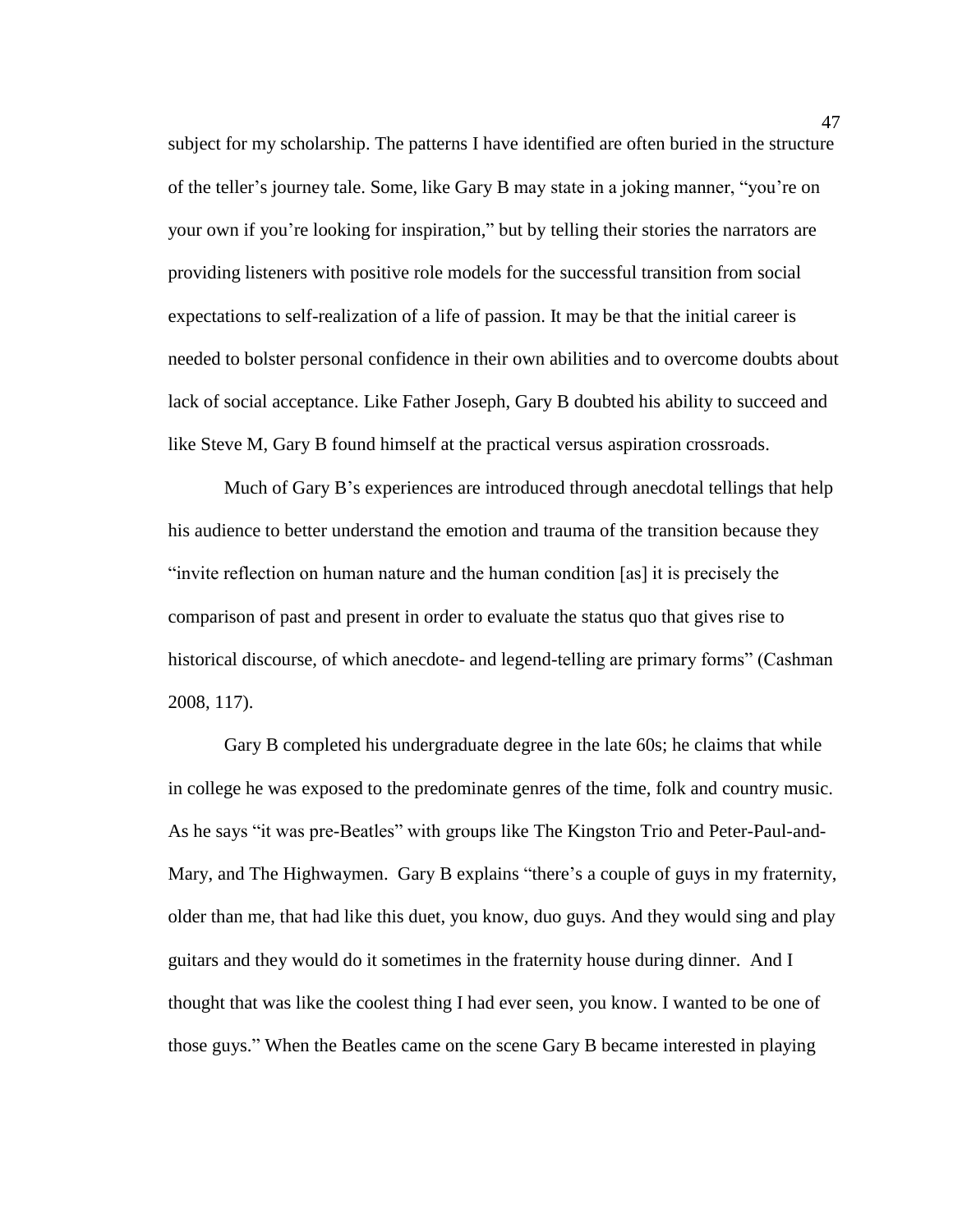subject for my scholarship. The patterns I have identified are often buried in the structure of the teller's journey tale. Some, like Gary B may state in a joking manner, "you're on your own if you're looking for inspiration," but by telling their stories the narrators are providing listeners with positive role models for the successful transition from social expectations to self-realization of a life of passion. It may be that the initial career is needed to bolster personal confidence in their own abilities and to overcome doubts about lack of social acceptance. Like Father Joseph, Gary B doubted his ability to succeed and like Steve M, Gary B found himself at the practical versus aspiration crossroads.

Much of Gary B's experiences are introduced through anecdotal tellings that help his audience to better understand the emotion and trauma of the transition because they "invite reflection on human nature and the human condition [as] it is precisely the comparison of past and present in order to evaluate the status quo that gives rise to historical discourse, of which anecdote- and legend-telling are primary forms" (Cashman 2008, 117).

Gary B completed his undergraduate degree in the late 60s; he claims that while in college he was exposed to the predominate genres of the time, folk and country music. As he says "it was pre-Beatles" with groups like The Kingston Trio and Peter-Paul-and-Mary, and The Highwaymen. Gary B explains "there's a couple of guys in my fraternity, older than me, that had like this duet, you know, duo guys. And they would sing and play guitars and they would do it sometimes in the fraternity house during dinner. And I thought that was like the coolest thing I had ever seen, you know. I wanted to be one of those guys." When the Beatles came on the scene Gary B became interested in playing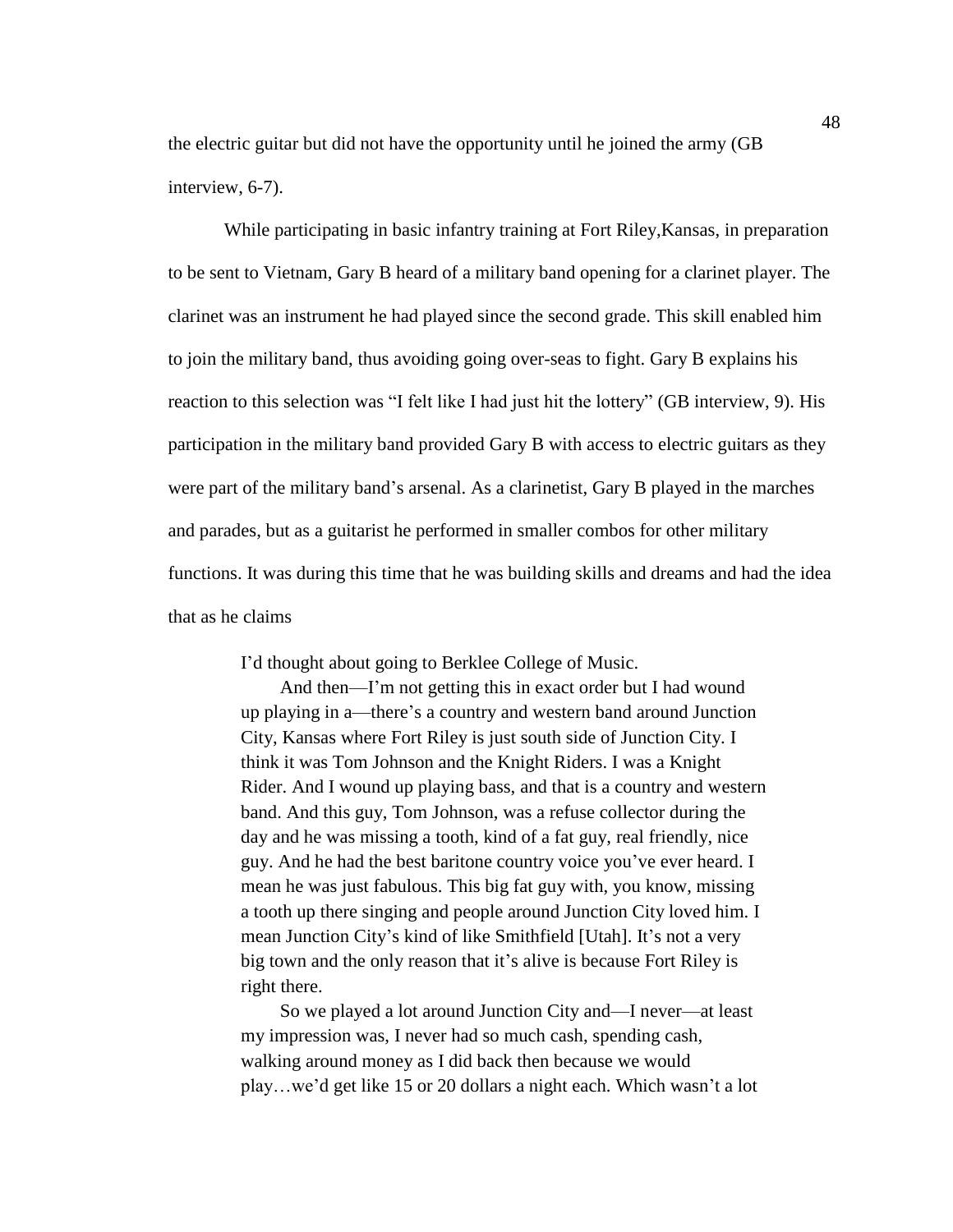the electric guitar but did not have the opportunity until he joined the army (GB interview, 6-7).

While participating in basic infantry training at Fort Riley,Kansas, in preparation to be sent to Vietnam, Gary B heard of a military band opening for a clarinet player. The clarinet was an instrument he had played since the second grade. This skill enabled him to join the military band, thus avoiding going over-seas to fight. Gary B explains his reaction to this selection was "I felt like I had just hit the lottery" (GB interview, 9). His participation in the military band provided Gary B with access to electric guitars as they were part of the military band's arsenal. As a clarinetist, Gary B played in the marches and parades, but as a guitarist he performed in smaller combos for other military functions. It was during this time that he was building skills and dreams and had the idea that as he claims

> I'd thought about going to Berklee College of Music.
>
> And then—I'm not getting this in exact order but I had wound up playing in a—there's a country and western band around Junction City, Kansas where Fort Riley is just south side of Junction City. I think it was Tom Johnson and the Knight Riders. I was a Knight Rider. And I wound up playing bass, and that is a country and western band. And this guy, Tom Johnson, was a refuse collector during the day and he was missing a tooth, kind of a fat guy, real friendly, nice guy. And he had the best baritone country voice you've ever heard. I mean he was just fabulous. This big fat guy with, you know, missing a tooth up there singing and people around Junction City loved him. I mean Junction City's kind of like Smithfield [Utah]. It's not a very big town and the only reason that it's alive is because Fort Riley is right there.
>
> So we played a lot around Junction City and—I never—at least my impression was, I never had so much cash, spending cash, walking around money as I did back then because we would play…we'd get like 15 or 20 dollars a night each. Which wasn't a lot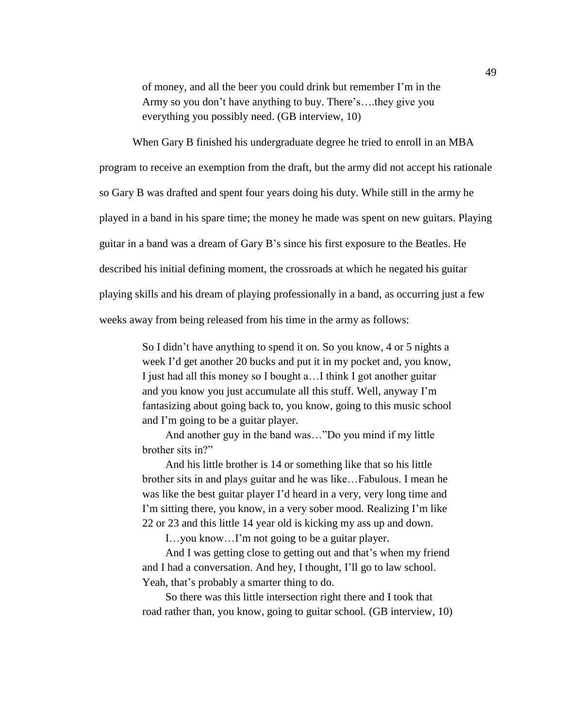> of money, and all the beer you could drink but remember I'm in the Army so you don't have anything to buy. There's….they give you everything you possibly need. (GB interview, 10)

When Gary B finished his undergraduate degree he tried to enroll in an MBA program to receive an exemption from the draft, but the army did not accept his rationale so Gary B was drafted and spent four years doing his duty. While still in the army he played in a band in his spare time; the money he made was spent on new guitars. Playing guitar in a band was a dream of Gary B's since his first exposure to the Beatles. He described his initial defining moment, the crossroads at which he negated his guitar playing skills and his dream of playing professionally in a band, as occurring just a few weeks away from being released from his time in the army as follows:

> So I didn't have anything to spend it on. So you know, 4 or 5 nights a week I'd get another 20 bucks and put it in my pocket and, you know, I just had all this money so I bought a…I think I got another guitar and you know you just accumulate all this stuff. Well, anyway I'm fantasizing about going back to, you know, going to this music school and I'm going to be a guitar player.
>
> And another guy in the band was…"Do you mind if my little brother sits in?"
>
> And his little brother is 14 or something like that so his little brother sits in and plays guitar and he was like…Fabulous. I mean he was like the best guitar player I'd heard in a very, very long time and I'm sitting there, you know, in a very sober mood. Realizing I'm like 22 or 23 and this little 14 year old is kicking my ass up and down.
>
> I…you know…I'm not going to be a guitar player.
>
> And I was getting close to getting out and that's when my friend and I had a conversation. And hey, I thought, I'll go to law school. Yeah, that's probably a smarter thing to do.
>
> So there was this little intersection right there and I took that road rather than, you know, going to guitar school. (GB interview, 10)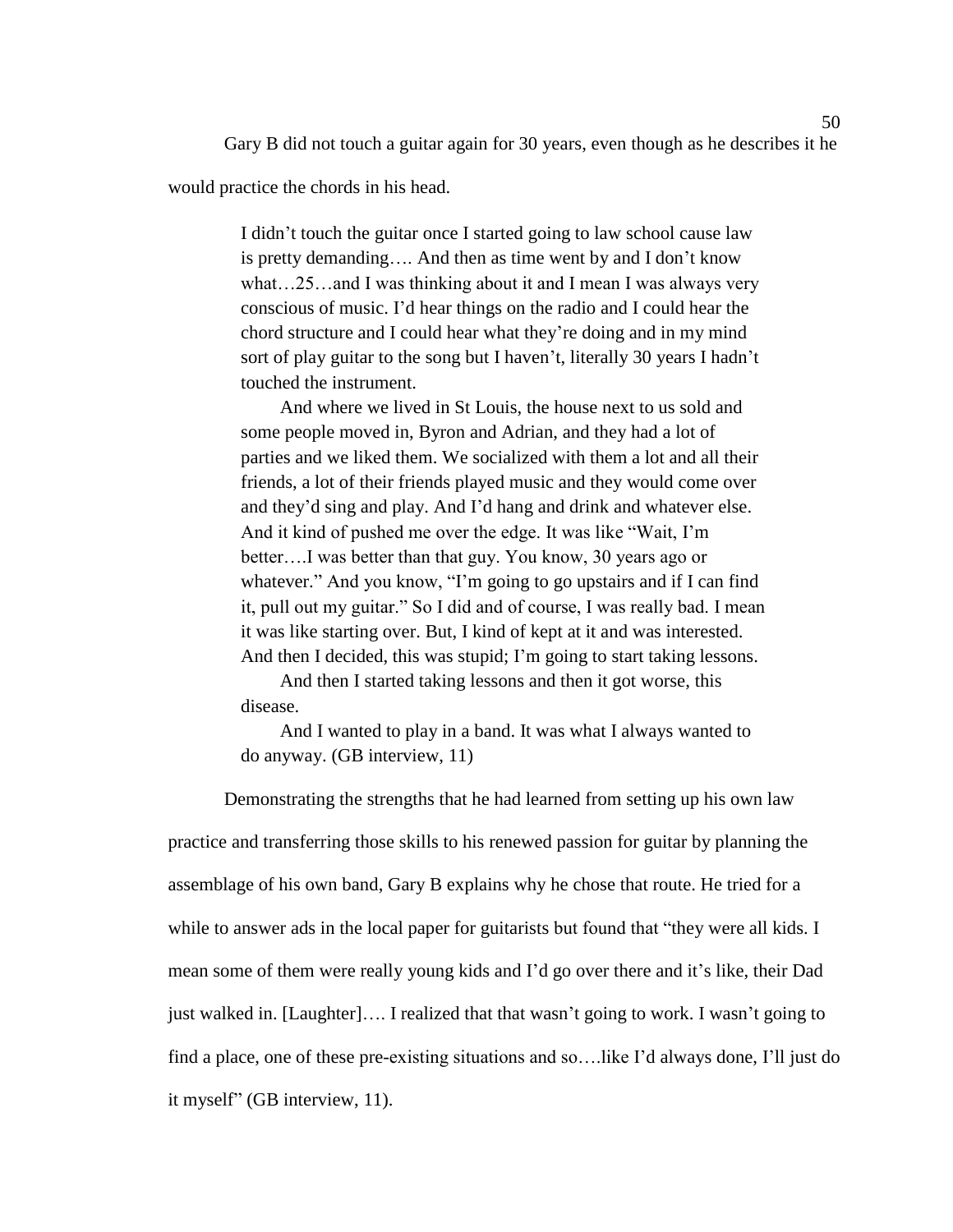Gary B did not touch a guitar again for 30 years, even though as he describes it he would practice the chords in his head.

> I didn't touch the guitar once I started going to law school cause law is pretty demanding…. And then as time went by and I don't know what…25…and I was thinking about it and I mean I was always very conscious of music. I'd hear things on the radio and I could hear the chord structure and I could hear what they're doing and in my mind sort of play guitar to the song but I haven't, literally 30 years I hadn't touched the instrument.
>
> And where we lived in St Louis, the house next to us sold and some people moved in, Byron and Adrian, and they had a lot of parties and we liked them. We socialized with them a lot and all their friends, a lot of their friends played music and they would come over and they'd sing and play. And I'd hang and drink and whatever else. And it kind of pushed me over the edge. It was like "Wait, I'm better….I was better than that guy. You know, 30 years ago or whatever." And you know, "I'm going to go upstairs and if I can find it, pull out my guitar." So I did and of course, I was really bad. I mean it was like starting over. But, I kind of kept at it and was interested. And then I decided, this was stupid; I'm going to start taking lessons.
>
> And then I started taking lessons and then it got worse, this disease.
>
> And I wanted to play in a band. It was what I always wanted to do anyway. (GB interview, 11)

Demonstrating the strengths that he had learned from setting up his own law practice and transferring those skills to his renewed passion for guitar by planning the assemblage of his own band, Gary B explains why he chose that route. He tried for a while to answer ads in the local paper for guitarists but found that "they were all kids. I mean some of them were really young kids and I'd go over there and it's like, their Dad just walked in. [Laughter]…. I realized that that wasn't going to work. I wasn't going to find a place, one of these pre-existing situations and so….like I'd always done, I'll just do it myself" (GB interview, 11).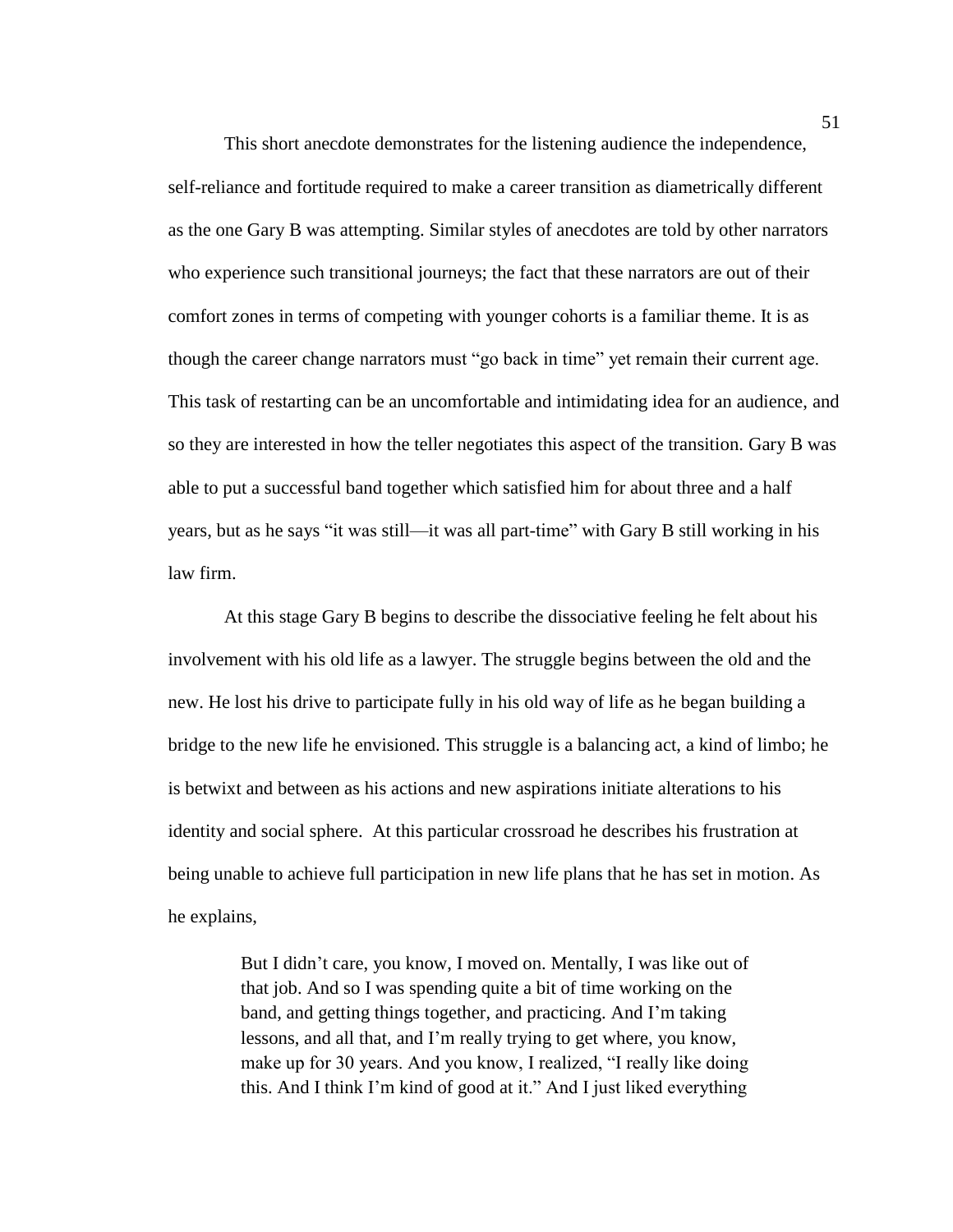This short anecdote demonstrates for the listening audience the independence, self-reliance and fortitude required to make a career transition as diametrically different as the one Gary B was attempting. Similar styles of anecdotes are told by other narrators who experience such transitional journeys; the fact that these narrators are out of their comfort zones in terms of competing with younger cohorts is a familiar theme. It is as though the career change narrators must "go back in time" yet remain their current age. This task of restarting can be an uncomfortable and intimidating idea for an audience, and so they are interested in how the teller negotiates this aspect of the transition. Gary B was able to put a successful band together which satisfied him for about three and a half years, but as he says "it was still—it was all part-time" with Gary B still working in his law firm.

At this stage Gary B begins to describe the dissociative feeling he felt about his involvement with his old life as a lawyer. The struggle begins between the old and the new. He lost his drive to participate fully in his old way of life as he began building a bridge to the new life he envisioned. This struggle is a balancing act, a kind of limbo; he is betwixt and between as his actions and new aspirations initiate alterations to his identity and social sphere. At this particular crossroad he describes his frustration at being unable to achieve full participation in new life plans that he has set in motion. As he explains,

> But I didn't care, you know, I moved on. Mentally, I was like out of that job. And so I was spending quite a bit of time working on the band, and getting things together, and practicing. And I'm taking lessons, and all that, and I'm really trying to get where, you know, make up for 30 years. And you know, I realized, "I really like doing this. And I think I'm kind of good at it." And I just liked everything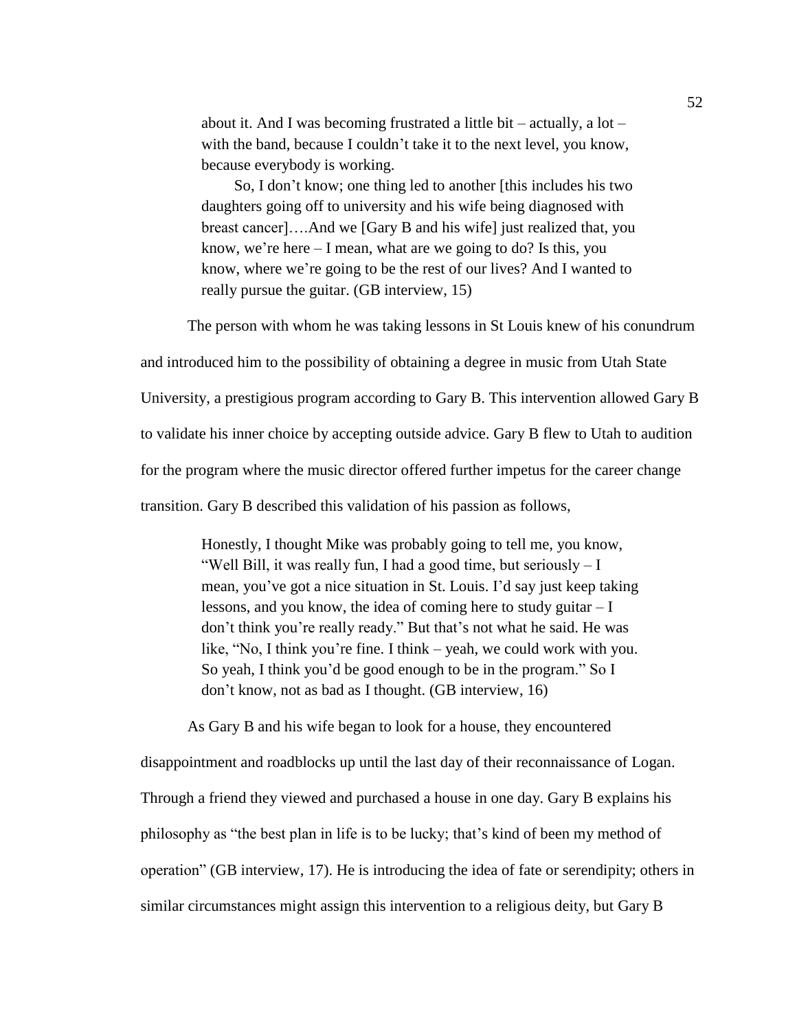> about it. And I was becoming frustrated a little bit – actually, a lot – with the band, because I couldn't take it to the next level, you know, because everybody is working.
>
> So, I don't know; one thing led to another [this includes his two daughters going off to university and his wife being diagnosed with breast cancer]….And we [Gary B and his wife] just realized that, you know, we're here – I mean, what are we going to do? Is this, you know, where we're going to be the rest of our lives? And I wanted to really pursue the guitar. (GB interview, 15)

The person with whom he was taking lessons in St Louis knew of his conundrum and introduced him to the possibility of obtaining a degree in music from Utah State University, a prestigious program according to Gary B. This intervention allowed Gary B to validate his inner choice by accepting outside advice. Gary B flew to Utah to audition for the program where the music director offered further impetus for the career change transition. Gary B described this validation of his passion as follows,

> Honestly, I thought Mike was probably going to tell me, you know, "Well Bill, it was really fun, I had a good time, but seriously – I mean, you've got a nice situation in St. Louis. I'd say just keep taking lessons, and you know, the idea of coming here to study guitar – I don't think you're really ready." But that's not what he said. He was like, "No, I think you're fine. I think – yeah, we could work with you. So yeah, I think you'd be good enough to be in the program." So I don't know, not as bad as I thought. (GB interview, 16)

As Gary B and his wife began to look for a house, they encountered disappointment and roadblocks up until the last day of their reconnaissance of Logan. Through a friend they viewed and purchased a house in one day. Gary B explains his philosophy as "the best plan in life is to be lucky; that's kind of been my method of operation" (GB interview, 17). He is introducing the idea of fate or serendipity; others in similar circumstances might assign this intervention to a religious deity, but Gary B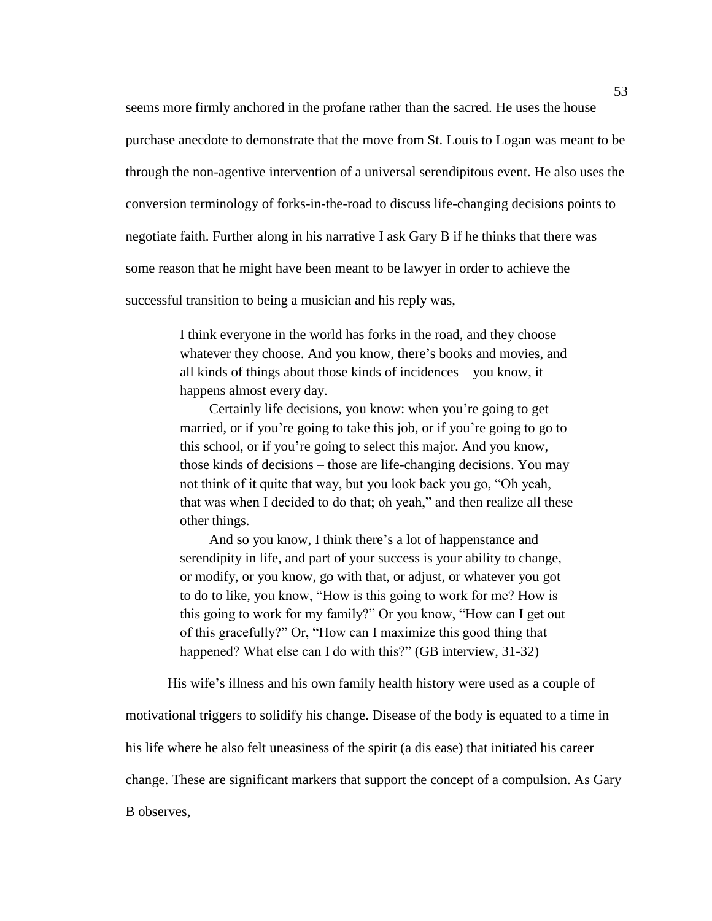seems more firmly anchored in the profane rather than the sacred. He uses the house purchase anecdote to demonstrate that the move from St. Louis to Logan was meant to be through the non-agentive intervention of a universal serendipitous event. He also uses the conversion terminology of forks-in-the-road to discuss life-changing decisions points to negotiate faith. Further along in his narrative I ask Gary B if he thinks that there was some reason that he might have been meant to be lawyer in order to achieve the successful transition to being a musician and his reply was,

> I think everyone in the world has forks in the road, and they choose whatever they choose. And you know, there's books and movies, and all kinds of things about those kinds of incidences – you know, it happens almost every day.
>
> Certainly life decisions, you know: when you're going to get married, or if you're going to take this job, or if you're going to go to this school, or if you're going to select this major. And you know, those kinds of decisions – those are life-changing decisions. You may not think of it quite that way, but you look back you go, "Oh yeah, that was when I decided to do that; oh yeah," and then realize all these other things.
>
> And so you know, I think there's a lot of happenstance and serendipity in life, and part of your success is your ability to change, or modify, or you know, go with that, or adjust, or whatever you got to do to like, you know, "How is this going to work for me? How is this going to work for my family?" Or you know, "How can I get out of this gracefully?" Or, "How can I maximize this good thing that happened? What else can I do with this?" (GB interview, 31-32)

His wife's illness and his own family health history were used as a couple of motivational triggers to solidify his change. Disease of the body is equated to a time in his life where he also felt uneasiness of the spirit (a dis ease) that initiated his career change. These are significant markers that support the concept of a compulsion. As Gary B observes,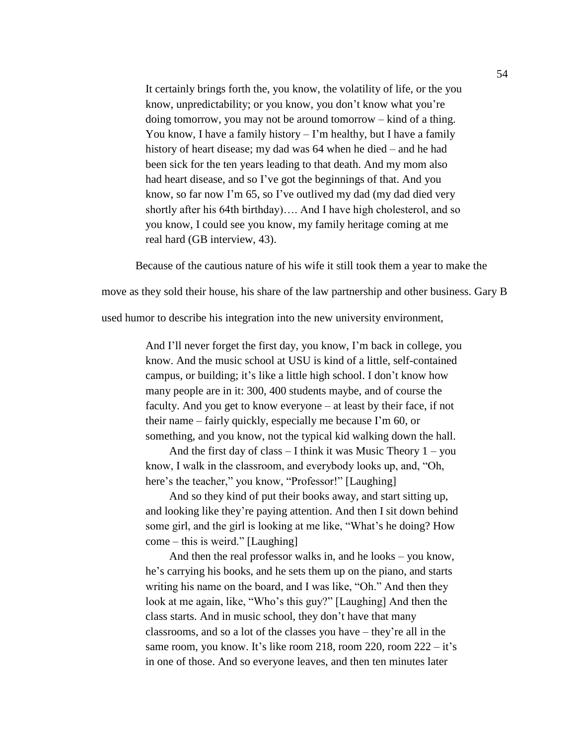> It certainly brings forth the, you know, the volatility of life, or the you know, unpredictability; or you know, you don't know what you're doing tomorrow, you may not be around tomorrow – kind of a thing. You know, I have a family history – I'm healthy, but I have a family history of heart disease; my dad was 64 when he died – and he had been sick for the ten years leading to that death. And my mom also had heart disease, and so I've got the beginnings of that. And you know, so far now I'm 65, so I've outlived my dad (my dad died very shortly after his 64th birthday)…. And I have high cholesterol, and so you know, I could see you know, my family heritage coming at me real hard (GB interview, 43).

Because of the cautious nature of his wife it still took them a year to make the move as they sold their house, his share of the law partnership and other business. Gary B used humor to describe his integration into the new university environment,

> And I'll never forget the first day, you know, I'm back in college, you know. And the music school at USU is kind of a little, self-contained campus, or building; it's like a little high school. I don't know how many people are in it: 300, 400 students maybe, and of course the faculty. And you get to know everyone – at least by their face, if not their name – fairly quickly, especially me because I'm 60, or something, and you know, not the typical kid walking down the hall.
>
> And the first day of class – I think it was Music Theory 1 – you know, I walk in the classroom, and everybody looks up, and, "Oh, here's the teacher," you know, "Professor!" [Laughing]
>
> And so they kind of put their books away, and start sitting up, and looking like they're paying attention. And then I sit down behind some girl, and the girl is looking at me like, "What's he doing? How come – this is weird." [Laughing]
>
> And then the real professor walks in, and he looks – you know, he's carrying his books, and he sets them up on the piano, and starts writing his name on the board, and I was like, "Oh." And then they look at me again, like, "Who's this guy?" [Laughing] And then the class starts. And in music school, they don't have that many classrooms, and so a lot of the classes you have – they're all in the same room, you know. It's like room 218, room 220, room 222 – it's in one of those. And so everyone leaves, and then ten minutes later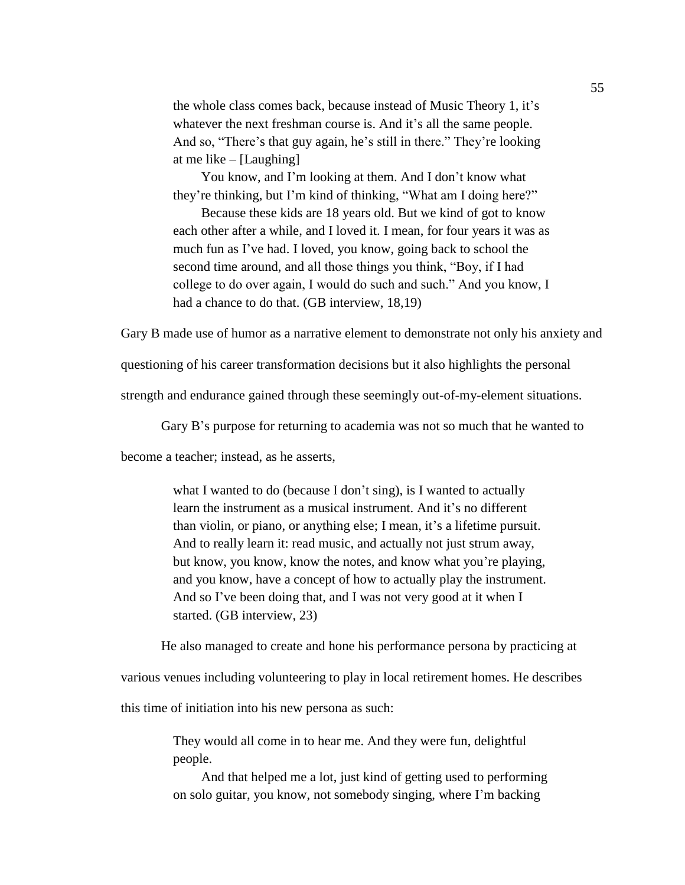> the whole class comes back, because instead of Music Theory 1, it's whatever the next freshman course is. And it's all the same people. And so, "There's that guy again, he's still in there." They're looking at me like – [Laughing]
>
> You know, and I'm looking at them. And I don't know what they're thinking, but I'm kind of thinking, "What am I doing here?"
>
> Because these kids are 18 years old. But we kind of got to know each other after a while, and I loved it. I mean, for four years it was as much fun as I've had. I loved, you know, going back to school the second time around, and all those things you think, "Boy, if I had college to do over again, I would do such and such." And you know, I had a chance to do that. (GB interview, 18,19)

Gary B made use of humor as a narrative element to demonstrate not only his anxiety and questioning of his career transformation decisions but it also highlights the personal strength and endurance gained through these seemingly out-of-my-element situations.

Gary B's purpose for returning to academia was not so much that he wanted to become a teacher; instead, as he asserts,

> what I wanted to do (because I don't sing), is I wanted to actually learn the instrument as a musical instrument. And it's no different than violin, or piano, or anything else; I mean, it's a lifetime pursuit. And to really learn it: read music, and actually not just strum away, but know, you know, know the notes, and know what you're playing, and you know, have a concept of how to actually play the instrument. And so I've been doing that, and I was not very good at it when I started. (GB interview, 23)

He also managed to create and hone his performance persona by practicing at various venues including volunteering to play in local retirement homes. He describes this time of initiation into his new persona as such:

> They would all come in to hear me. And they were fun, delightful people.
>
> And that helped me a lot, just kind of getting used to performing on solo guitar, you know, not somebody singing, where I'm backing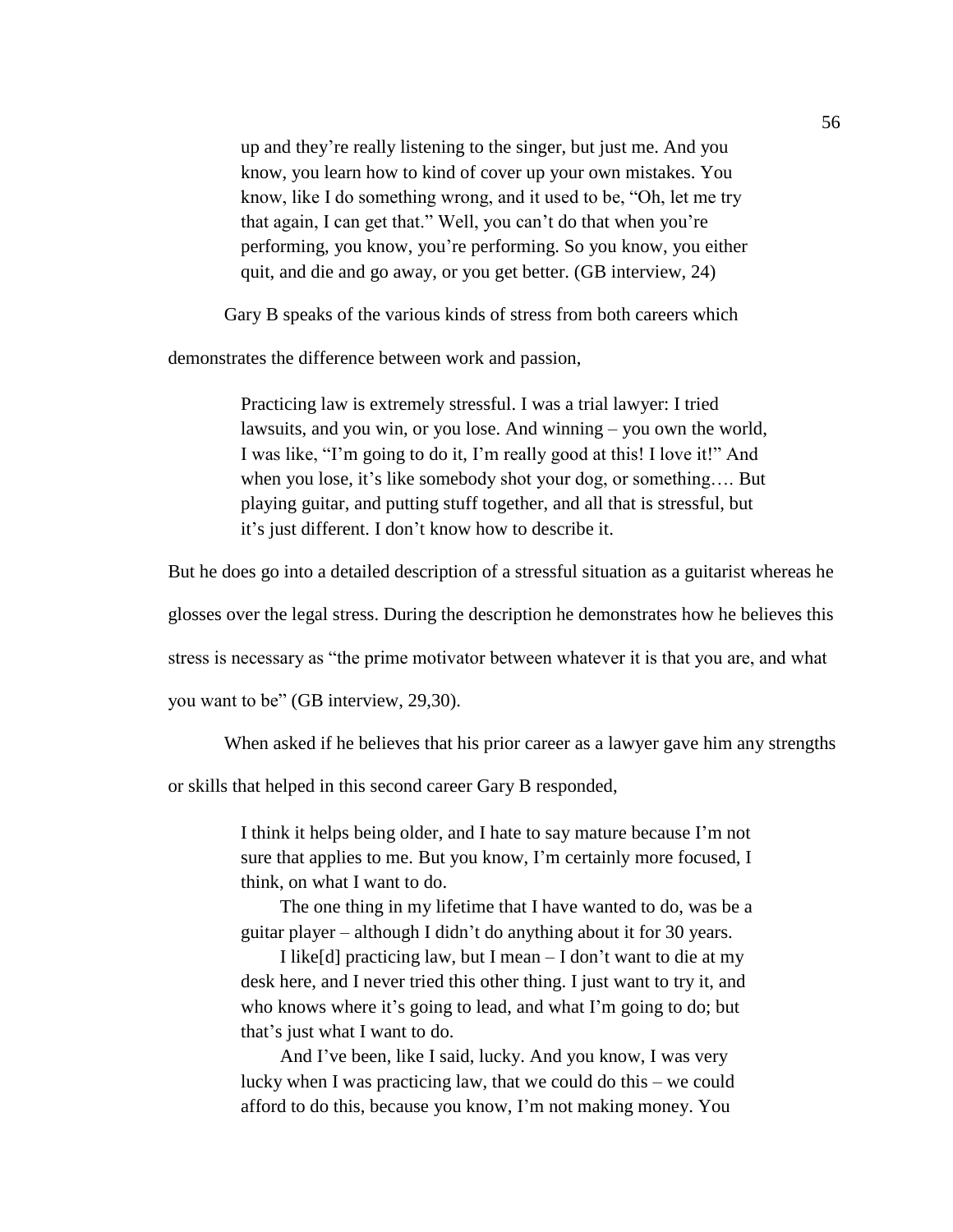> up and they're really listening to the singer, but just me. And you know, you learn how to kind of cover up your own mistakes. You know, like I do something wrong, and it used to be, "Oh, let me try that again, I can get that." Well, you can't do that when you're performing, you know, you're performing. So you know, you either quit, and die and go away, or you get better. (GB interview, 24)

Gary B speaks of the various kinds of stress from both careers which demonstrates the difference between work and passion,

> Practicing law is extremely stressful. I was a trial lawyer: I tried lawsuits, and you win, or you lose. And winning – you own the world, I was like, "I'm going to do it, I'm really good at this! I love it!" And when you lose, it's like somebody shot your dog, or something…. But playing guitar, and putting stuff together, and all that is stressful, but it's just different. I don't know how to describe it.

But he does go into a detailed description of a stressful situation as a guitarist whereas he glosses over the legal stress. During the description he demonstrates how he believes this stress is necessary as "the prime motivator between whatever it is that you are, and what you want to be" (GB interview, 29,30).

When asked if he believes that his prior career as a lawyer gave him any strengths or skills that helped in this second career Gary B responded,

> I think it helps being older, and I hate to say mature because I'm not sure that applies to me. But you know, I'm certainly more focused, I think, on what I want to do.
>
> The one thing in my lifetime that I have wanted to do, was be a guitar player – although I didn't do anything about it for 30 years.
>
> I like[d] practicing law, but I mean – I don't want to die at my desk here, and I never tried this other thing. I just want to try it, and who knows where it's going to lead, and what I'm going to do; but that's just what I want to do.
>
> And I've been, like I said, lucky. And you know, I was very lucky when I was practicing law, that we could do this – we could afford to do this, because you know, I'm not making money. You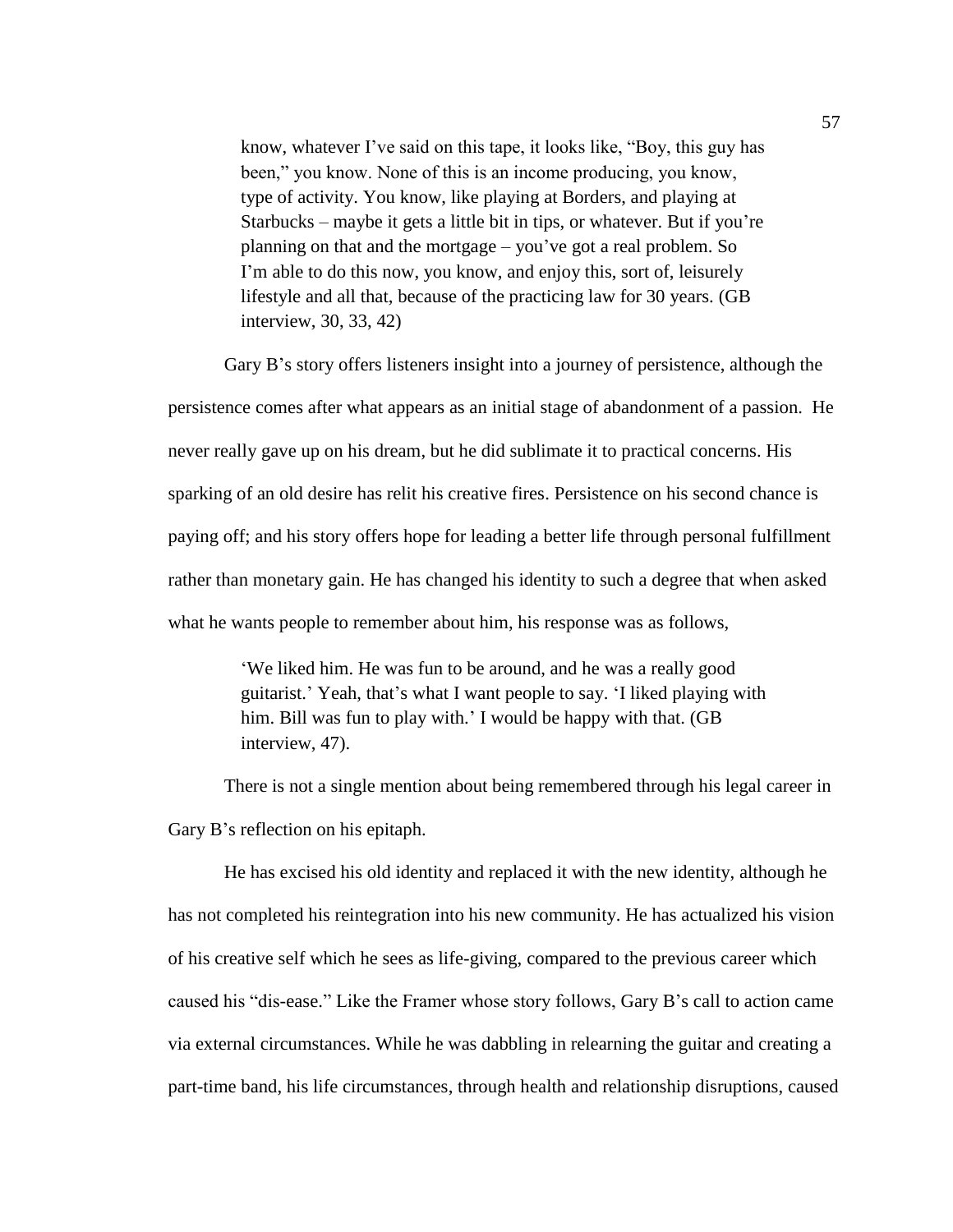> know, whatever I've said on this tape, it looks like, "Boy, this guy has been," you know. None of this is an income producing, you know, type of activity. You know, like playing at Borders, and playing at Starbucks – maybe it gets a little bit in tips, or whatever. But if you're planning on that and the mortgage – you've got a real problem. So I'm able to do this now, you know, and enjoy this, sort of, leisurely lifestyle and all that, because of the practicing law for 30 years. (GB interview, 30, 33, 42)

Gary B's story offers listeners insight into a journey of persistence, although the persistence comes after what appears as an initial stage of abandonment of a passion. He never really gave up on his dream, but he did sublimate it to practical concerns. His sparking of an old desire has relit his creative fires. Persistence on his second chance is paying off; and his story offers hope for leading a better life through personal fulfillment rather than monetary gain. He has changed his identity to such a degree that when asked what he wants people to remember about him, his response was as follows,

> 'We liked him. He was fun to be around, and he was a really good guitarist.' Yeah, that's what I want people to say. 'I liked playing with him. Bill was fun to play with.' I would be happy with that. (GB interview, 47).

There is not a single mention about being remembered through his legal career in Gary B's reflection on his epitaph.

He has excised his old identity and replaced it with the new identity, although he has not completed his reintegration into his new community. He has actualized his vision of his creative self which he sees as life-giving, compared to the previous career which caused his "dis-ease." Like the Framer whose story follows, Gary B's call to action came via external circumstances. While he was dabbling in relearning the guitar and creating a part-time band, his life circumstances, through health and relationship disruptions, caused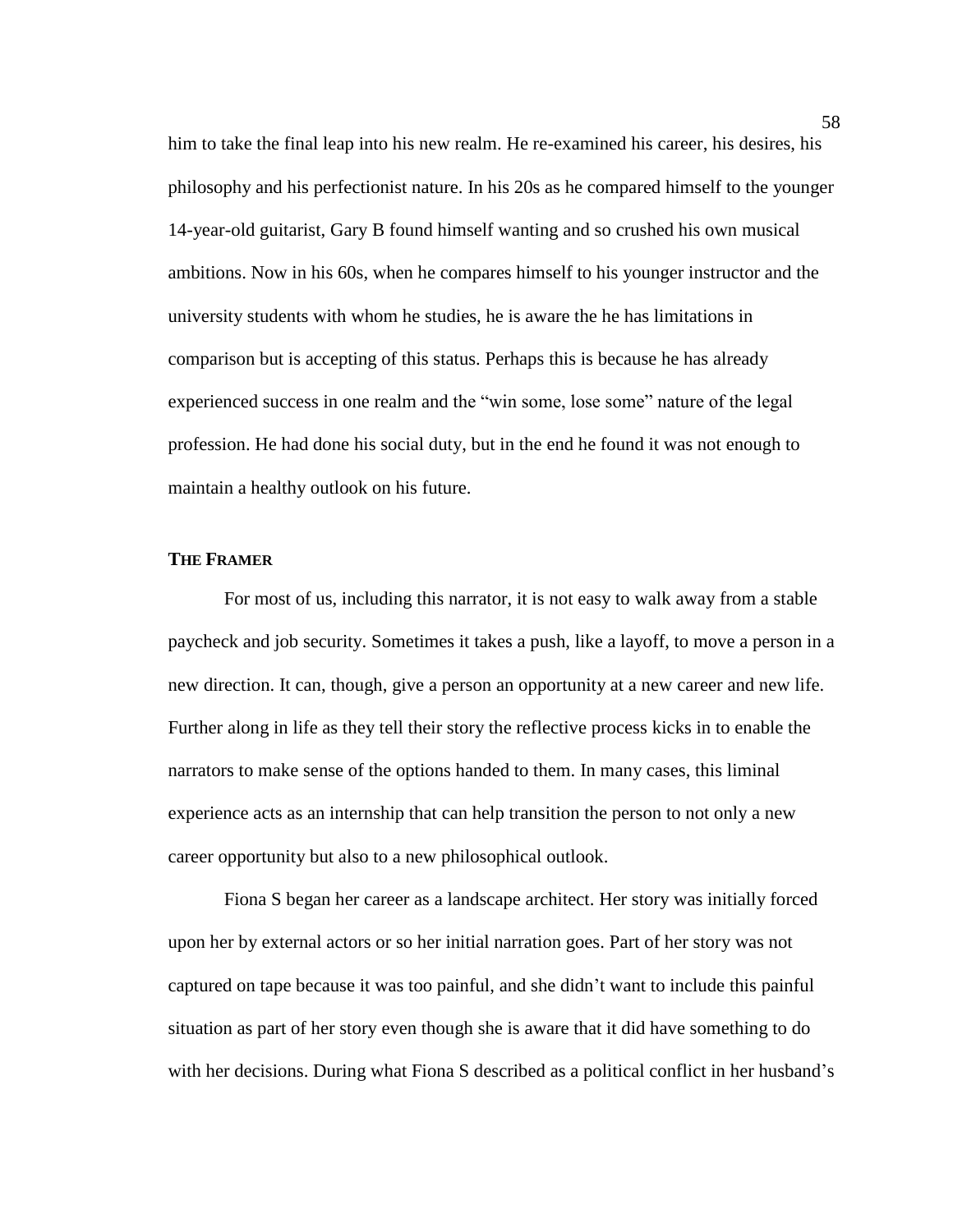him to take the final leap into his new realm. He re-examined his career, his desires, his philosophy and his perfectionist nature. In his 20s as he compared himself to the younger 14-year-old guitarist, Gary B found himself wanting and so crushed his own musical ambitions. Now in his 60s, when he compares himself to his younger instructor and the university students with whom he studies, he is aware the he has limitations in comparison but is accepting of this status. Perhaps this is because he has already experienced success in one realm and the "win some, lose some" nature of the legal profession. He had done his social duty, but in the end he found it was not enough to maintain a healthy outlook on his future.

## THE FRAMER

For most of us, including this narrator, it is not easy to walk away from a stable paycheck and job security. Sometimes it takes a push, like a layoff, to move a person in a new direction. It can, though, give a person an opportunity at a new career and new life. Further along in life as they tell their story the reflective process kicks in to enable the narrators to make sense of the options handed to them. In many cases, this liminal experience acts as an internship that can help transition the person to not only a new career opportunity but also to a new philosophical outlook.

Fiona S began her career as a landscape architect. Her story was initially forced upon her by external actors or so her initial narration goes. Part of her story was not captured on tape because it was too painful, and she didn't want to include this painful situation as part of her story even though she is aware that it did have something to do with her decisions. During what Fiona S described as a political conflict in her husband's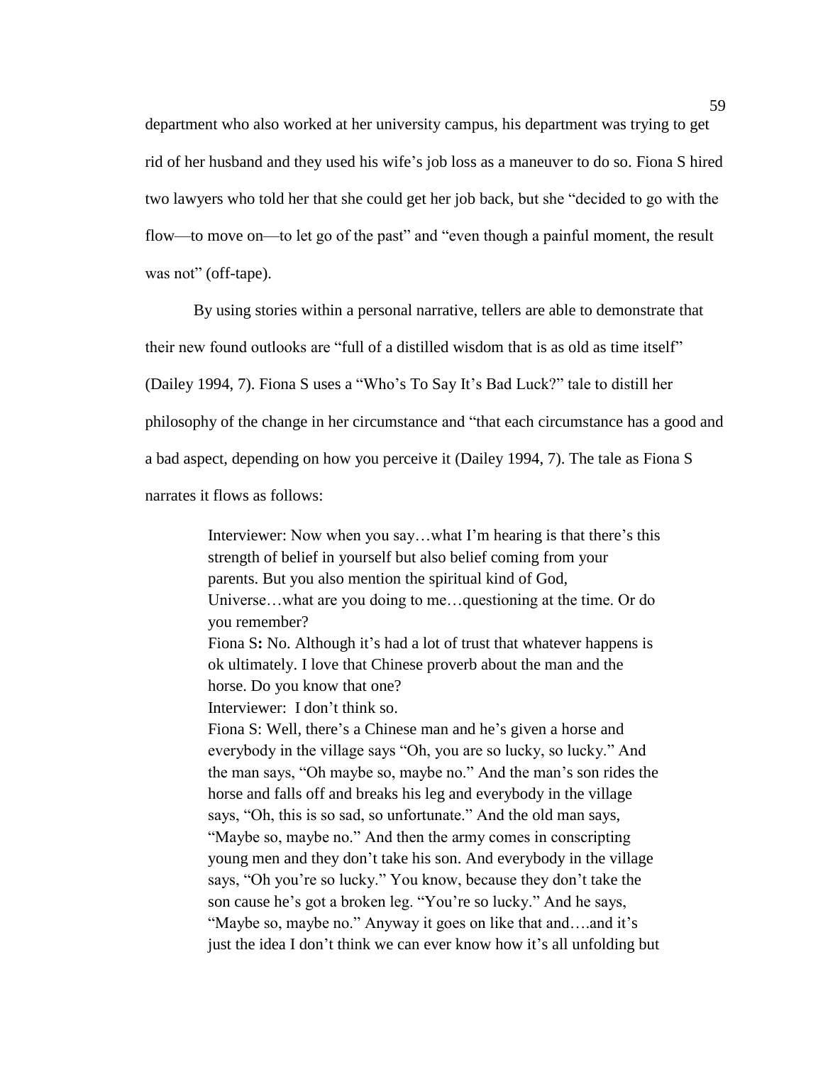department who also worked at her university campus, his department was trying to get rid of her husband and they used his wife's job loss as a maneuver to do so. Fiona S hired two lawyers who told her that she could get her job back, but she "decided to go with the flow—to move on—to let go of the past" and "even though a painful moment, the result was not" (off-tape).

By using stories within a personal narrative, tellers are able to demonstrate that their new found outlooks are "full of a distilled wisdom that is as old as time itself" (Dailey 1994, 7). Fiona S uses a "Who's To Say It's Bad Luck?" tale to distill her philosophy of the change in her circumstance and "that each circumstance has a good and a bad aspect, depending on how you perceive it (Dailey 1994, 7). The tale as Fiona S narrates it flows as follows:

> Interviewer: Now when you say…what I'm hearing is that there's this strength of belief in yourself but also belief coming from your parents. But you also mention the spiritual kind of God, Universe…what are you doing to me…questioning at the time. Or do you remember?
>
> Fiona S**:** No. Although it's had a lot of trust that whatever happens is ok ultimately. I love that Chinese proverb about the man and the horse. Do you know that one?
>
> Interviewer: I don't think so.
>
> Fiona S: Well, there's a Chinese man and he's given a horse and everybody in the village says "Oh, you are so lucky, so lucky." And the man says, "Oh maybe so, maybe no." And the man's son rides the horse and falls off and breaks his leg and everybody in the village says, "Oh, this is so sad, so unfortunate." And the old man says, "Maybe so, maybe no." And then the army comes in conscripting young men and they don't take his son. And everybody in the village says, "Oh you're so lucky." You know, because they don't take the son cause he's got a broken leg. "You're so lucky." And he says, "Maybe so, maybe no." Anyway it goes on like that and….and it's just the idea I don't think we can ever know how it's all unfolding but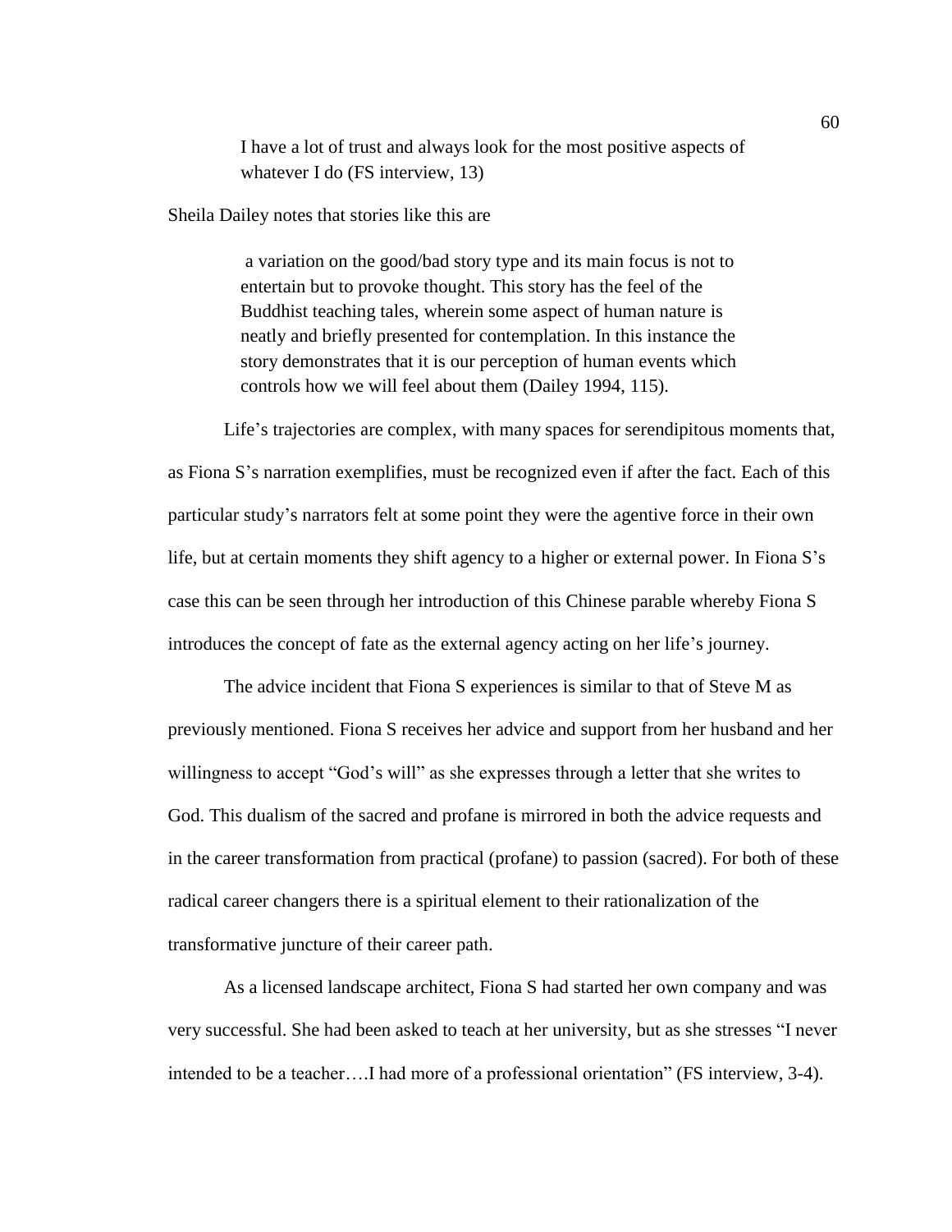> I have a lot of trust and always look for the most positive aspects of whatever I do (FS interview, 13)

Sheila Dailey notes that stories like this are

> a variation on the good/bad story type and its main focus is not to entertain but to provoke thought. This story has the feel of the Buddhist teaching tales, wherein some aspect of human nature is neatly and briefly presented for contemplation. In this instance the story demonstrates that it is our perception of human events which controls how we will feel about them (Dailey 1994, 115).

Life's trajectories are complex, with many spaces for serendipitous moments that, as Fiona S's narration exemplifies, must be recognized even if after the fact. Each of this particular study's narrators felt at some point they were the agentive force in their own life, but at certain moments they shift agency to a higher or external power. In Fiona S's case this can be seen through her introduction of this Chinese parable whereby Fiona S introduces the concept of fate as the external agency acting on her life's journey.

The advice incident that Fiona S experiences is similar to that of Steve M as previously mentioned. Fiona S receives her advice and support from her husband and her willingness to accept "God's will" as she expresses through a letter that she writes to God. This dualism of the sacred and profane is mirrored in both the advice requests and in the career transformation from practical (profane) to passion (sacred). For both of these radical career changers there is a spiritual element to their rationalization of the transformative juncture of their career path.

As a licensed landscape architect, Fiona S had started her own company and was very successful. She had been asked to teach at her university, but as she stresses "I never intended to be a teacher….I had more of a professional orientation" (FS interview, 3-4).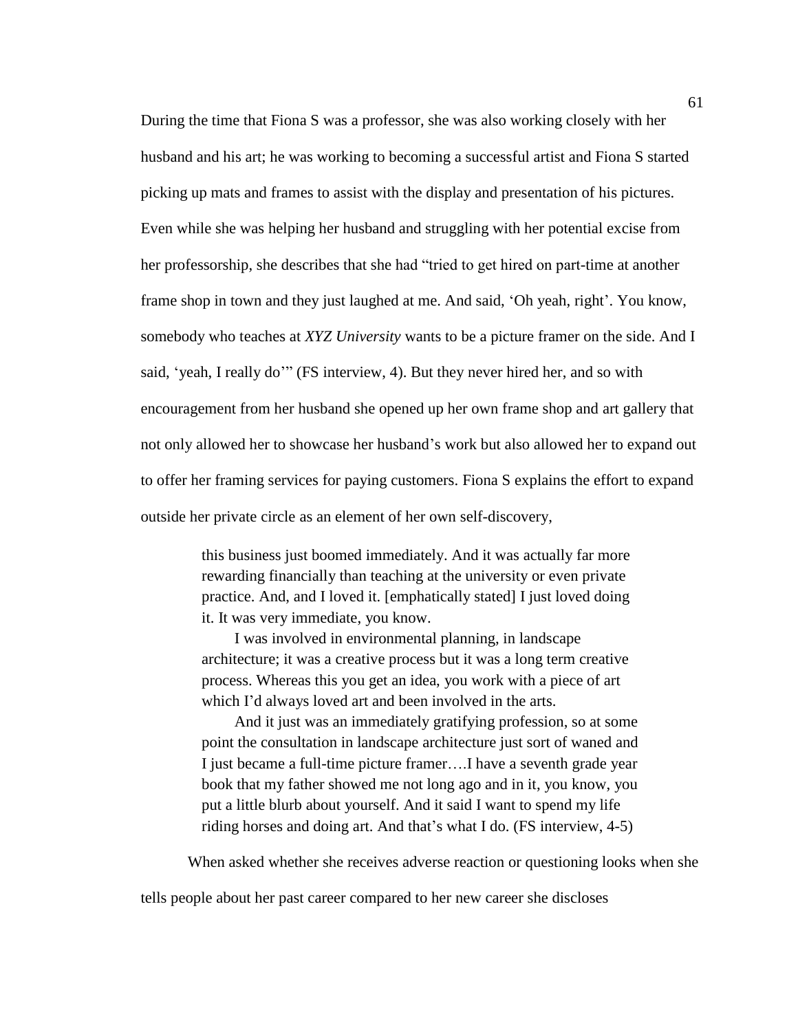During the time that Fiona S was a professor, she was also working closely with her husband and his art; he was working to becoming a successful artist and Fiona S started picking up mats and frames to assist with the display and presentation of his pictures. Even while she was helping her husband and struggling with her potential excise from her professorship, she describes that she had "tried to get hired on part-time at another frame shop in town and they just laughed at me. And said, 'Oh yeah, right'. You know, somebody who teaches at *XYZ University* wants to be a picture framer on the side. And I said, 'yeah, I really do'" (FS interview, 4). But they never hired her, and so with encouragement from her husband she opened up her own frame shop and art gallery that not only allowed her to showcase her husband's work but also allowed her to expand out to offer her framing services for paying customers. Fiona S explains the effort to expand outside her private circle as an element of her own self-discovery,

> this business just boomed immediately. And it was actually far more rewarding financially than teaching at the university or even private practice. And, and I loved it. [emphatically stated] I just loved doing it. It was very immediate, you know.
>
> I was involved in environmental planning, in landscape architecture; it was a creative process but it was a long term creative process. Whereas this you get an idea, you work with a piece of art which I'd always loved art and been involved in the arts.
>
> And it just was an immediately gratifying profession, so at some point the consultation in landscape architecture just sort of waned and I just became a full-time picture framer….I have a seventh grade year book that my father showed me not long ago and in it, you know, you put a little blurb about yourself. And it said I want to spend my life riding horses and doing art. And that's what I do. (FS interview, 4-5)

When asked whether she receives adverse reaction or questioning looks when she tells people about her past career compared to her new career she discloses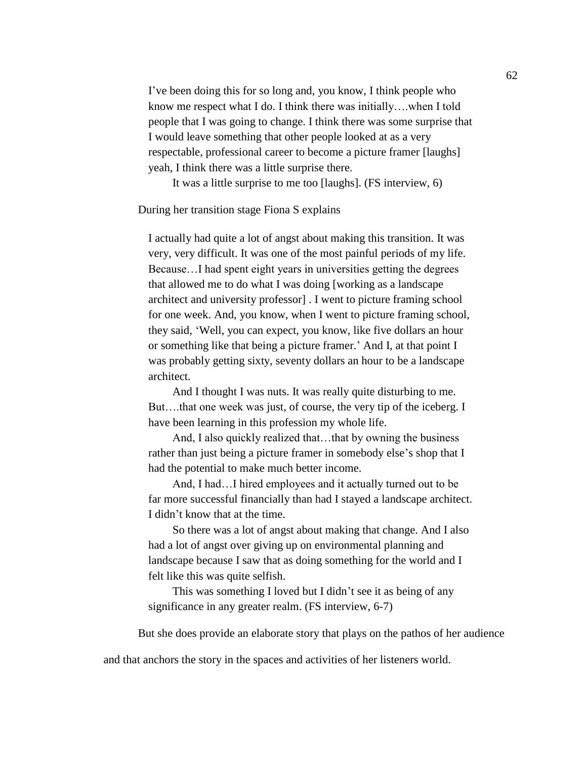> I've been doing this for so long and, you know, I think people who know me respect what I do. I think there was initially….when I told people that I was going to change. I think there was some surprise that I would leave something that other people looked at as a very respectable, professional career to become a picture framer [laughs] yeah, I think there was a little surprise there.
>
> It was a little surprise to me too [laughs]. (FS interview, 6)

During her transition stage Fiona S explains

> I actually had quite a lot of angst about making this transition. It was very, very difficult. It was one of the most painful periods of my life. Because…I had spent eight years in universities getting the degrees that allowed me to do what I was doing [working as a landscape architect and university professor] . I went to picture framing school for one week. And, you know, when I went to picture framing school, they said, 'Well, you can expect, you know, like five dollars an hour or something like that being a picture framer.' And I, at that point I was probably getting sixty, seventy dollars an hour to be a landscape architect.
>
> And I thought I was nuts. It was really quite disturbing to me. But….that one week was just, of course, the very tip of the iceberg. I have been learning in this profession my whole life.
>
> And, I also quickly realized that…that by owning the business rather than just being a picture framer in somebody else's shop that I had the potential to make much better income.
>
> And, I had…I hired employees and it actually turned out to be far more successful financially than had I stayed a landscape architect. I didn't know that at the time.
>
> So there was a lot of angst about making that change. And I also had a lot of angst over giving up on environmental planning and landscape because I saw that as doing something for the world and I felt like this was quite selfish.
>
> This was something I loved but I didn't see it as being of any significance in any greater realm. (FS interview, 6-7)

But she does provide an elaborate story that plays on the pathos of her audience and that anchors the story in the spaces and activities of her listeners world.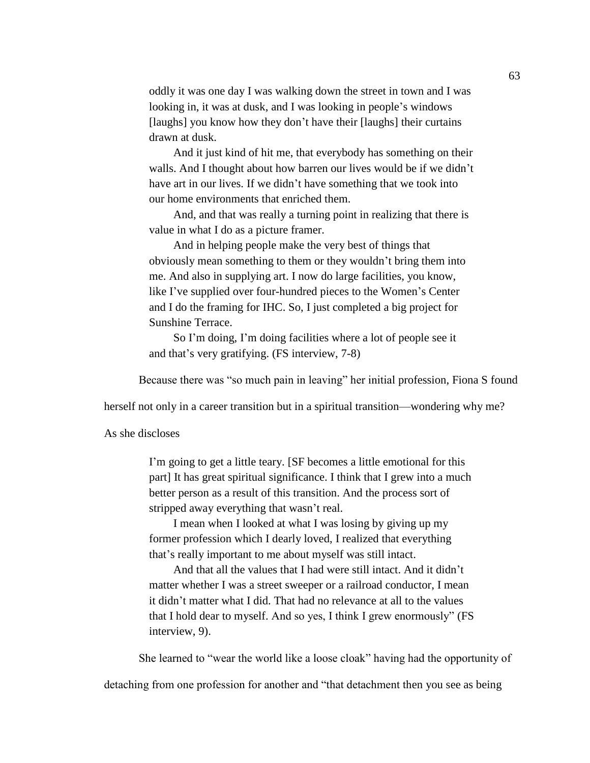> oddly it was one day I was walking down the street in town and I was looking in, it was at dusk, and I was looking in people's windows [laughs] you know how they don't have their [laughs] their curtains drawn at dusk.
>
> And it just kind of hit me, that everybody has something on their walls. And I thought about how barren our lives would be if we didn't have art in our lives. If we didn't have something that we took into our home environments that enriched them.
>
> And, and that was really a turning point in realizing that there is value in what I do as a picture framer.
>
> And in helping people make the very best of things that obviously mean something to them or they wouldn't bring them into me. And also in supplying art. I now do large facilities, you know, like I've supplied over four-hundred pieces to the Women's Center and I do the framing for IHC. So, I just completed a big project for Sunshine Terrace.
>
> So I'm doing, I'm doing facilities where a lot of people see it and that's very gratifying. (FS interview, 7-8)

Because there was "so much pain in leaving" her initial profession, Fiona S found herself not only in a career transition but in a spiritual transition—wondering why me? As she discloses

> I'm going to get a little teary. [SF becomes a little emotional for this part] It has great spiritual significance. I think that I grew into a much better person as a result of this transition. And the process sort of stripped away everything that wasn't real.
>
> I mean when I looked at what I was losing by giving up my former profession which I dearly loved, I realized that everything that's really important to me about myself was still intact.
>
> And that all the values that I had were still intact. And it didn't matter whether I was a street sweeper or a railroad conductor, I mean it didn't matter what I did. That had no relevance at all to the values that I hold dear to myself. And so yes, I think I grew enormously" (FS interview, 9).

She learned to "wear the world like a loose cloak" having had the opportunity of detaching from one profession for another and "that detachment then you see as being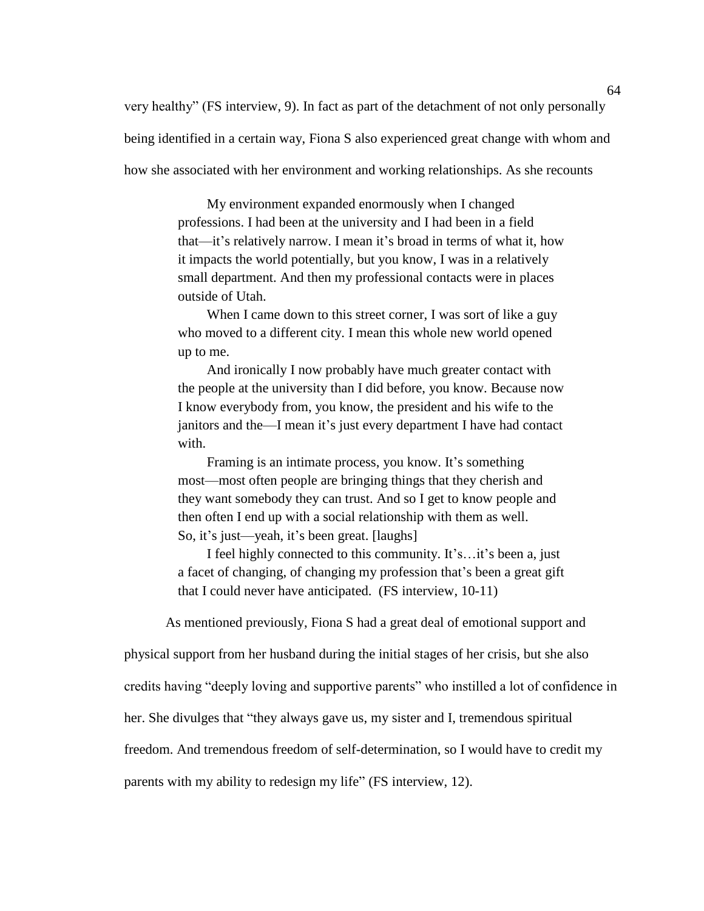very healthy" (FS interview, 9). In fact as part of the detachment of not only personally being identified in a certain way, Fiona S also experienced great change with whom and how she associated with her environment and working relationships. As she recounts

> My environment expanded enormously when I changed professions. I had been at the university and I had been in a field that—it's relatively narrow. I mean it's broad in terms of what it, how it impacts the world potentially, but you know, I was in a relatively small department. And then my professional contacts were in places outside of Utah.
>
> When I came down to this street corner, I was sort of like a guy who moved to a different city. I mean this whole new world opened up to me.
>
> And ironically I now probably have much greater contact with the people at the university than I did before, you know. Because now I know everybody from, you know, the president and his wife to the janitors and the—I mean it's just every department I have had contact with.
>
> Framing is an intimate process, you know. It's something most—most often people are bringing things that they cherish and they want somebody they can trust. And so I get to know people and then often I end up with a social relationship with them as well. So, it's just—yeah, it's been great. [laughs]
>
> I feel highly connected to this community. It's…it's been a, just a facet of changing, of changing my profession that's been a great gift that I could never have anticipated. (FS interview, 10-11)

As mentioned previously, Fiona S had a great deal of emotional support and physical support from her husband during the initial stages of her crisis, but she also credits having "deeply loving and supportive parents" who instilled a lot of confidence in her. She divulges that "they always gave us, my sister and I, tremendous spiritual freedom. And tremendous freedom of self-determination, so I would have to credit my parents with my ability to redesign my life" (FS interview, 12).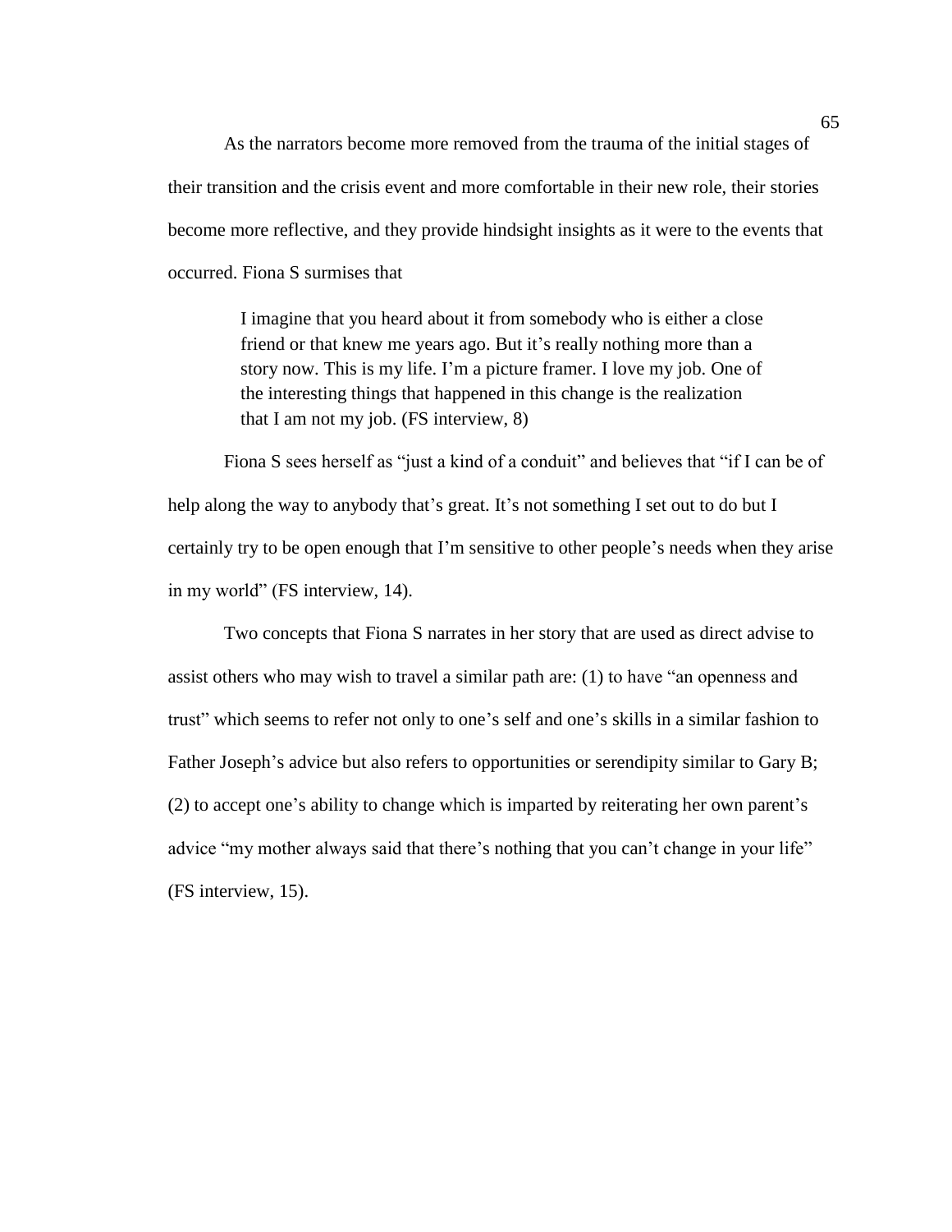As the narrators become more removed from the trauma of the initial stages of their transition and the crisis event and more comfortable in their new role, their stories become more reflective, and they provide hindsight insights as it were to the events that occurred. Fiona S surmises that

> I imagine that you heard about it from somebody who is either a close friend or that knew me years ago. But it's really nothing more than a story now. This is my life. I'm a picture framer. I love my job. One of the interesting things that happened in this change is the realization that I am not my job. (FS interview, 8)

Fiona S sees herself as "just a kind of a conduit" and believes that "if I can be of help along the way to anybody that's great. It's not something I set out to do but I certainly try to be open enough that I'm sensitive to other people's needs when they arise in my world" (FS interview, 14).

Two concepts that Fiona S narrates in her story that are used as direct advise to assist others who may wish to travel a similar path are: (1) to have "an openness and trust" which seems to refer not only to one's self and one's skills in a similar fashion to Father Joseph's advice but also refers to opportunities or serendipity similar to Gary B; (2) to accept one's ability to change which is imparted by reiterating her own parent's advice "my mother always said that there's nothing that you can't change in your life" (FS interview, 15).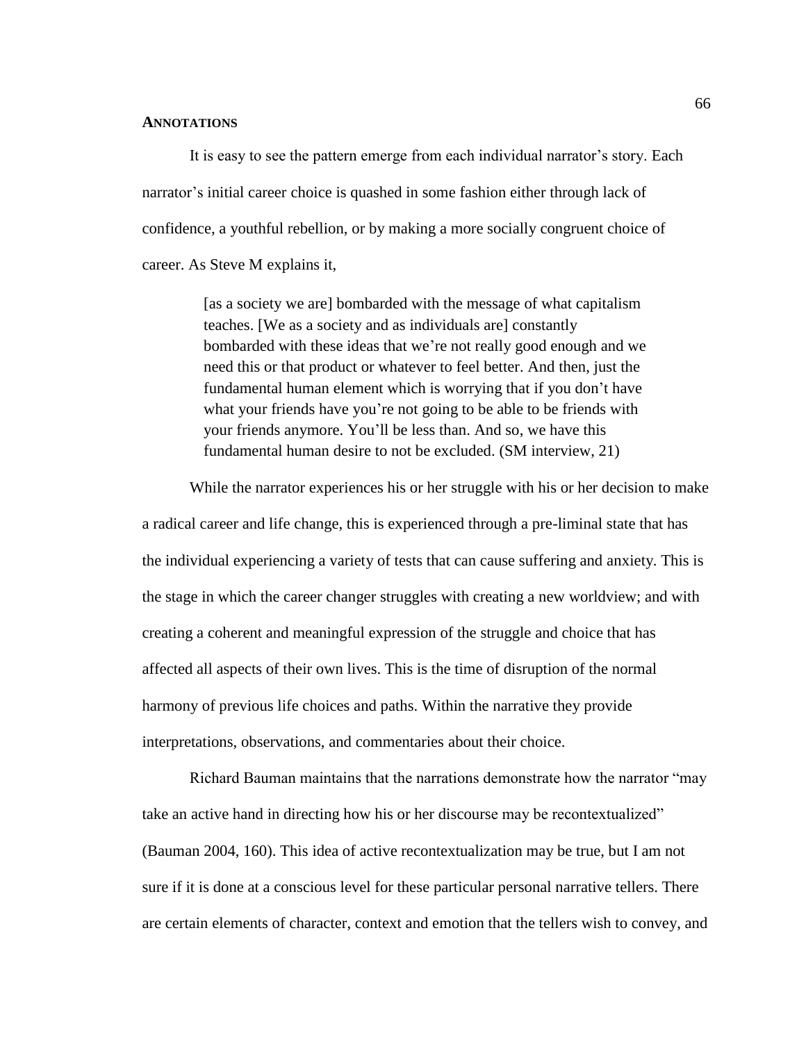**ANNOTATIONS**

It is easy to see the pattern emerge from each individual narrator's story. Each narrator's initial career choice is quashed in some fashion either through lack of confidence, a youthful rebellion, or by making a more socially congruent choice of career. As Steve M explains it,

> [as a society we are] bombarded with the message of what capitalism teaches. [We as a society and as individuals are] constantly bombarded with these ideas that we're not really good enough and we need this or that product or whatever to feel better. And then, just the fundamental human element which is worrying that if you don't have what your friends have you're not going to be able to be friends with your friends anymore. You'll be less than. And so, we have this fundamental human desire to not be excluded. (SM interview, 21)

While the narrator experiences his or her struggle with his or her decision to make a radical career and life change, this is experienced through a pre-liminal state that has the individual experiencing a variety of tests that can cause suffering and anxiety. This is the stage in which the career changer struggles with creating a new worldview; and with creating a coherent and meaningful expression of the struggle and choice that has affected all aspects of their own lives. This is the time of disruption of the normal harmony of previous life choices and paths. Within the narrative they provide interpretations, observations, and commentaries about their choice.

Richard Bauman maintains that the narrations demonstrate how the narrator "may take an active hand in directing how his or her discourse may be recontextualized" (Bauman 2004, 160). This idea of active recontextualization may be true, but I am not sure if it is done at a conscious level for these particular personal narrative tellers. There are certain elements of character, context and emotion that the tellers wish to convey, and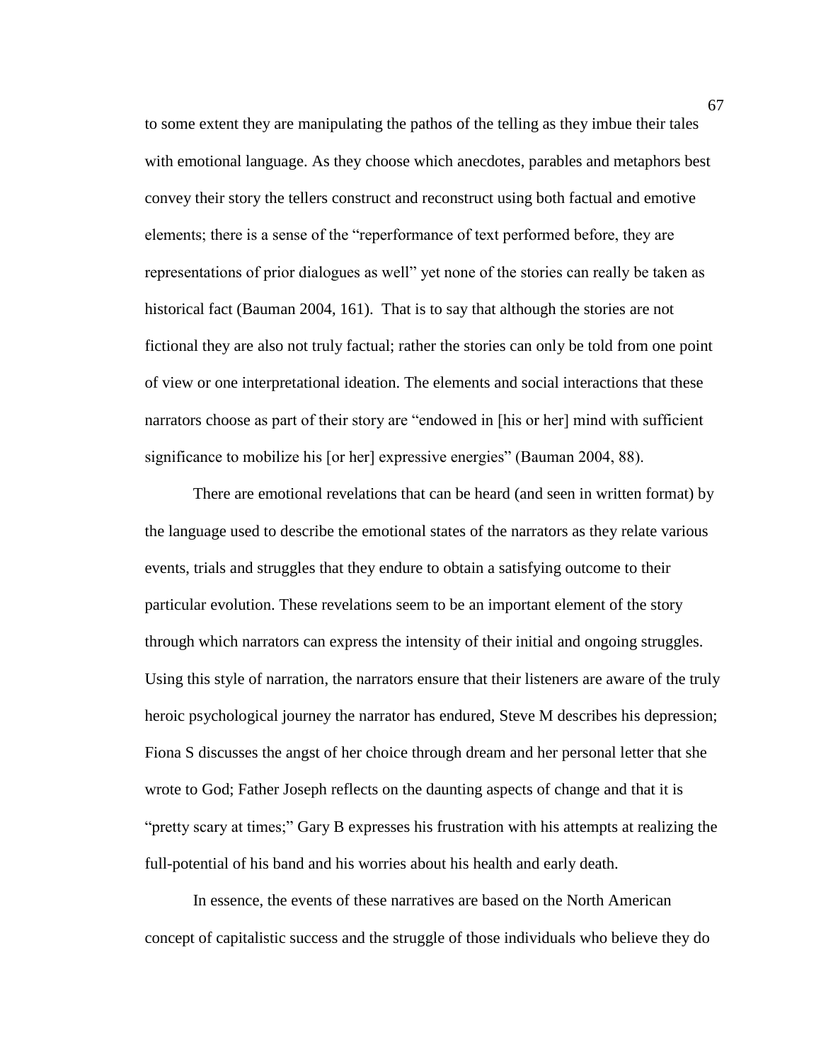to some extent they are manipulating the pathos of the telling as they imbue their tales with emotional language. As they choose which anecdotes, parables and metaphors best convey their story the tellers construct and reconstruct using both factual and emotive elements; there is a sense of the "reperformance of text performed before, they are representations of prior dialogues as well" yet none of the stories can really be taken as historical fact (Bauman 2004, 161). That is to say that although the stories are not fictional they are also not truly factual; rather the stories can only be told from one point of view or one interpretational ideation. The elements and social interactions that these narrators choose as part of their story are "endowed in [his or her] mind with sufficient significance to mobilize his [or her] expressive energies" (Bauman 2004, 88).

There are emotional revelations that can be heard (and seen in written format) by the language used to describe the emotional states of the narrators as they relate various events, trials and struggles that they endure to obtain a satisfying outcome to their particular evolution. These revelations seem to be an important element of the story through which narrators can express the intensity of their initial and ongoing struggles. Using this style of narration, the narrators ensure that their listeners are aware of the truly heroic psychological journey the narrator has endured, Steve M describes his depression; Fiona S discusses the angst of her choice through dream and her personal letter that she wrote to God; Father Joseph reflects on the daunting aspects of change and that it is "pretty scary at times;" Gary B expresses his frustration with his attempts at realizing the full-potential of his band and his worries about his health and early death.

In essence, the events of these narratives are based on the North American concept of capitalistic success and the struggle of those individuals who believe they do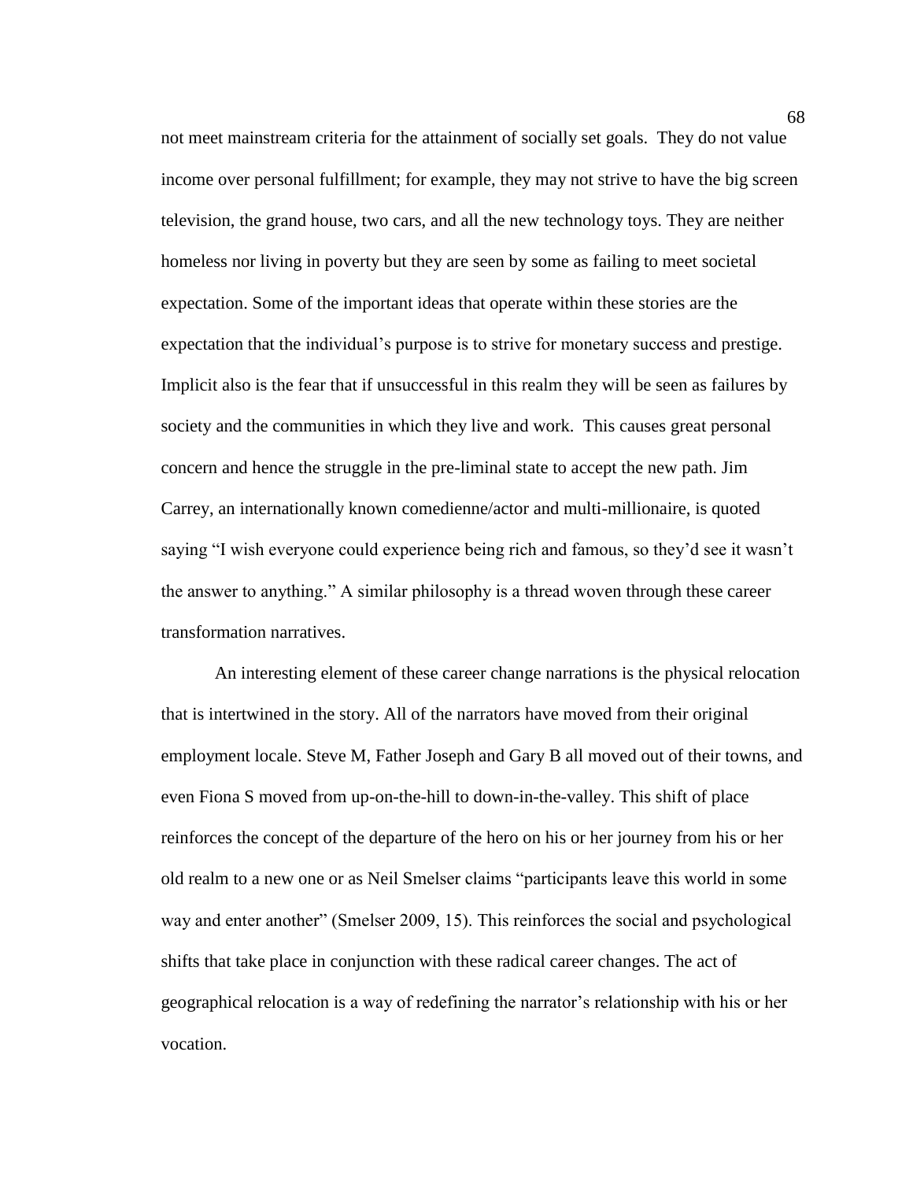not meet mainstream criteria for the attainment of socially set goals. They do not value income over personal fulfillment; for example, they may not strive to have the big screen television, the grand house, two cars, and all the new technology toys. They are neither homeless nor living in poverty but they are seen by some as failing to meet societal expectation. Some of the important ideas that operate within these stories are the expectation that the individual's purpose is to strive for monetary success and prestige. Implicit also is the fear that if unsuccessful in this realm they will be seen as failures by society and the communities in which they live and work. This causes great personal concern and hence the struggle in the pre-liminal state to accept the new path. Jim Carrey, an internationally known comedienne/actor and multi-millionaire, is quoted saying "I wish everyone could experience being rich and famous, so they'd see it wasn't the answer to anything." A similar philosophy is a thread woven through these career transformation narratives.

An interesting element of these career change narrations is the physical relocation that is intertwined in the story. All of the narrators have moved from their original employment locale. Steve M, Father Joseph and Gary B all moved out of their towns, and even Fiona S moved from up-on-the-hill to down-in-the-valley. This shift of place reinforces the concept of the departure of the hero on his or her journey from his or her old realm to a new one or as Neil Smelser claims "participants leave this world in some way and enter another" (Smelser 2009, 15). This reinforces the social and psychological shifts that take place in conjunction with these radical career changes. The act of geographical relocation is a way of redefining the narrator's relationship with his or her vocation.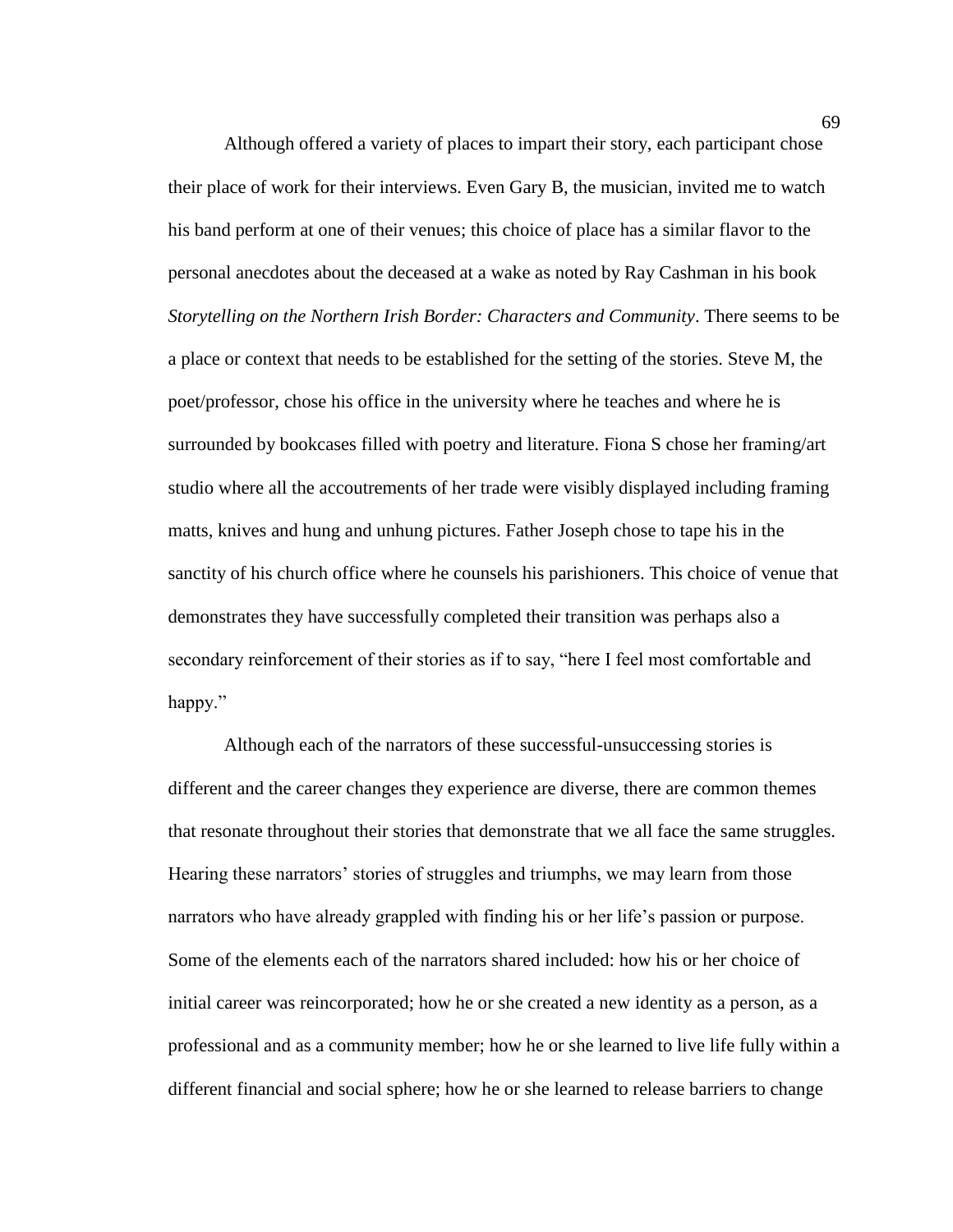Although offered a variety of places to impart their story, each participant chose their place of work for their interviews. Even Gary B, the musician, invited me to watch his band perform at one of their venues; this choice of place has a similar flavor to the personal anecdotes about the deceased at a wake as noted by Ray Cashman in his book *Storytelling on the Northern Irish Border: Characters and Community*. There seems to be a place or context that needs to be established for the setting of the stories. Steve M, the poet/professor, chose his office in the university where he teaches and where he is surrounded by bookcases filled with poetry and literature. Fiona S chose her framing/art studio where all the accoutrements of her trade were visibly displayed including framing matts, knives and hung and unhung pictures. Father Joseph chose to tape his in the sanctity of his church office where he counsels his parishioners. This choice of venue that demonstrates they have successfully completed their transition was perhaps also a secondary reinforcement of their stories as if to say, "here I feel most comfortable and happy."

Although each of the narrators of these successful-unsuccessing stories is different and the career changes they experience are diverse, there are common themes that resonate throughout their stories that demonstrate that we all face the same struggles. Hearing these narrators' stories of struggles and triumphs, we may learn from those narrators who have already grappled with finding his or her life's passion or purpose. Some of the elements each of the narrators shared included: how his or her choice of initial career was reincorporated; how he or she created a new identity as a person, as a professional and as a community member; how he or she learned to live life fully within a different financial and social sphere; how he or she learned to release barriers to change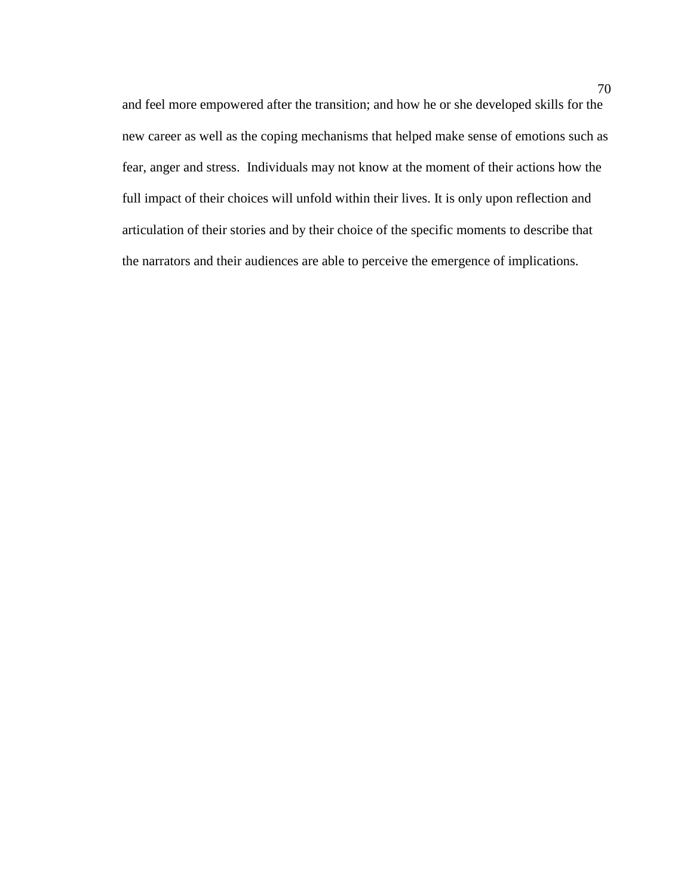and feel more empowered after the transition; and how he or she developed skills for the new career as well as the coping mechanisms that helped make sense of emotions such as fear, anger and stress. Individuals may not know at the moment of their actions how the full impact of their choices will unfold within their lives. It is only upon reflection and articulation of their stories and by their choice of the specific moments to describe that the narrators and their audiences are able to perceive the emergence of implications.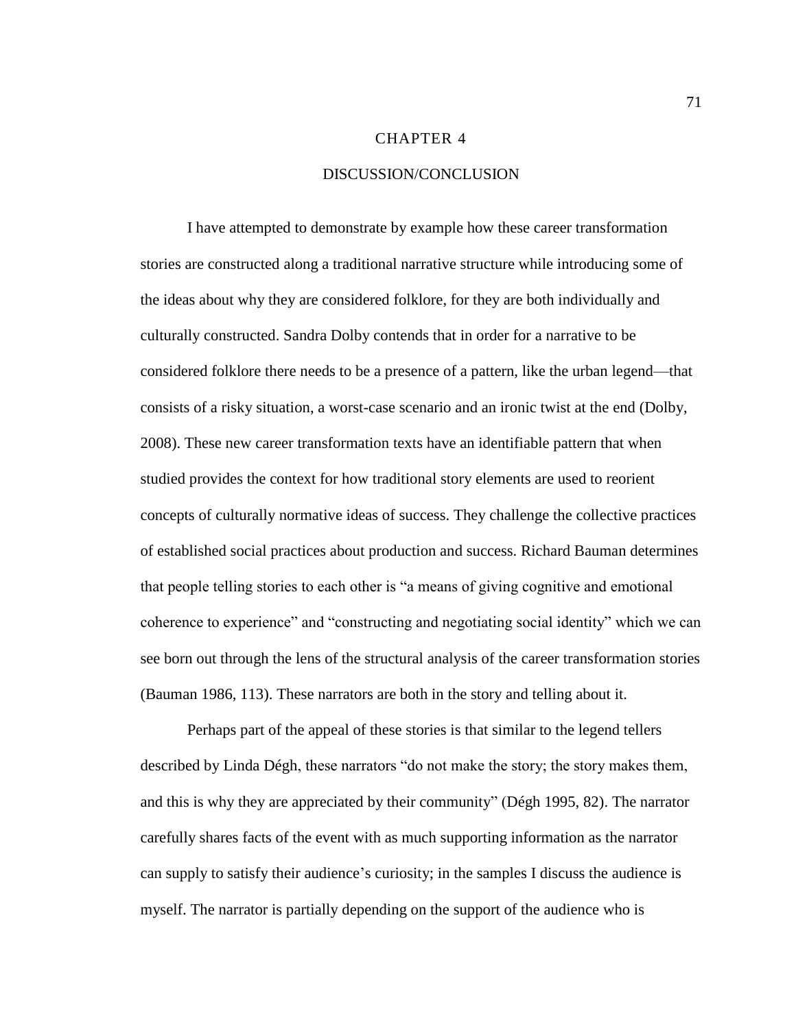# CHAPTER 4

## DISCUSSION/CONCLUSION

I have attempted to demonstrate by example how these career transformation stories are constructed along a traditional narrative structure while introducing some of the ideas about why they are considered folklore, for they are both individually and culturally constructed. Sandra Dolby contends that in order for a narrative to be considered folklore there needs to be a presence of a pattern, like the urban legend—that consists of a risky situation, a worst-case scenario and an ironic twist at the end (Dolby, 2008). These new career transformation texts have an identifiable pattern that when studied provides the context for how traditional story elements are used to reorient concepts of culturally normative ideas of success. They challenge the collective practices of established social practices about production and success. Richard Bauman determines that people telling stories to each other is "a means of giving cognitive and emotional coherence to experience" and "constructing and negotiating social identity" which we can see born out through the lens of the structural analysis of the career transformation stories (Bauman 1986, 113). These narrators are both in the story and telling about it.

Perhaps part of the appeal of these stories is that similar to the legend tellers described by Linda Dégh, these narrators "do not make the story; the story makes them, and this is why they are appreciated by their community" (Dégh 1995, 82). The narrator carefully shares facts of the event with as much supporting information as the narrator can supply to satisfy their audience's curiosity; in the samples I discuss the audience is myself. The narrator is partially depending on the support of the audience who is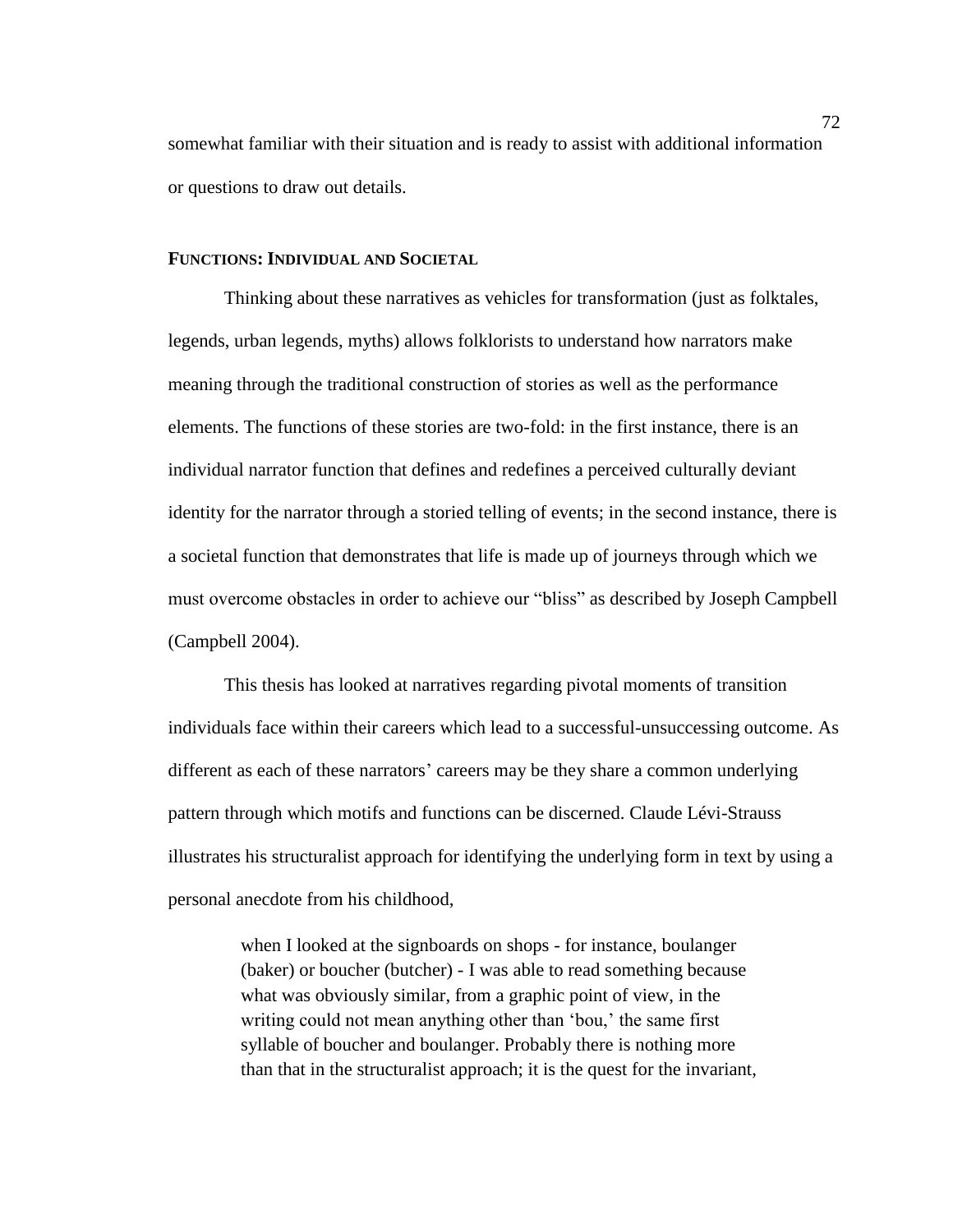somewhat familiar with their situation and is ready to assist with additional information or questions to draw out details.

### FUNCTIONS: INDIVIDUAL AND SOCIETAL

Thinking about these narratives as vehicles for transformation (just as folktales, legends, urban legends, myths) allows folklorists to understand how narrators make meaning through the traditional construction of stories as well as the performance elements. The functions of these stories are two-fold: in the first instance, there is an individual narrator function that defines and redefines a perceived culturally deviant identity for the narrator through a storied telling of events; in the second instance, there is a societal function that demonstrates that life is made up of journeys through which we must overcome obstacles in order to achieve our "bliss" as described by Joseph Campbell (Campbell 2004).

This thesis has looked at narratives regarding pivotal moments of transition individuals face within their careers which lead to a successful-unsuccessing outcome. As different as each of these narrators' careers may be they share a common underlying pattern through which motifs and functions can be discerned. Claude Lévi-Strauss illustrates his structuralist approach for identifying the underlying form in text by using a personal anecdote from his childhood,

> when I looked at the signboards on shops - for instance, boulanger (baker) or boucher (butcher) - I was able to read something because what was obviously similar, from a graphic point of view, in the writing could not mean anything other than 'bou,' the same first syllable of boucher and boulanger. Probably there is nothing more than that in the structuralist approach; it is the quest for the invariant,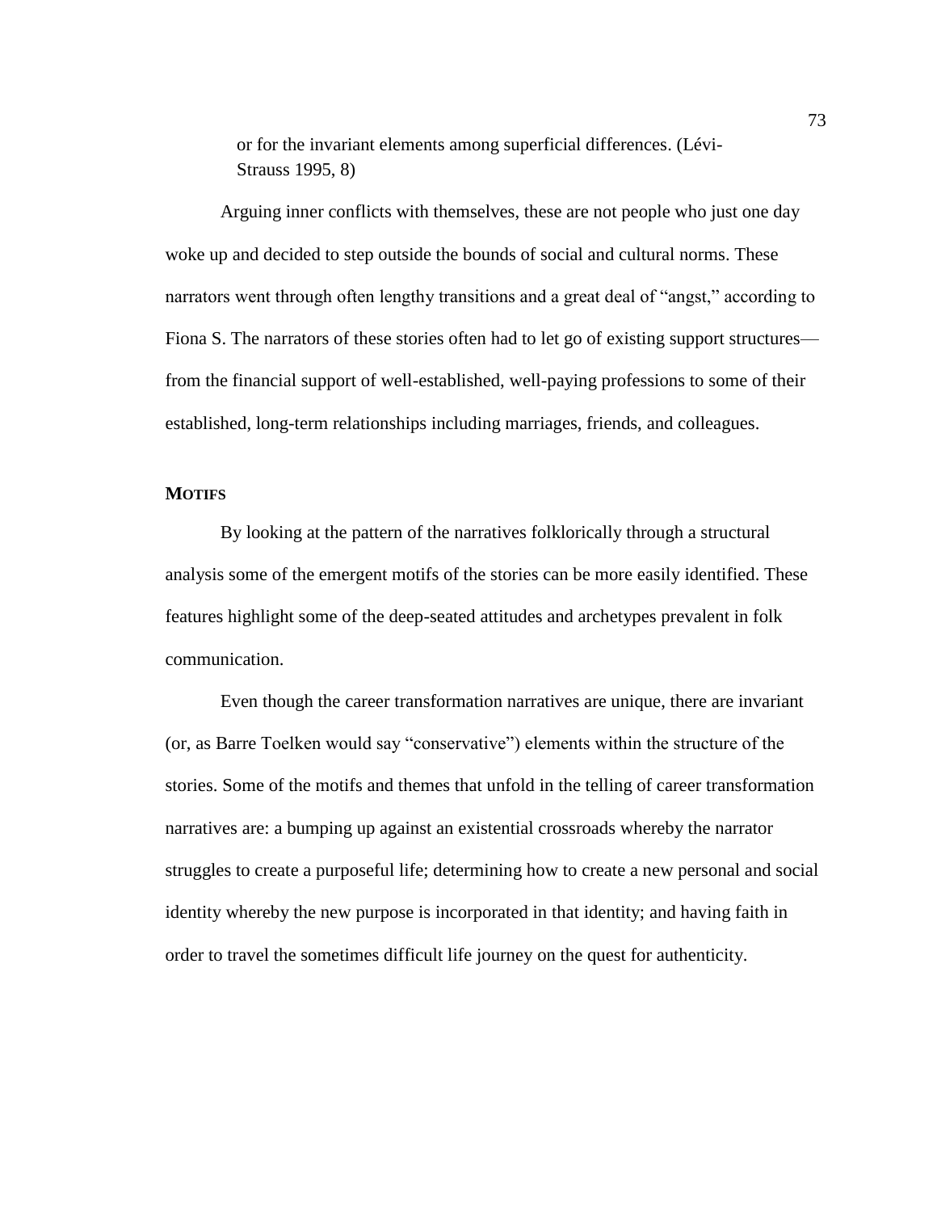> or for the invariant elements among superficial differences. (Lévi-Strauss 1995, 8)

Arguing inner conflicts with themselves, these are not people who just one day woke up and decided to step outside the bounds of social and cultural norms. These narrators went through often lengthy transitions and a great deal of "angst," according to Fiona S. The narrators of these stories often had to let go of existing support structures—from the financial support of well-established, well-paying professions to some of their established, long-term relationships including marriages, friends, and colleagues.

## MOTIFS

By looking at the pattern of the narratives folklorically through a structural analysis some of the emergent motifs of the stories can be more easily identified. These features highlight some of the deep-seated attitudes and archetypes prevalent in folk communication.

Even though the career transformation narratives are unique, there are invariant (or, as Barre Toelken would say "conservative") elements within the structure of the stories. Some of the motifs and themes that unfold in the telling of career transformation narratives are: a bumping up against an existential crossroads whereby the narrator struggles to create a purposeful life; determining how to create a new personal and social identity whereby the new purpose is incorporated in that identity; and having faith in order to travel the sometimes difficult life journey on the quest for authenticity.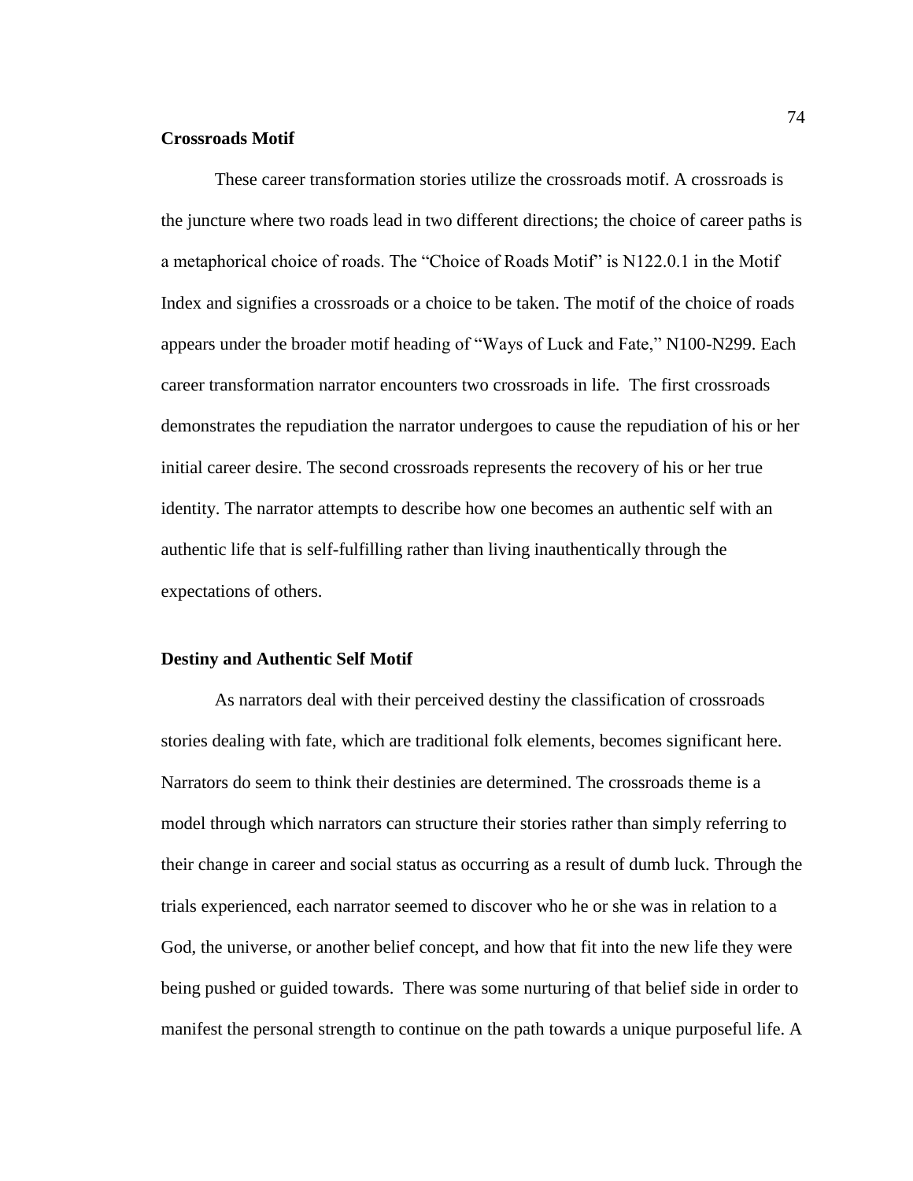## Crossroads Motif

These career transformation stories utilize the crossroads motif. A crossroads is the juncture where two roads lead in two different directions; the choice of career paths is a metaphorical choice of roads. The "Choice of Roads Motif" is N122.0.1 in the Motif Index and signifies a crossroads or a choice to be taken. The motif of the choice of roads appears under the broader motif heading of "Ways of Luck and Fate," N100-N299. Each career transformation narrator encounters two crossroads in life. The first crossroads demonstrates the repudiation the narrator undergoes to cause the repudiation of his or her initial career desire. The second crossroads represents the recovery of his or her true identity. The narrator attempts to describe how one becomes an authentic self with an authentic life that is self-fulfilling rather than living inauthentically through the expectations of others.

## Destiny and Authentic Self Motif

As narrators deal with their perceived destiny the classification of crossroads stories dealing with fate, which are traditional folk elements, becomes significant here. Narrators do seem to think their destinies are determined. The crossroads theme is a model through which narrators can structure their stories rather than simply referring to their change in career and social status as occurring as a result of dumb luck. Through the trials experienced, each narrator seemed to discover who he or she was in relation to a God, the universe, or another belief concept, and how that fit into the new life they were being pushed or guided towards. There was some nurturing of that belief side in order to manifest the personal strength to continue on the path towards a unique purposeful life. A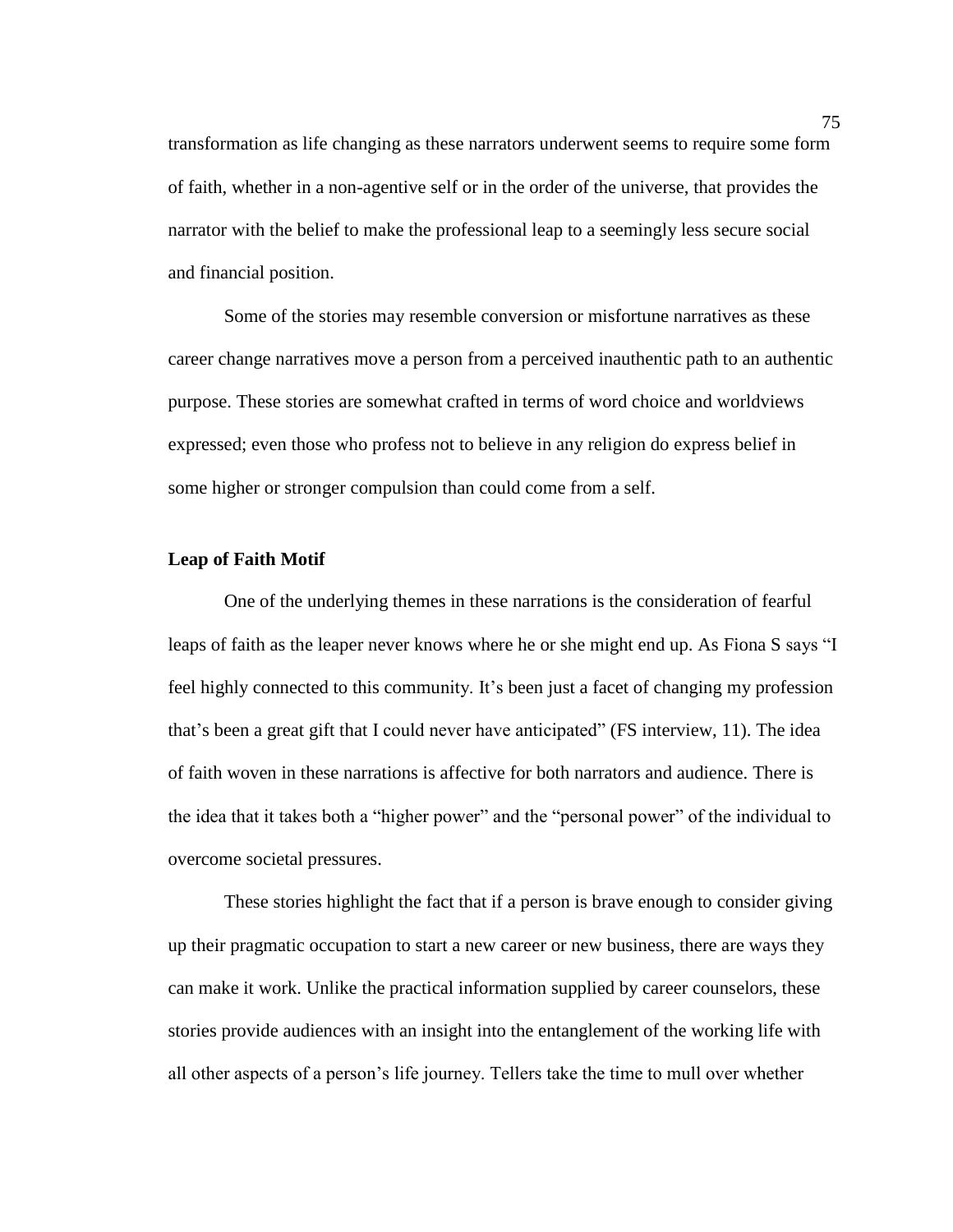transformation as life changing as these narrators underwent seems to require some form of faith, whether in a non-agentive self or in the order of the universe, that provides the narrator with the belief to make the professional leap to a seemingly less secure social and financial position.

Some of the stories may resemble conversion or misfortune narratives as these career change narratives move a person from a perceived inauthentic path to an authentic purpose. These stories are somewhat crafted in terms of word choice and worldviews expressed; even those who profess not to believe in any religion do express belief in some higher or stronger compulsion than could come from a self.

**Leap of Faith Motif**

One of the underlying themes in these narrations is the consideration of fearful leaps of faith as the leaper never knows where he or she might end up. As Fiona S says "I feel highly connected to this community. It's been just a facet of changing my profession that's been a great gift that I could never have anticipated" (FS interview, 11). The idea of faith woven in these narrations is affective for both narrators and audience. There is the idea that it takes both a "higher power" and the "personal power" of the individual to overcome societal pressures.

These stories highlight the fact that if a person is brave enough to consider giving up their pragmatic occupation to start a new career or new business, there are ways they can make it work. Unlike the practical information supplied by career counselors, these stories provide audiences with an insight into the entanglement of the working life with all other aspects of a person's life journey. Tellers take the time to mull over whether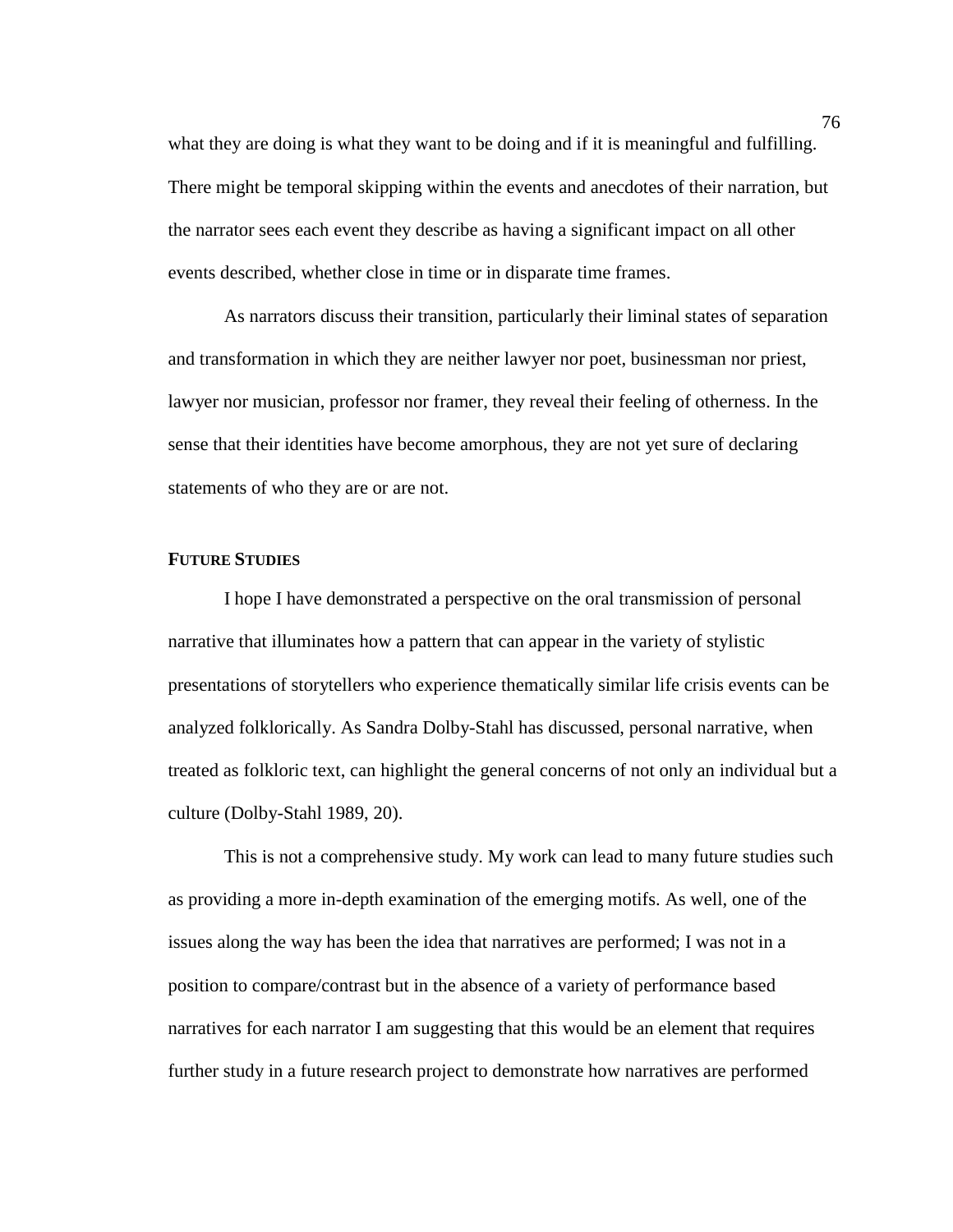what they are doing is what they want to be doing and if it is meaningful and fulfilling. There might be temporal skipping within the events and anecdotes of their narration, but the narrator sees each event they describe as having a significant impact on all other events described, whether close in time or in disparate time frames.

As narrators discuss their transition, particularly their liminal states of separation and transformation in which they are neither lawyer nor poet, businessman nor priest, lawyer nor musician, professor nor framer, they reveal their feeling of otherness. In the sense that their identities have become amorphous, they are not yet sure of declaring statements of who they are or are not.

### FUTURE STUDIES

I hope I have demonstrated a perspective on the oral transmission of personal narrative that illuminates how a pattern that can appear in the variety of stylistic presentations of storytellers who experience thematically similar life crisis events can be analyzed folklorically. As Sandra Dolby-Stahl has discussed, personal narrative, when treated as folkloric text, can highlight the general concerns of not only an individual but a culture (Dolby-Stahl 1989, 20).

This is not a comprehensive study. My work can lead to many future studies such as providing a more in-depth examination of the emerging motifs. As well, one of the issues along the way has been the idea that narratives are performed; I was not in a position to compare/contrast but in the absence of a variety of performance based narratives for each narrator I am suggesting that this would be an element that requires further study in a future research project to demonstrate how narratives are performed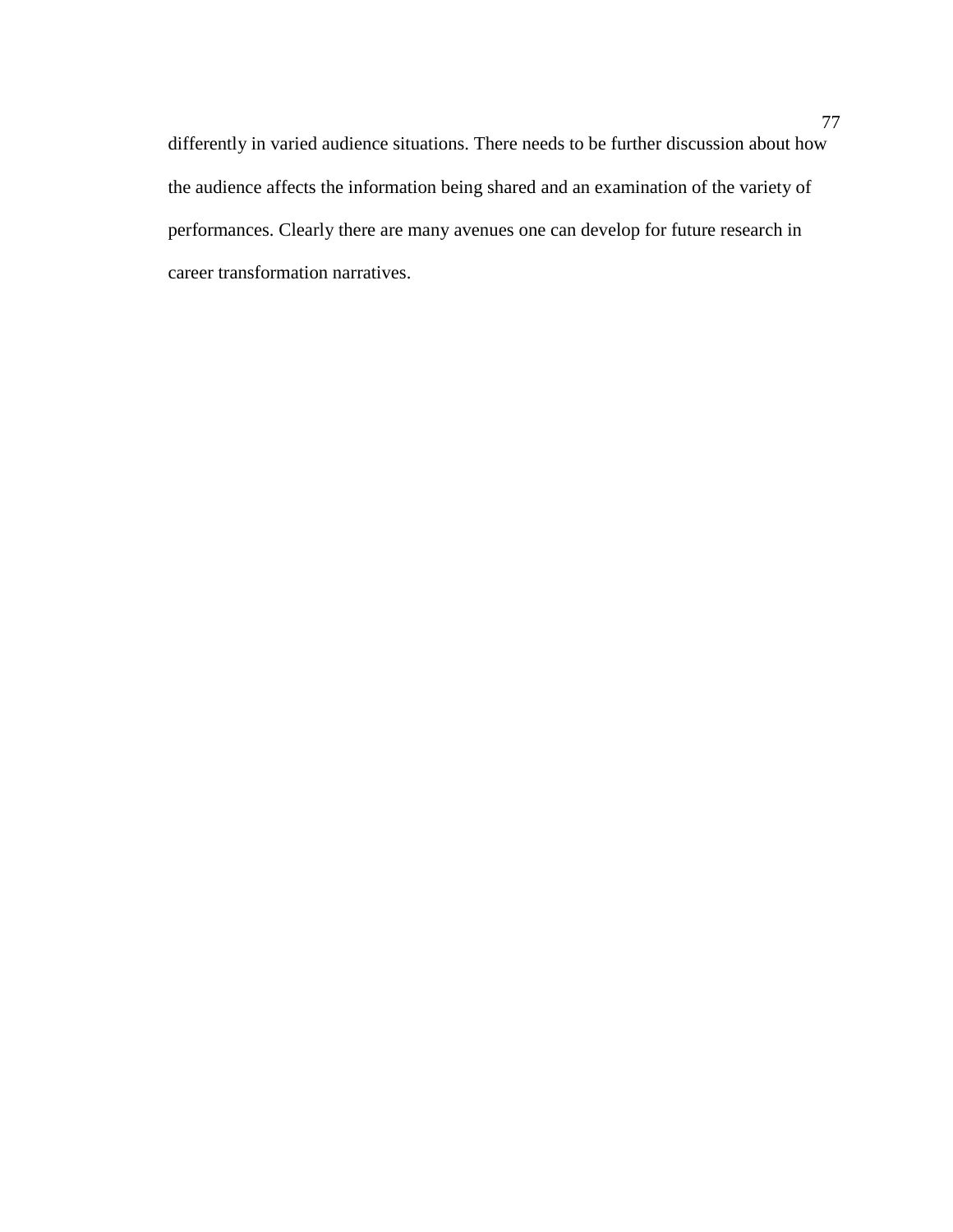differently in varied audience situations. There needs to be further discussion about how the audience affects the information being shared and an examination of the variety of performances. Clearly there are many avenues one can develop for future research in career transformation narratives.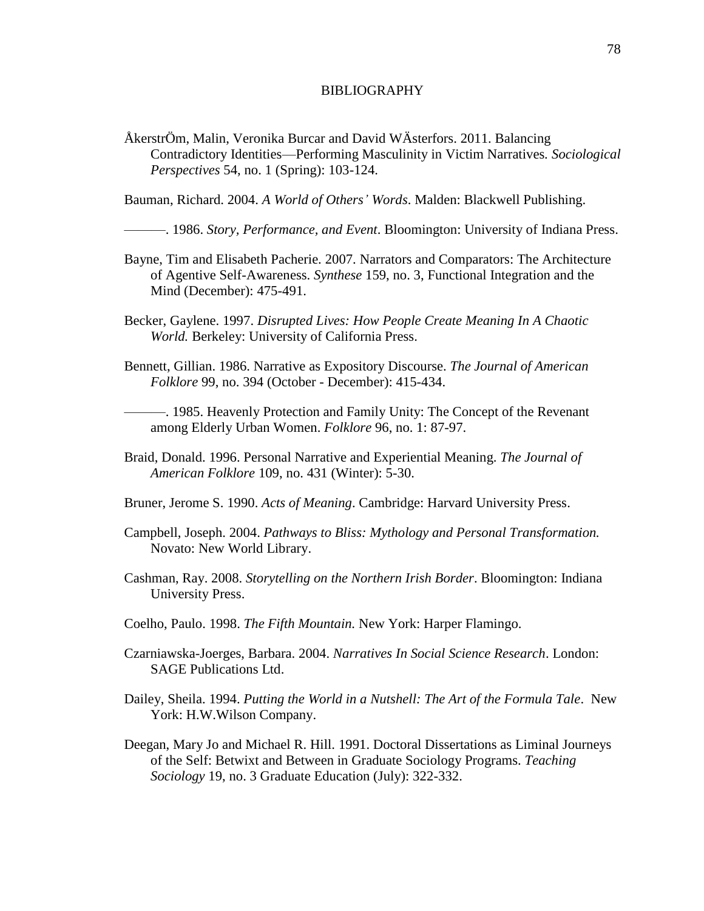# BIBLIOGRAPHY

ÅkerstrÖm, Malin, Veronika Burcar and David WÄsterfors. 2011. Balancing Contradictory Identities—Performing Masculinity in Victim Narratives. *Sociological Perspectives* 54, no. 1 (Spring): 103-124.

Bauman, Richard. 2004. *A World of Others' Words*. Malden: Blackwell Publishing.

———. 1986. *Story, Performance, and Event*. Bloomington: University of Indiana Press.

Bayne, Tim and Elisabeth Pacherie. 2007. Narrators and Comparators: The Architecture of Agentive Self-Awareness. *Synthese* 159, no. 3, Functional Integration and the Mind (December): 475-491.

Becker, Gaylene. 1997. *Disrupted Lives: How People Create Meaning In A Chaotic World.* Berkeley: University of California Press.

Bennett, Gillian. 1986. Narrative as Expository Discourse. *The Journal of American Folklore* 99, no. 394 (October - December): 415-434.

———. 1985. Heavenly Protection and Family Unity: The Concept of the Revenant among Elderly Urban Women. *Folklore* 96, no. 1: 87-97.

Braid, Donald. 1996. Personal Narrative and Experiential Meaning. *The Journal of American Folklore* 109, no. 431 (Winter): 5-30.

Bruner, Jerome S. 1990. *Acts of Meaning*. Cambridge: Harvard University Press.

Campbell, Joseph. 2004. *Pathways to Bliss: Mythology and Personal Transformation.* Novato: New World Library.

Cashman, Ray. 2008. *Storytelling on the Northern Irish Border*. Bloomington: Indiana University Press.

Coelho, Paulo. 1998. *The Fifth Mountain.* New York: Harper Flamingo.

Czarniawska-Joerges, Barbara. 2004. *Narratives In Social Science Research*. London: SAGE Publications Ltd.

Dailey, Sheila. 1994. *Putting the World in a Nutshell: The Art of the Formula Tale*. New York: H.W.Wilson Company.

Deegan, Mary Jo and Michael R. Hill. 1991. Doctoral Dissertations as Liminal Journeys of the Self: Betwixt and Between in Graduate Sociology Programs. *Teaching Sociology* 19, no. 3 Graduate Education (July): 322-332.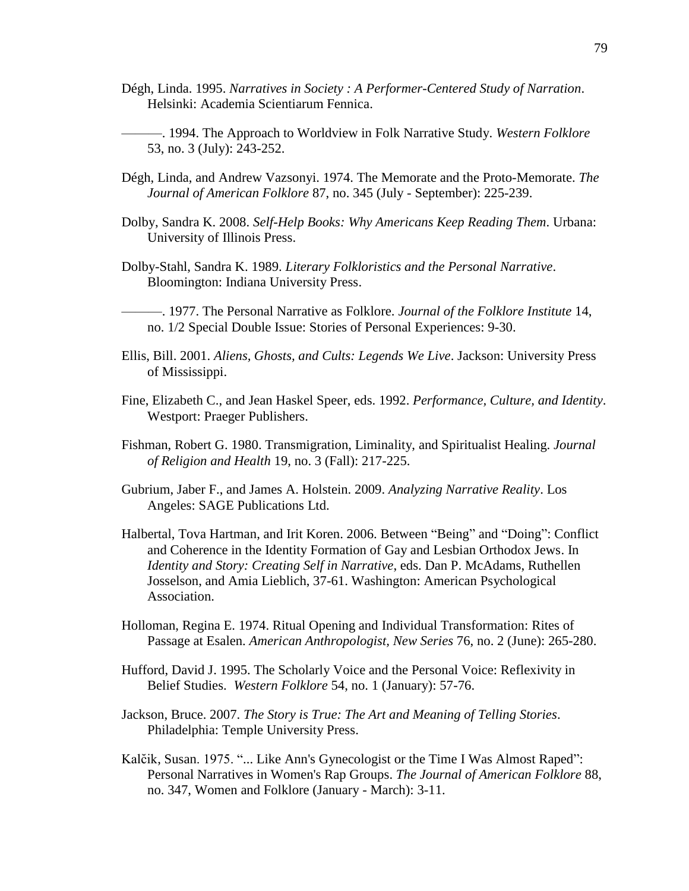Dégh, Linda. 1995. *Narratives in Society : A Performer-Centered Study of Narration*. Helsinki: Academia Scientiarum Fennica.

———. 1994. The Approach to Worldview in Folk Narrative Study. *Western Folklore* 53, no. 3 (July): 243-252.

Dégh, Linda, and Andrew Vazsonyi. 1974. The Memorate and the Proto-Memorate. *The Journal of American Folklore* 87, no. 345 (July - September): 225-239.

Dolby, Sandra K. 2008. *Self-Help Books: Why Americans Keep Reading Them*. Urbana: University of Illinois Press.

Dolby-Stahl, Sandra K. 1989. *Literary Folkloristics and the Personal Narrative*. Bloomington: Indiana University Press.

———. 1977. The Personal Narrative as Folklore. *Journal of the Folklore Institute* 14, no. 1/2 Special Double Issue: Stories of Personal Experiences: 9-30.

Ellis, Bill. 2001. *Aliens, Ghosts, and Cults: Legends We Live*. Jackson: University Press of Mississippi.

Fine, Elizabeth C., and Jean Haskel Speer, eds. 1992. *Performance, Culture, and Identity*. Westport: Praeger Publishers.

Fishman, Robert G. 1980. Transmigration, Liminality, and Spiritualist Healing. *Journal of Religion and Health* 19, no. 3 (Fall): 217-225.

Gubrium, Jaber F., and James A. Holstein. 2009. *Analyzing Narrative Reality*. Los Angeles: SAGE Publications Ltd.

Halbertal, Tova Hartman, and Irit Koren. 2006. Between "Being" and "Doing": Conflict and Coherence in the Identity Formation of Gay and Lesbian Orthodox Jews. In *Identity and Story: Creating Self in Narrative*, eds. Dan P. McAdams, Ruthellen Josselson, and Amia Lieblich, 37-61. Washington: American Psychological Association.

Holloman, Regina E. 1974. Ritual Opening and Individual Transformation: Rites of Passage at Esalen. *American Anthropologist, New Series* 76, no. 2 (June): 265-280.

Hufford, David J. 1995. The Scholarly Voice and the Personal Voice: Reflexivity in Belief Studies. *Western Folklore* 54, no. 1 (January): 57-76.

Jackson, Bruce. 2007. *The Story is True: The Art and Meaning of Telling Stories*. Philadelphia: Temple University Press.

Kalčik, Susan. 1975. "... Like Ann's Gynecologist or the Time I Was Almost Raped": Personal Narratives in Women's Rap Groups. *The Journal of American Folklore* 88, no. 347, Women and Folklore (January - March): 3-11.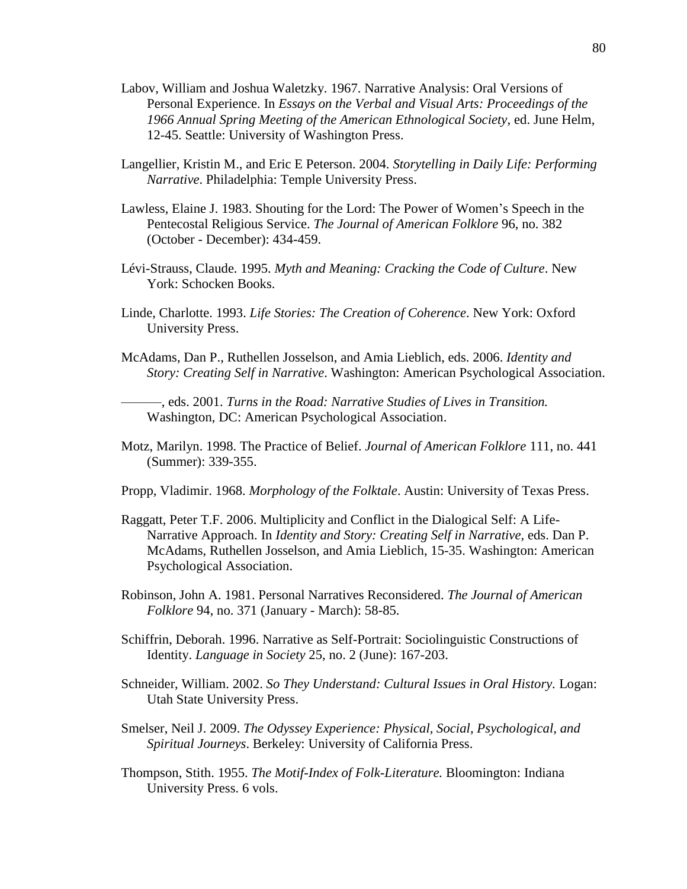Labov, William and Joshua Waletzky. 1967. Narrative Analysis: Oral Versions of Personal Experience. In *Essays on the Verbal and Visual Arts: Proceedings of the 1966 Annual Spring Meeting of the American Ethnological Society*, ed. June Helm, 12-45. Seattle: University of Washington Press.

Langellier, Kristin M., and Eric E Peterson. 2004. *Storytelling in Daily Life: Performing Narrative*. Philadelphia: Temple University Press.

Lawless, Elaine J. 1983. Shouting for the Lord: The Power of Women's Speech in the Pentecostal Religious Service. *The Journal of American Folklore* 96, no. 382 (October - December): 434-459.

Lévi-Strauss, Claude. 1995. *Myth and Meaning: Cracking the Code of Culture*. New York: Schocken Books.

Linde, Charlotte. 1993. *Life Stories: The Creation of Coherence*. New York: Oxford University Press.

McAdams, Dan P., Ruthellen Josselson, and Amia Lieblich, eds. 2006. *Identity and Story: Creating Self in Narrative*. Washington: American Psychological Association.

———, eds. 2001. *Turns in the Road: Narrative Studies of Lives in Transition.* Washington, DC: American Psychological Association.

Motz, Marilyn. 1998. The Practice of Belief. *Journal of American Folklore* 111, no. 441 (Summer): 339-355.

Propp, Vladimir. 1968. *Morphology of the Folktale*. Austin: University of Texas Press.

Raggatt, Peter T.F. 2006. Multiplicity and Conflict in the Dialogical Self: A Life-Narrative Approach. In *Identity and Story: Creating Self in Narrative*, eds. Dan P. McAdams, Ruthellen Josselson, and Amia Lieblich, 15-35. Washington: American Psychological Association.

Robinson, John A. 1981. Personal Narratives Reconsidered. *The Journal of American Folklore* 94, no. 371 (January - March): 58-85.

Schiffrin, Deborah. 1996. Narrative as Self-Portrait: Sociolinguistic Constructions of Identity. *Language in Society* 25, no. 2 (June): 167-203.

Schneider, William. 2002. *So They Understand: Cultural Issues in Oral History*. Logan: Utah State University Press.

Smelser, Neil J. 2009. *The Odyssey Experience: Physical, Social, Psychological, and Spiritual Journeys*. Berkeley: University of California Press.

Thompson, Stith. 1955. *The Motif-Index of Folk-Literature.* Bloomington: Indiana University Press. 6 vols.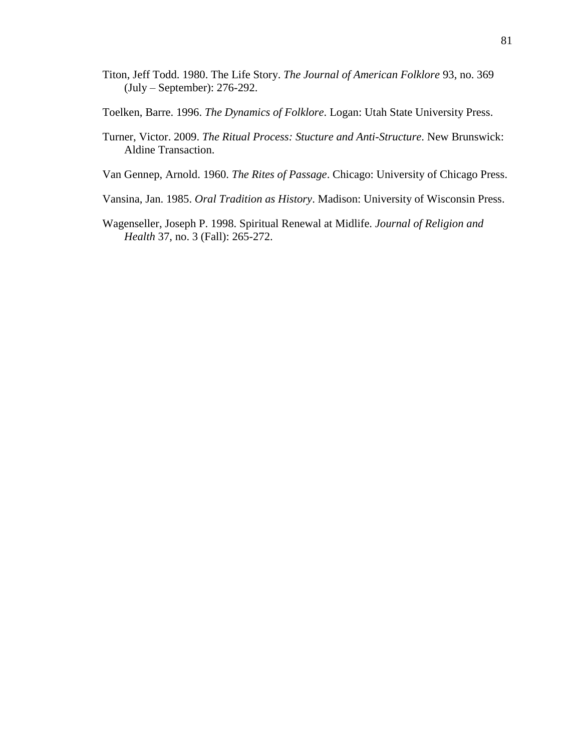Titon, Jeff Todd. 1980. The Life Story. *The Journal of American Folklore* 93, no. 369 (July – September): 276-292.

Toelken, Barre. 1996. *The Dynamics of Folklore*. Logan: Utah State University Press.

Turner, Victor. 2009. *The Ritual Process: Stucture and Anti-Structure*. New Brunswick: Aldine Transaction.

Van Gennep, Arnold. 1960. *The Rites of Passage*. Chicago: University of Chicago Press.

Vansina, Jan. 1985. *Oral Tradition as History*. Madison: University of Wisconsin Press.

Wagenseller, Joseph P. 1998. Spiritual Renewal at Midlife. *Journal of Religion and Health* 37, no. 3 (Fall): 265-272.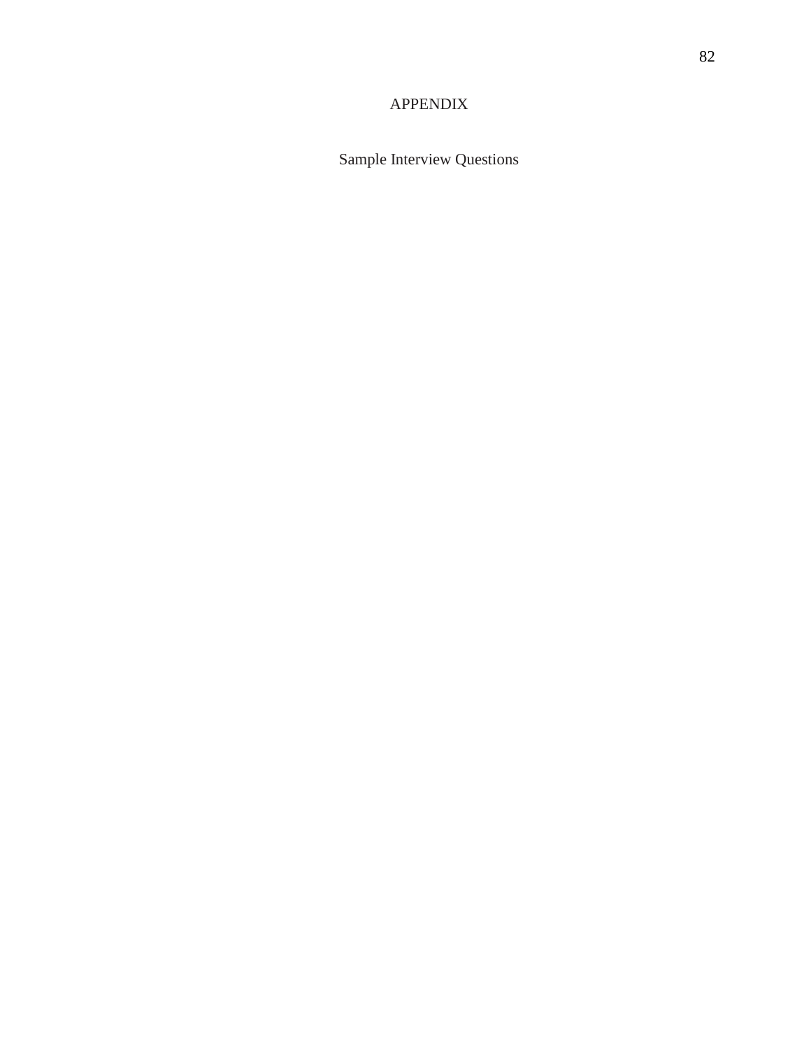# APPENDIX

## Sample Interview Questions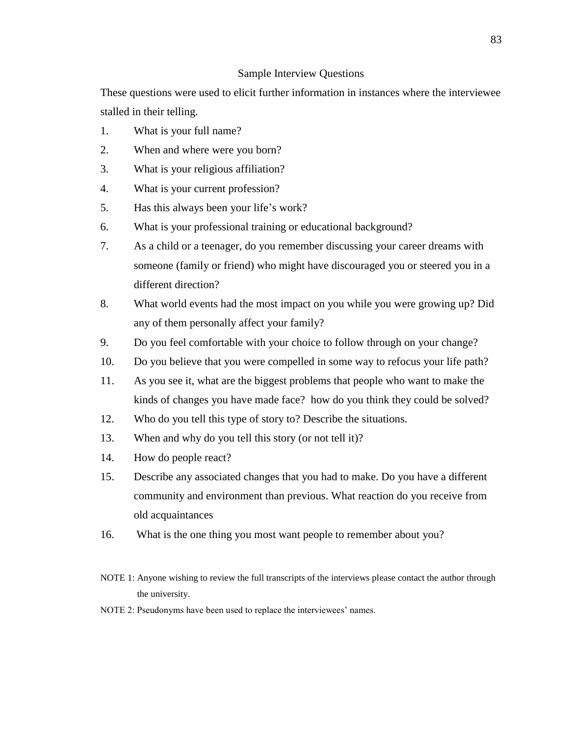## Sample Interview Questions

These questions were used to elicit further information in instances where the interviewee stalled in their telling.

1. What is your full name?
2. When and where were you born?
3. What is your religious affiliation?
4. What is your current profession?
5. Has this always been your life's work?
6. What is your professional training or educational background?
7. As a child or a teenager, do you remember discussing your career dreams with someone (family or friend) who might have discouraged you or steered you in a different direction?
8. What world events had the most impact on you while you were growing up? Did any of them personally affect your family?
9. Do you feel comfortable with your choice to follow through on your change?
10. Do you believe that you were compelled in some way to refocus your life path?
11. As you see it, what are the biggest problems that people who want to make the kinds of changes you have made face? how do you think they could be solved?
12. Who do you tell this type of story to? Describe the situations.
13. When and why do you tell this story (or not tell it)?
14. How do people react?
15. Describe any associated changes that you had to make. Do you have a different community and environment than previous. What reaction do you receive from old acquaintances
16. What is the one thing you most want people to remember about you?

NOTE 1: Anyone wishing to review the full transcripts of the interviews please contact the author through the university.

NOTE 2: Pseudonyms have been used to replace the interviewees' names.